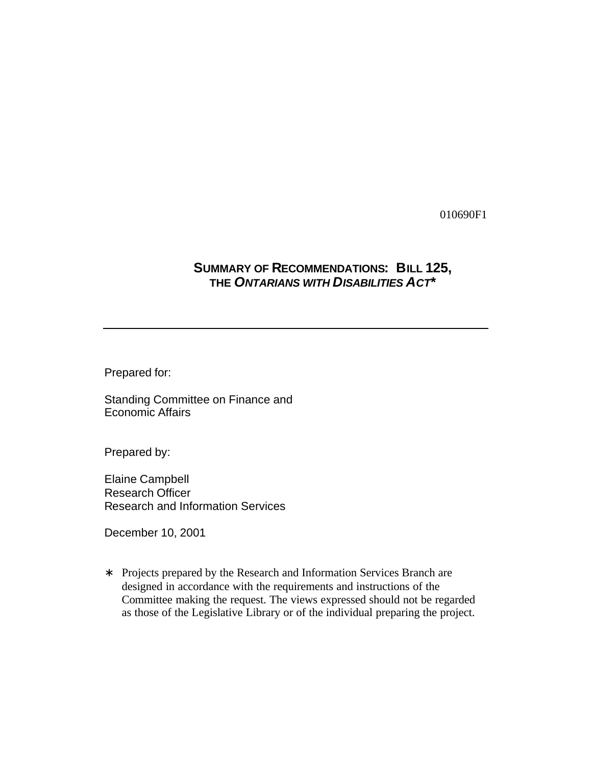010690F1

# SUMMARY OF RECOMMENDATIONS: BILL 125, THE *ONTARIANS WITH DISABILITIES ACT*\*

---

Prepared for:

Standing Committee on Finance and Economic Affairs

Prepared by:

Elaine Campbell
Research Officer
Research and Information Services

December 10, 2001

\* Projects prepared by the Research and Information Services Branch are designed in accordance with the requirements and instructions of the Committee making the request. The views expressed should not be regarded as those of the Legislative Library or of the individual preparing the project.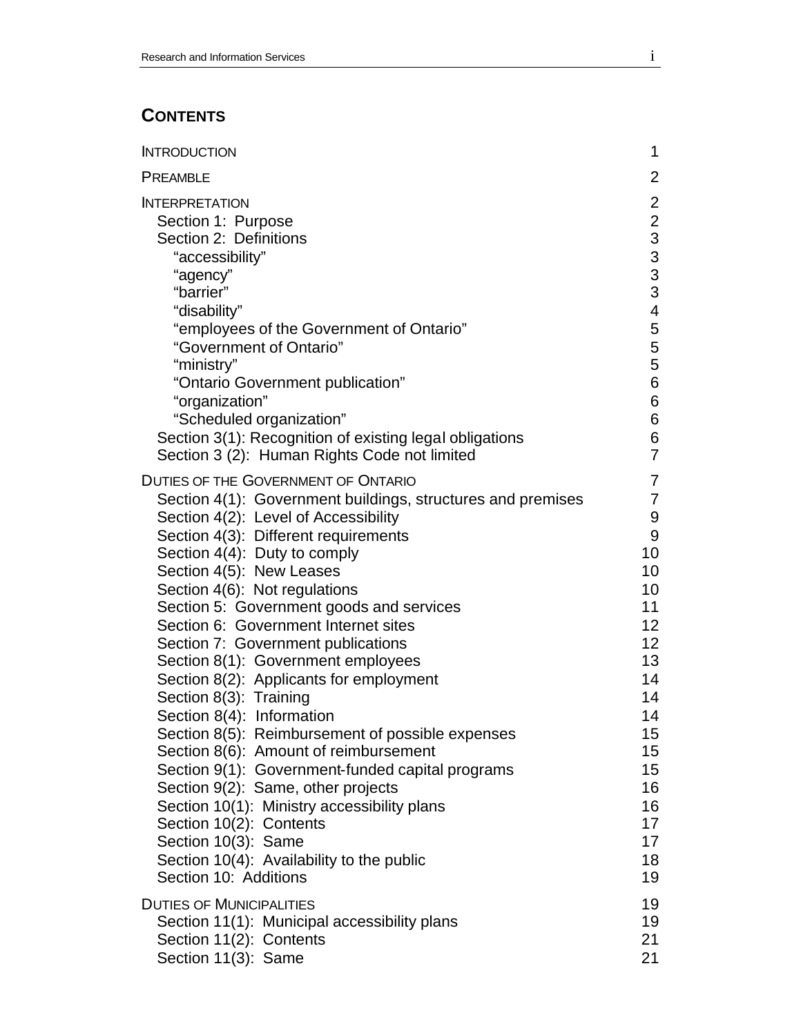## CONTENTS

| | |
|---|---|
| INTRODUCTION | 1 |
| PREAMBLE | 2 |
| INTERPRETATION | 2 |
| Section 1: Purpose | 2 |
| Section 2: Definitions | 3 |
| "accessibility" | 3 |
| "agency" | 3 |
| "barrier" | 3 |
| "disability" | 4 |
| "employees of the Government of Ontario" | 5 |
| "Government of Ontario" | 5 |
| "ministry" | 5 |
| "Ontario Government publication" | 6 |
| "organization" | 6 |
| "Scheduled organization" | 6 |
| Section 3(1): Recognition of existing legal obligations | 6 |
| Section 3 (2): Human Rights Code not limited | 7 |
| DUTIES OF THE GOVERNMENT OF ONTARIO | 7 |
| Section 4(1): Government buildings, structures and premises | 7 |
| Section 4(2): Level of Accessibility | 9 |
| Section 4(3): Different requirements | 9 |
| Section 4(4): Duty to comply | 10 |
| Section 4(5): New Leases | 10 |
| Section 4(6): Not regulations | 10 |
| Section 5: Government goods and services | 11 |
| Section 6: Government Internet sites | 12 |
| Section 7: Government publications | 12 |
| Section 8(1): Government employees | 13 |
| Section 8(2): Applicants for employment | 14 |
| Section 8(3): Training | 14 |
| Section 8(4): Information | 14 |
| Section 8(5): Reimbursement of possible expenses | 15 |
| Section 8(6): Amount of reimbursement | 15 |
| Section 9(1): Government-funded capital programs | 15 |
| Section 9(2): Same, other projects | 16 |
| Section 10(1): Ministry accessibility plans | 16 |
| Section 10(2): Contents | 17 |
| Section 10(3): Same | 17 |
| Section 10(4): Availability to the public | 18 |
| Section 10: Additions | 19 |
| DUTIES OF MUNICIPALITIES | 19 |
| Section 11(1): Municipal accessibility plans | 19 |
| Section 11(2): Contents | 21 |
| Section 11(3): Same | 21 |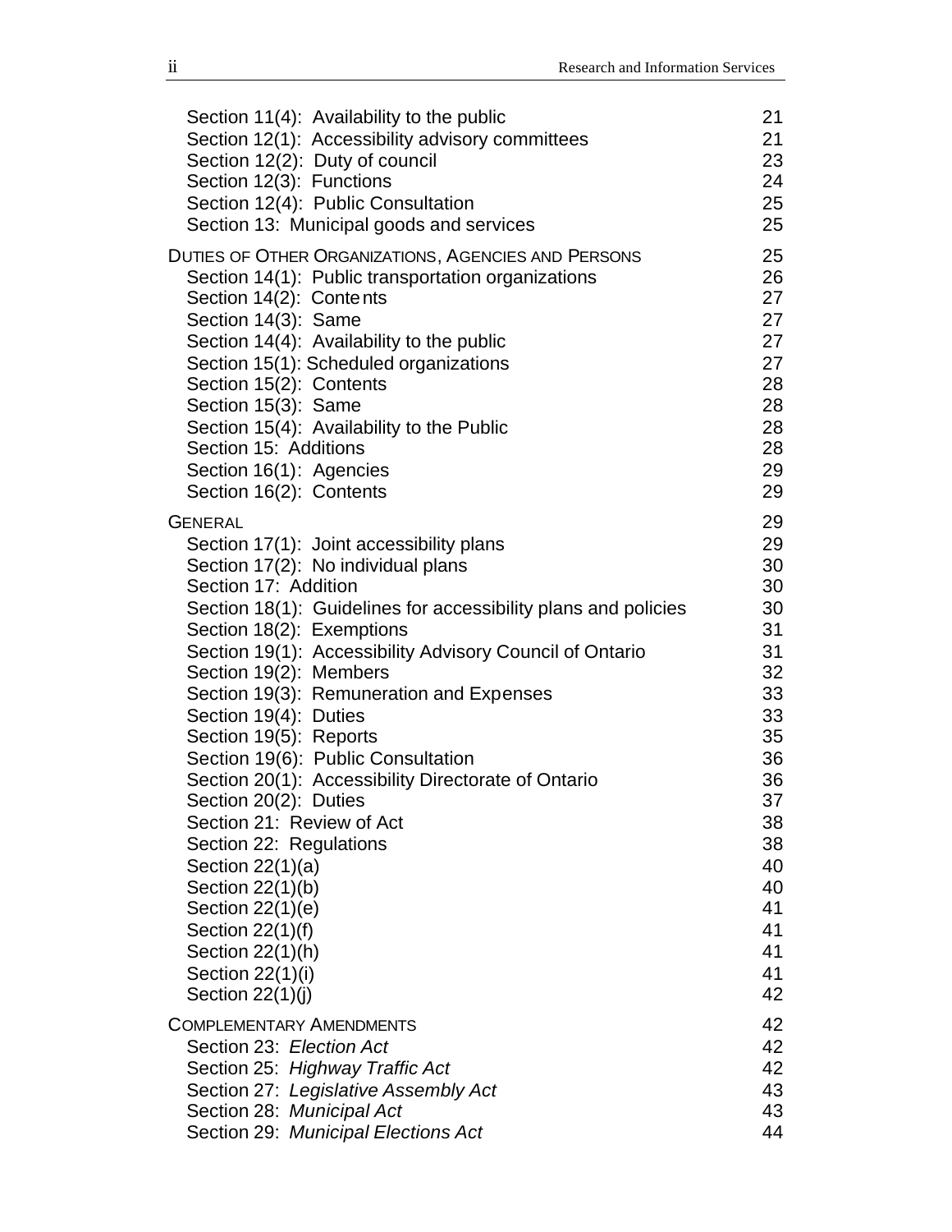| | |
|---|---|
| Section 11(4): Availability to the public | 21 |
| Section 12(1): Accessibility advisory committees | 21 |
| Section 12(2): Duty of council | 23 |
| Section 12(3): Functions | 24 |
| Section 12(4): Public Consultation | 25 |
| Section 13: Municipal goods and services | 25 |
| DUTIES OF OTHER ORGANIZATIONS, AGENCIES AND PERSONS | 25 |
| Section 14(1): Public transportation organizations | 26 |
| Section 14(2): Contents | 27 |
| Section 14(3): Same | 27 |
| Section 14(4): Availability to the public | 27 |
| Section 15(1): Scheduled organizations | 27 |
| Section 15(2): Contents | 28 |
| Section 15(3): Same | 28 |
| Section 15(4): Availability to the Public | 28 |
| Section 15: Additions | 28 |
| Section 16(1): Agencies | 29 |
| Section 16(2): Contents | 29 |
| GENERAL | 29 |
| Section 17(1): Joint accessibility plans | 29 |
| Section 17(2): No individual plans | 30 |
| Section 17: Addition | 30 |
| Section 18(1): Guidelines for accessibility plans and policies | 30 |
| Section 18(2): Exemptions | 31 |
| Section 19(1): Accessibility Advisory Council of Ontario | 31 |
| Section 19(2): Members | 32 |
| Section 19(3): Remuneration and Expenses | 33 |
| Section 19(4): Duties | 33 |
| Section 19(5): Reports | 35 |
| Section 19(6): Public Consultation | 36 |
| Section 20(1): Accessibility Directorate of Ontario | 36 |
| Section 20(2): Duties | 37 |
| Section 21: Review of Act | 38 |
| Section 22: Regulations | 38 |
| Section 22(1)(a) | 40 |
| Section 22(1)(b) | 40 |
| Section 22(1)(e) | 41 |
| Section 22(1)(f) | 41 |
| Section 22(1)(h) | 41 |
| Section 22(1)(i) | 41 |
| Section 22(1)(j) | 42 |
| COMPLEMENTARY AMENDMENTS | 42 |
| Section 23: *Election Act* | 42 |
| Section 25: *Highway Traffic Act* | 42 |
| Section 27: *Legislative Assembly Act* | 43 |
| Section 28: *Municipal Act* | 43 |
| Section 29: *Municipal Elections Act* | 44 |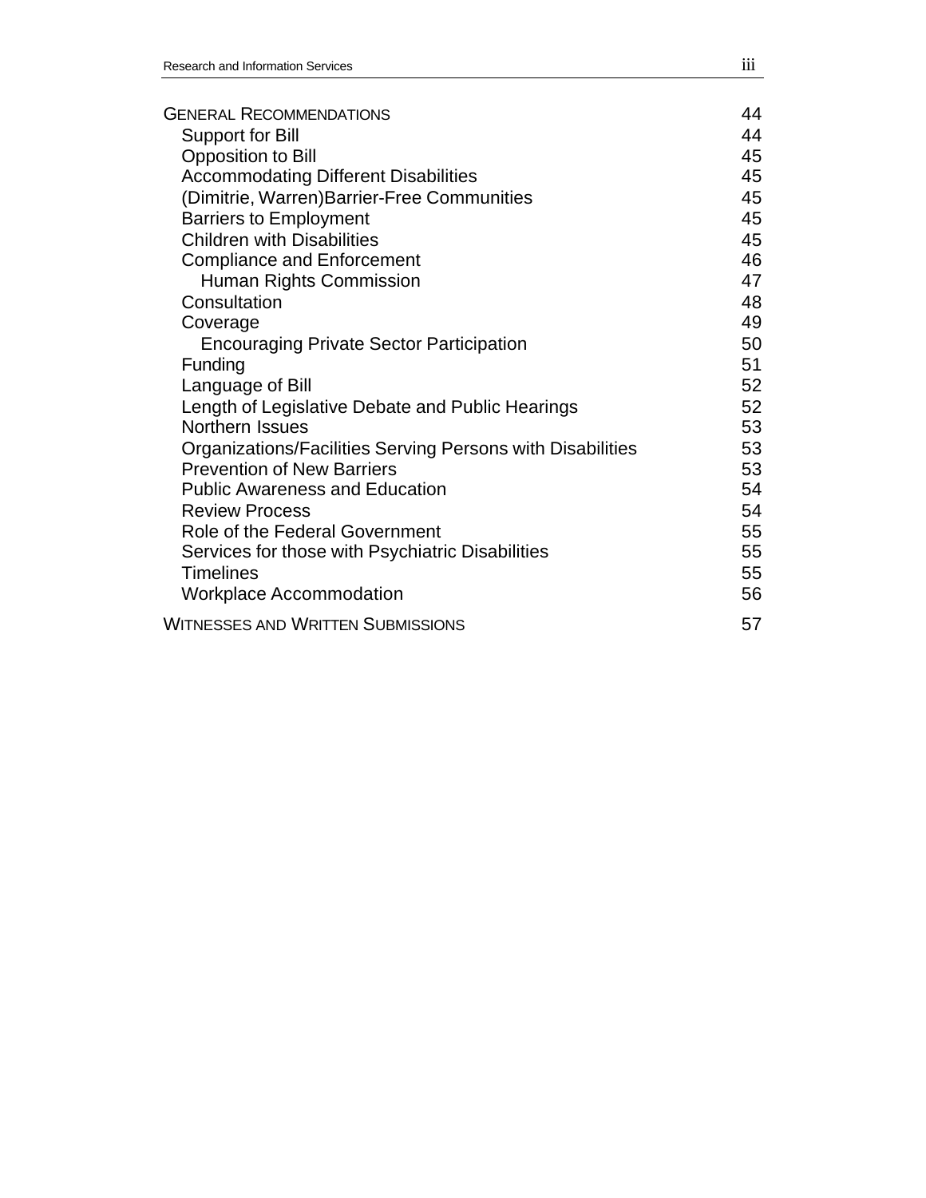| | |
|---|---|
| GENERAL RECOMMENDATIONS | 44 |
| Support for Bill | 44 |
| Opposition to Bill | 45 |
| Accommodating Different Disabilities | 45 |
| (Dimitrie, Warren)Barrier-Free Communities | 45 |
| Barriers to Employment | 45 |
| Children with Disabilities | 45 |
| Compliance and Enforcement | 46 |
| Human Rights Commission | 47 |
| Consultation | 48 |
| Coverage | 49 |
| Encouraging Private Sector Participation | 50 |
| Funding | 51 |
| Language of Bill | 52 |
| Length of Legislative Debate and Public Hearings | 52 |
| Northern Issues | 53 |
| Organizations/Facilities Serving Persons with Disabilities | 53 |
| Prevention of New Barriers | 53 |
| Public Awareness and Education | 54 |
| Review Process | 54 |
| Role of the Federal Government | 55 |
| Services for those with Psychiatric Disabilities | 55 |
| Timelines | 55 |
| Workplace Accommodation | 56 |
| WITNESSES AND WRITTEN SUBMISSIONS | 57 |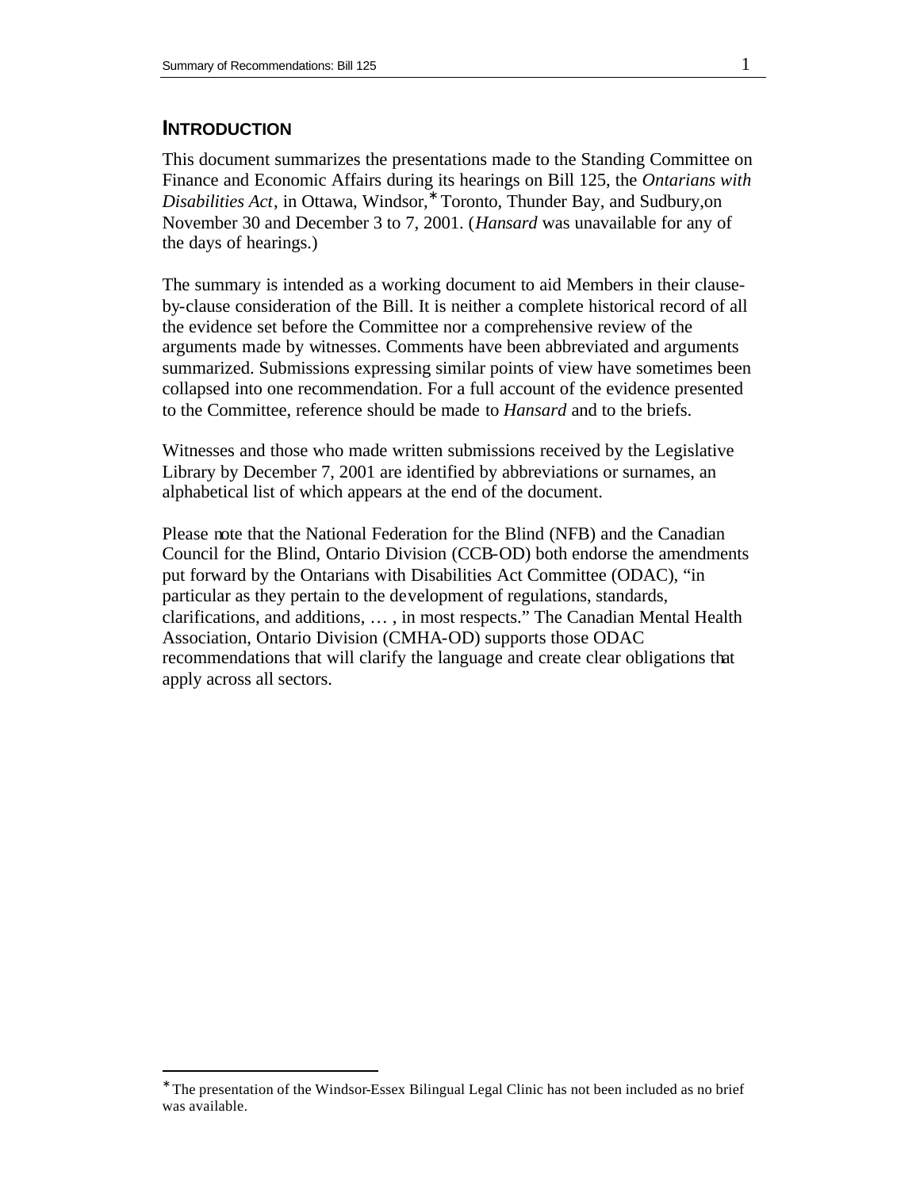## INTRODUCTION

This document summarizes the presentations made to the Standing Committee on Finance and Economic Affairs during its hearings on Bill 125, the *Ontarians with Disabilities Act*, in Ottawa, Windsor,* Toronto, Thunder Bay, and Sudbury,on November 30 and December 3 to 7, 2001. (*Hansard* was unavailable for any of the days of hearings.)

The summary is intended as a working document to aid Members in their clause-by-clause consideration of the Bill. It is neither a complete historical record of all the evidence set before the Committee nor a comprehensive review of the arguments made by witnesses. Comments have been abbreviated and arguments summarized. Submissions expressing similar points of view have sometimes been collapsed into one recommendation. For a full account of the evidence presented to the Committee, reference should be made to *Hansard* and to the briefs.

Witnesses and those who made written submissions received by the Legislative Library by December 7, 2001 are identified by abbreviations or surnames, an alphabetical list of which appears at the end of the document.

Please note that the National Federation for the Blind (NFB) and the Canadian Council for the Blind, Ontario Division (CCB-OD) both endorse the amendments put forward by the Ontarians with Disabilities Act Committee (ODAC), "in particular as they pertain to the development of regulations, standards, clarifications, and additions, … , in most respects." The Canadian Mental Health Association, Ontario Division (CMHA-OD) supports those ODAC recommendations that will clarify the language and create clear obligations that apply across all sectors.

---

* The presentation of the Windsor-Essex Bilingual Legal Clinic has not been included as no brief was available.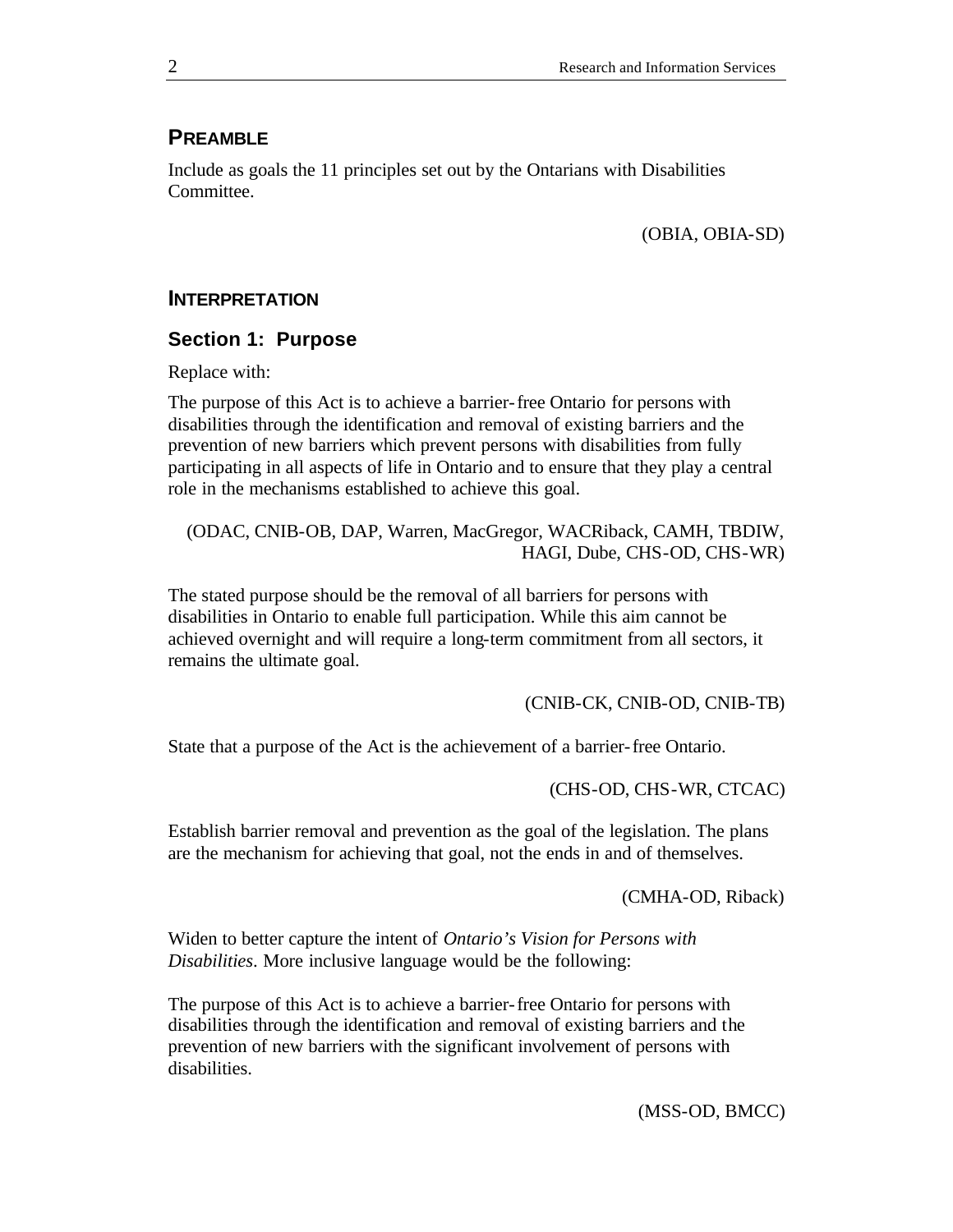## PREAMBLE

Include as goals the 11 principles set out by the Ontarians with Disabilities Committee.

(OBIA, OBIA-SD)

## INTERPRETATION

### Section 1: Purpose

Replace with:

The purpose of this Act is to achieve a barrier-free Ontario for persons with disabilities through the identification and removal of existing barriers and the prevention of new barriers which prevent persons with disabilities from fully participating in all aspects of life in Ontario and to ensure that they play a central role in the mechanisms established to achieve this goal.

(ODAC, CNIB-OB, DAP, Warren, MacGregor, WACRiback, CAMH, TBDIW, HAGI, Dube, CHS-OD, CHS-WR)

The stated purpose should be the removal of all barriers for persons with disabilities in Ontario to enable full participation. While this aim cannot be achieved overnight and will require a long-term commitment from all sectors, it remains the ultimate goal.

(CNIB-CK, CNIB-OD, CNIB-TB)

State that a purpose of the Act is the achievement of a barrier-free Ontario.

(CHS-OD, CHS-WR, CTCAC)

Establish barrier removal and prevention as the goal of the legislation. The plans are the mechanism for achieving that goal, not the ends in and of themselves.

(CMHA-OD, Riback)

Widen to better capture the intent of *Ontario's Vision for Persons with Disabilities*. More inclusive language would be the following:

The purpose of this Act is to achieve a barrier-free Ontario for persons with disabilities through the identification and removal of existing barriers and the prevention of new barriers with the significant involvement of persons with disabilities.

(MSS-OD, BMCC)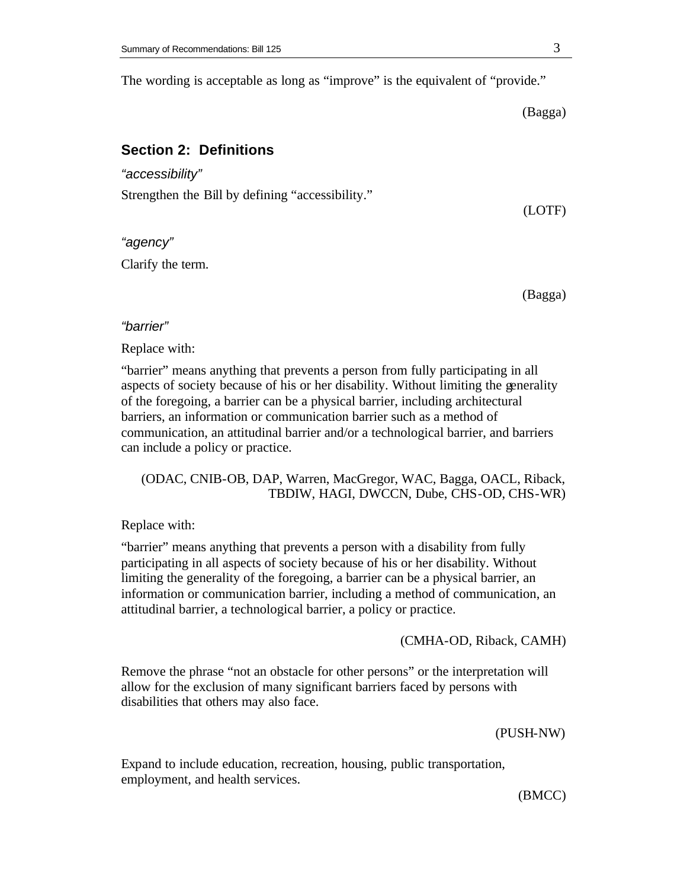The wording is acceptable as long as "improve" is the equivalent of "provide."

(Bagga)

## Section 2: Definitions

*"accessibility"*

Strengthen the Bill by defining "accessibility."

(LOTF)

*"agency"*

Clarify the term.

(Bagga)

*"barrier"*

Replace with:

"barrier" means anything that prevents a person from fully participating in all aspects of society because of his or her disability. Without limiting the generality of the foregoing, a barrier can be a physical barrier, including architectural barriers, an information or communication barrier such as a method of communication, an attitudinal barrier and/or a technological barrier, and barriers can include a policy or practice.

(ODAC, CNIB-OB, DAP, Warren, MacGregor, WAC, Bagga, OACL, Riback, TBDIW, HAGI, DWCCN, Dube, CHS-OD, CHS-WR)

Replace with:

"barrier" means anything that prevents a person with a disability from fully participating in all aspects of society because of his or her disability. Without limiting the generality of the foregoing, a barrier can be a physical barrier, an information or communication barrier, including a method of communication, an attitudinal barrier, a technological barrier, a policy or practice.

(CMHA-OD, Riback, CAMH)

Remove the phrase "not an obstacle for other persons" or the interpretation will allow for the exclusion of many significant barriers faced by persons with disabilities that others may also face.

(PUSH-NW)

Expand to include education, recreation, housing, public transportation, employment, and health services.

(BMCC)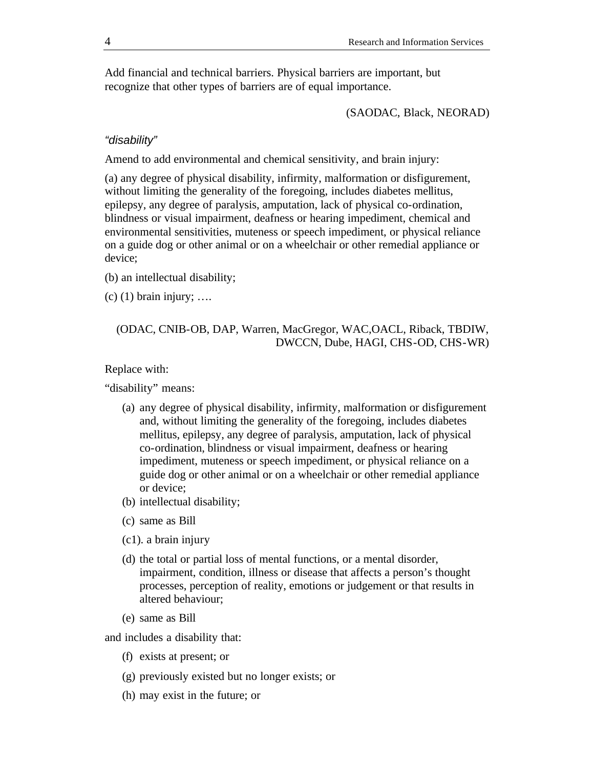Add financial and technical barriers. Physical barriers are important, but recognize that other types of barriers are of equal importance.

(SAODAC, Black, NEORAD)

*“disability”*

Amend to add environmental and chemical sensitivity, and brain injury:

(a) any degree of physical disability, infirmity, malformation or disfigurement, without limiting the generality of the foregoing, includes diabetes mellitus, epilepsy, any degree of paralysis, amputation, lack of physical co-ordination, blindness or visual impairment, deafness or hearing impediment, chemical and environmental sensitivities, muteness or speech impediment, or physical reliance on a guide dog or other animal or on a wheelchair or other remedial appliance or device;

(b) an intellectual disability;

(c) (1) brain injury; ….

(ODAC, CNIB-OB, DAP, Warren, MacGregor, WAC,OACL, Riback, TBDIW, DWCCN, Dube, HAGI, CHS-OD, CHS-WR)

Replace with:

“disability” means:

(a) any degree of physical disability, infirmity, malformation or disfigurement and, without limiting the generality of the foregoing, includes diabetes mellitus, epilepsy, any degree of paralysis, amputation, lack of physical co-ordination, blindness or visual impairment, deafness or hearing impediment, muteness or speech impediment, or physical reliance on a guide dog or other animal or on a wheelchair or other remedial appliance or device;

(b) intellectual disability;

(c) same as Bill

(c1). a brain injury

(d) the total or partial loss of mental functions, or a mental disorder, impairment, condition, illness or disease that affects a person’s thought processes, perception of reality, emotions or judgement or that results in altered behaviour;

(e) same as Bill

and includes a disability that:

(f) exists at present; or

(g) previously existed but no longer exists; or

(h) may exist in the future; or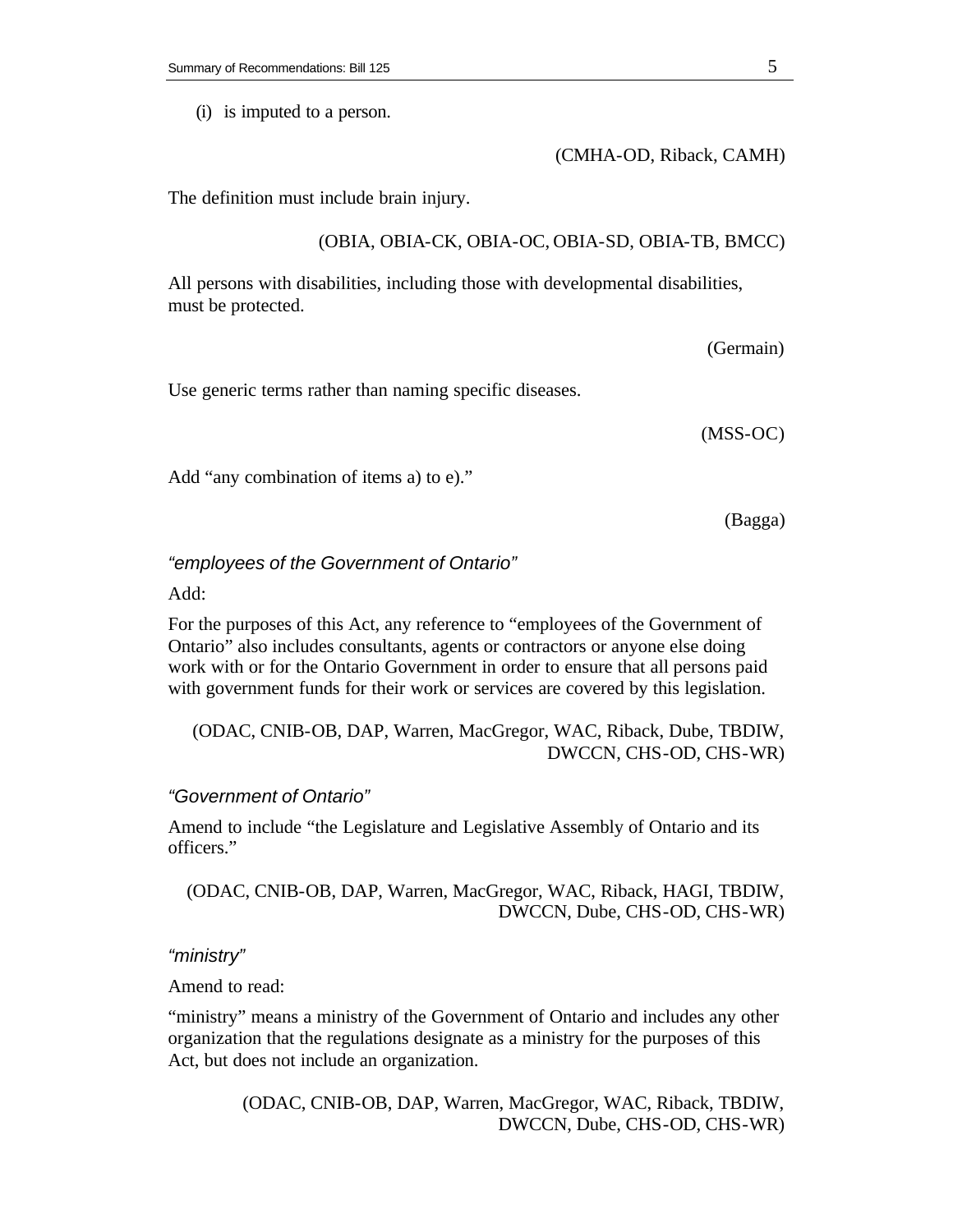(i) is imputed to a person.

(CMHA-OD, Riback, CAMH)

The definition must include brain injury.

(OBIA, OBIA-CK, OBIA-OC, OBIA-SD, OBIA-TB, BMCC)

All persons with disabilities, including those with developmental disabilities, must be protected.

(Germain)

Use generic terms rather than naming specific diseases.

(MSS-OC)

Add “any combination of items a) to e).”

(Bagga)

*“employees of the Government of Ontario”*

Add:

For the purposes of this Act, any reference to “employees of the Government of Ontario” also includes consultants, agents or contractors or anyone else doing work with or for the Ontario Government in order to ensure that all persons paid with government funds for their work or services are covered by this legislation.

(ODAC, CNIB-OB, DAP, Warren, MacGregor, WAC, Riback, Dube, TBDIW, DWCCN, CHS-OD, CHS-WR)

*“Government of Ontario”*

Amend to include “the Legislature and Legislative Assembly of Ontario and its officers.”

(ODAC, CNIB-OB, DAP, Warren, MacGregor, WAC, Riback, HAGI, TBDIW, DWCCN, Dube, CHS-OD, CHS-WR)

*“ministry”*

Amend to read:

“ministry” means a ministry of the Government of Ontario and includes any other organization that the regulations designate as a ministry for the purposes of this Act, but does not include an organization.

(ODAC, CNIB-OB, DAP, Warren, MacGregor, WAC, Riback, TBDIW, DWCCN, Dube, CHS-OD, CHS-WR)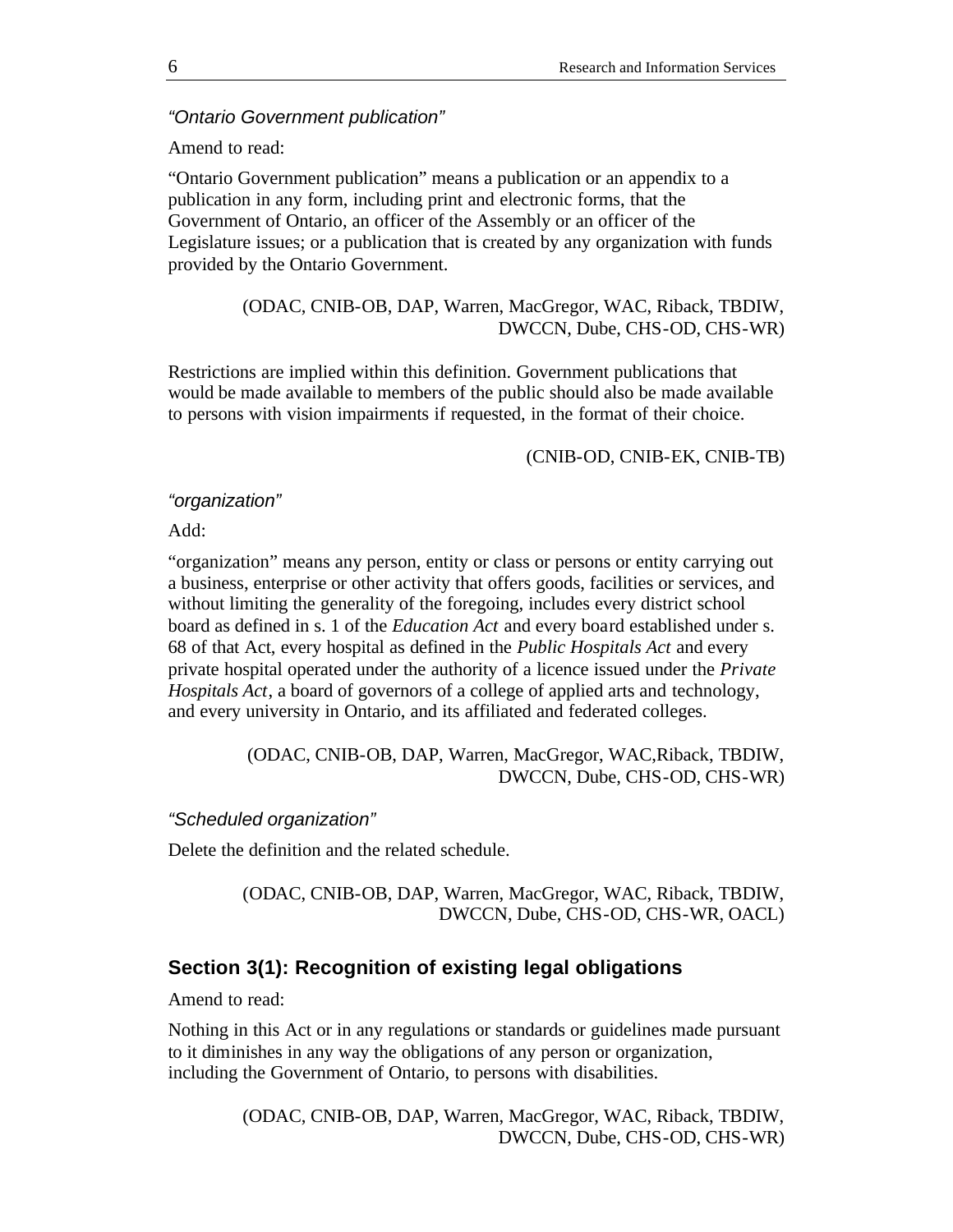*"Ontario Government publication"*

Amend to read:

"Ontario Government publication" means a publication or an appendix to a publication in any form, including print and electronic forms, that the Government of Ontario, an officer of the Assembly or an officer of the Legislature issues; or a publication that is created by any organization with funds provided by the Ontario Government.

(ODAC, CNIB-OB, DAP, Warren, MacGregor, WAC, Riback, TBDIW, DWCCN, Dube, CHS-OD, CHS-WR)

Restrictions are implied within this definition. Government publications that would be made available to members of the public should also be made available to persons with vision impairments if requested, in the format of their choice.

(CNIB-OD, CNIB-EK, CNIB-TB)

*"organization"*

Add:

"organization" means any person, entity or class or persons or entity carrying out a business, enterprise or other activity that offers goods, facilities or services, and without limiting the generality of the foregoing, includes every district school board as defined in s. 1 of the *Education Act* and every board established under s. 68 of that Act, every hospital as defined in the *Public Hospitals Act* and every private hospital operated under the authority of a licence issued under the *Private Hospitals Act*, a board of governors of a college of applied arts and technology, and every university in Ontario, and its affiliated and federated colleges.

(ODAC, CNIB-OB, DAP, Warren, MacGregor, WAC,Riback, TBDIW, DWCCN, Dube, CHS-OD, CHS-WR)

*"Scheduled organization"*

Delete the definition and the related schedule.

(ODAC, CNIB-OB, DAP, Warren, MacGregor, WAC, Riback, TBDIW, DWCCN, Dube, CHS-OD, CHS-WR, OACL)

## Section 3(1): Recognition of existing legal obligations

Amend to read:

Nothing in this Act or in any regulations or standards or guidelines made pursuant to it diminishes in any way the obligations of any person or organization, including the Government of Ontario, to persons with disabilities.

(ODAC, CNIB-OB, DAP, Warren, MacGregor, WAC, Riback, TBDIW, DWCCN, Dube, CHS-OD, CHS-WR)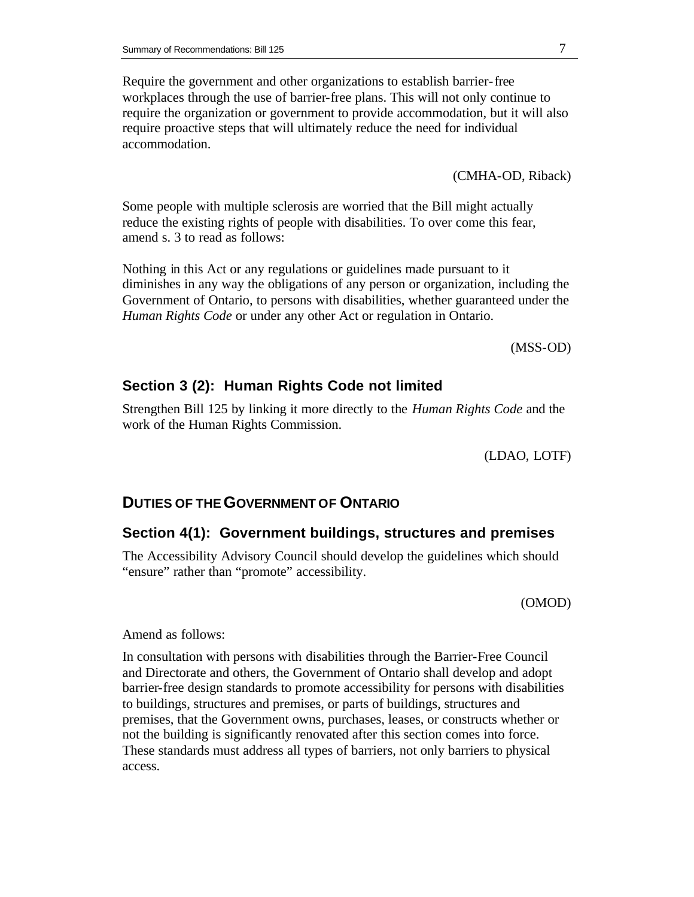Require the government and other organizations to establish barrier-free workplaces through the use of barrier-free plans. This will not only continue to require the organization or government to provide accommodation, but it will also require proactive steps that will ultimately reduce the need for individual accommodation.

(CMHA-OD, Riback)

Some people with multiple sclerosis are worried that the Bill might actually reduce the existing rights of people with disabilities. To over come this fear, amend s. 3 to read as follows:

Nothing in this Act or any regulations or guidelines made pursuant to it diminishes in any way the obligations of any person or organization, including the Government of Ontario, to persons with disabilities, whether guaranteed under the *Human Rights Code* or under any other Act or regulation in Ontario.

(MSS-OD)

### Section 3 (2): Human Rights Code not limited

Strengthen Bill 125 by linking it more directly to the *Human Rights Code* and the work of the Human Rights Commission.

(LDAO, LOTF)

## DUTIES OF THE GOVERNMENT OF ONTARIO

### Section 4(1): Government buildings, structures and premises

The Accessibility Advisory Council should develop the guidelines which should "ensure" rather than "promote" accessibility.

(OMOD)

Amend as follows:

In consultation with persons with disabilities through the Barrier-Free Council and Directorate and others, the Government of Ontario shall develop and adopt barrier-free design standards to promote accessibility for persons with disabilities to buildings, structures and premises, or parts of buildings, structures and premises, that the Government owns, purchases, leases, or constructs whether or not the building is significantly renovated after this section comes into force. These standards must address all types of barriers, not only barriers to physical access.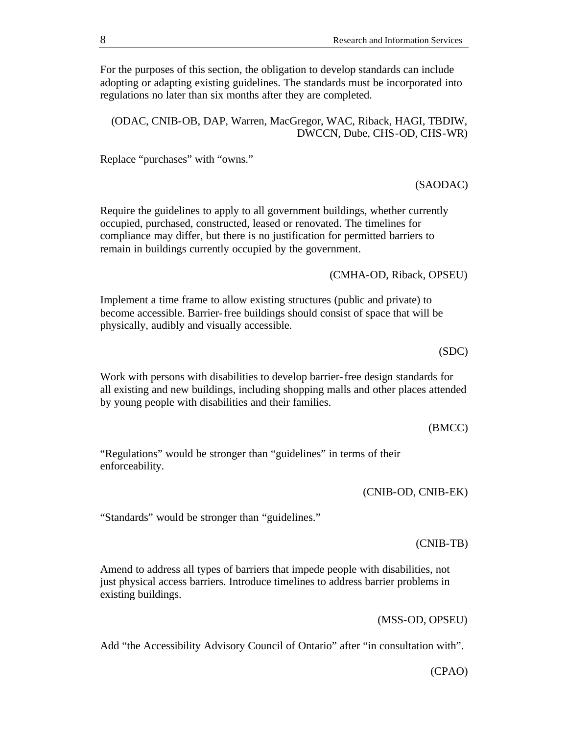For the purposes of this section, the obligation to develop standards can include adopting or adapting existing guidelines. The standards must be incorporated into regulations no later than six months after they are completed.

(ODAC, CNIB-OB, DAP, Warren, MacGregor, WAC, Riback, HAGI, TBDIW, DWCCN, Dube, CHS-OD, CHS-WR)

Replace "purchases" with "owns."

(SAODAC)

Require the guidelines to apply to all government buildings, whether currently occupied, purchased, constructed, leased or renovated. The timelines for compliance may differ, but there is no justification for permitted barriers to remain in buildings currently occupied by the government.

(CMHA-OD, Riback, OPSEU)

Implement a time frame to allow existing structures (public and private) to become accessible. Barrier-free buildings should consist of space that will be physically, audibly and visually accessible.

(SDC)

Work with persons with disabilities to develop barrier-free design standards for all existing and new buildings, including shopping malls and other places attended by young people with disabilities and their families.

(BMCC)

"Regulations" would be stronger than "guidelines" in terms of their enforceability.

(CNIB-OD, CNIB-EK)

"Standards" would be stronger than "guidelines."

(CNIB-TB)

Amend to address all types of barriers that impede people with disabilities, not just physical access barriers. Introduce timelines to address barrier problems in existing buildings.

(MSS-OD, OPSEU)

Add "the Accessibility Advisory Council of Ontario" after "in consultation with".

(CPAO)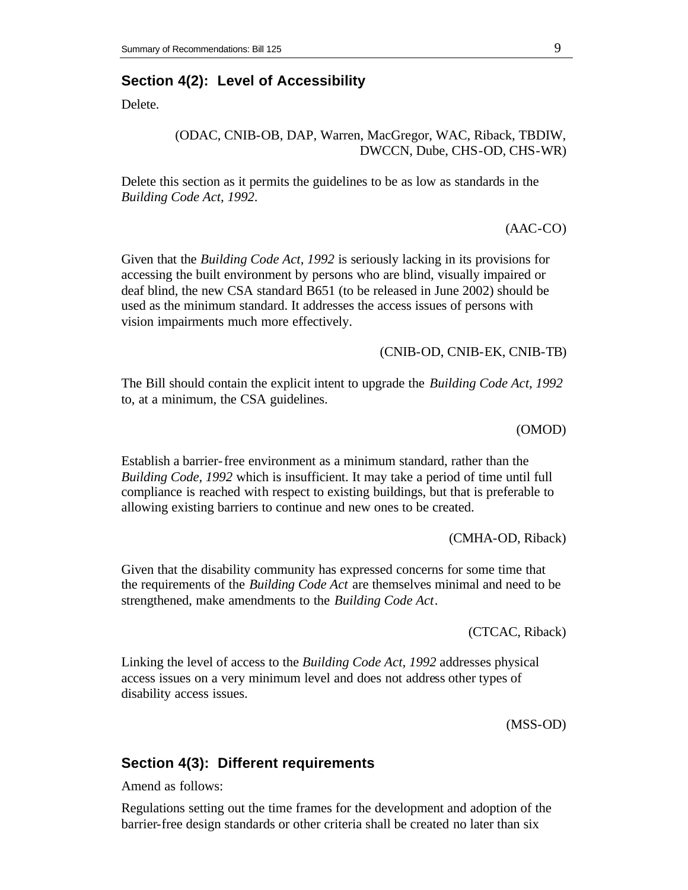## Section 4(2): Level of Accessibility

Delete.

(ODAC, CNIB-OB, DAP, Warren, MacGregor, WAC, Riback, TBDIW, DWCCN, Dube, CHS-OD, CHS-WR)

Delete this section as it permits the guidelines to be as low as standards in the *Building Code Act, 1992*.

(AAC-CO)

Given that the *Building Code Act, 1992* is seriously lacking in its provisions for accessing the built environment by persons who are blind, visually impaired or deaf blind, the new CSA standard B651 (to be released in June 2002) should be used as the minimum standard. It addresses the access issues of persons with vision impairments much more effectively.

(CNIB-OD, CNIB-EK, CNIB-TB)

The Bill should contain the explicit intent to upgrade the *Building Code Act, 1992* to, at a minimum, the CSA guidelines.

(OMOD)

Establish a barrier-free environment as a minimum standard, rather than the *Building Code, 1992* which is insufficient. It may take a period of time until full compliance is reached with respect to existing buildings, but that is preferable to allowing existing barriers to continue and new ones to be created.

(CMHA-OD, Riback)

Given that the disability community has expressed concerns for some time that the requirements of the *Building Code Act* are themselves minimal and need to be strengthened, make amendments to the *Building Code Act*.

(CTCAC, Riback)

Linking the level of access to the *Building Code Act, 1992* addresses physical access issues on a very minimum level and does not address other types of disability access issues.

(MSS-OD)

## Section 4(3): Different requirements

Amend as follows:

Regulations setting out the time frames for the development and adoption of the barrier-free design standards or other criteria shall be created no later than six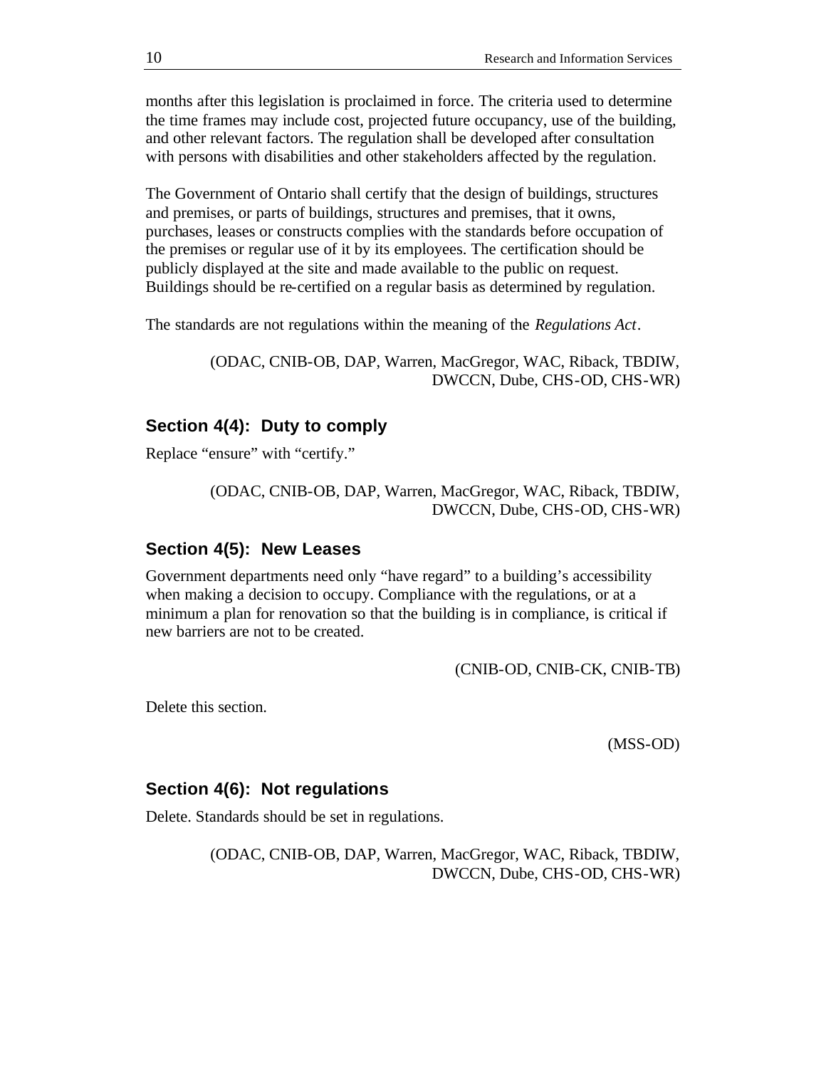months after this legislation is proclaimed in force. The criteria used to determine the time frames may include cost, projected future occupancy, use of the building, and other relevant factors. The regulation shall be developed after consultation with persons with disabilities and other stakeholders affected by the regulation.

The Government of Ontario shall certify that the design of buildings, structures and premises, or parts of buildings, structures and premises, that it owns, purchases, leases or constructs complies with the standards before occupation of the premises or regular use of it by its employees. The certification should be publicly displayed at the site and made available to the public on request. Buildings should be re-certified on a regular basis as determined by regulation.

The standards are not regulations within the meaning of the *Regulations Act*.

(ODAC, CNIB-OB, DAP, Warren, MacGregor, WAC, Riback, TBDIW, DWCCN, Dube, CHS-OD, CHS-WR)

### Section 4(4): Duty to comply

Replace "ensure" with "certify."

(ODAC, CNIB-OB, DAP, Warren, MacGregor, WAC, Riback, TBDIW, DWCCN, Dube, CHS-OD, CHS-WR)

### Section 4(5): New Leases

Government departments need only "have regard" to a building's accessibility when making a decision to occupy. Compliance with the regulations, or at a minimum a plan for renovation so that the building is in compliance, is critical if new barriers are not to be created.

(CNIB-OD, CNIB-CK, CNIB-TB)

Delete this section.

(MSS-OD)

### Section 4(6): Not regulations

Delete. Standards should be set in regulations.

(ODAC, CNIB-OB, DAP, Warren, MacGregor, WAC, Riback, TBDIW, DWCCN, Dube, CHS-OD, CHS-WR)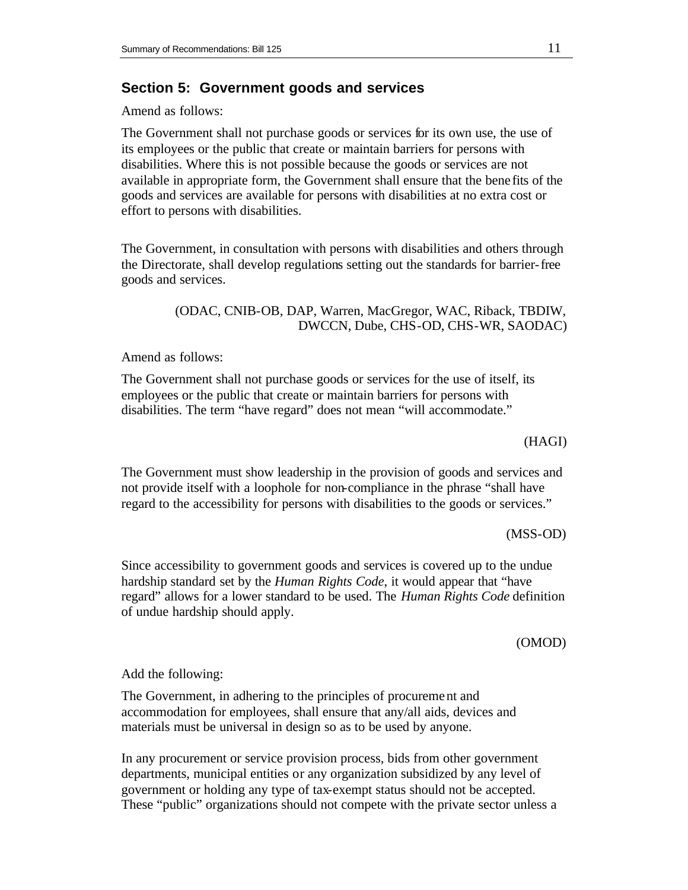## Section 5: Government goods and services

Amend as follows:

The Government shall not purchase goods or services for its own use, the use of its employees or the public that create or maintain barriers for persons with disabilities. Where this is not possible because the goods or services are not available in appropriate form, the Government shall ensure that the benefits of the goods and services are available for persons with disabilities at no extra cost or effort to persons with disabilities.

The Government, in consultation with persons with disabilities and others through the Directorate, shall develop regulations setting out the standards for barrier-free goods and services.

(ODAC, CNIB-OB, DAP, Warren, MacGregor, WAC, Riback, TBDIW, DWCCN, Dube, CHS-OD, CHS-WR, SAODAC)

Amend as follows:

The Government shall not purchase goods or services for the use of itself, its employees or the public that create or maintain barriers for persons with disabilities. The term "have regard" does not mean "will accommodate."

(HAGI)

The Government must show leadership in the provision of goods and services and not provide itself with a loophole for non-compliance in the phrase "shall have regard to the accessibility for persons with disabilities to the goods or services."

(MSS-OD)

Since accessibility to government goods and services is covered up to the undue hardship standard set by the *Human Rights Code*, it would appear that "have regard" allows for a lower standard to be used. The *Human Rights Code* definition of undue hardship should apply.

(OMOD)

Add the following:

The Government, in adhering to the principles of procurement and accommodation for employees, shall ensure that any/all aids, devices and materials must be universal in design so as to be used by anyone.

In any procurement or service provision process, bids from other government departments, municipal entities or any organization subsidized by any level of government or holding any type of tax-exempt status should not be accepted. These "public" organizations should not compete with the private sector unless a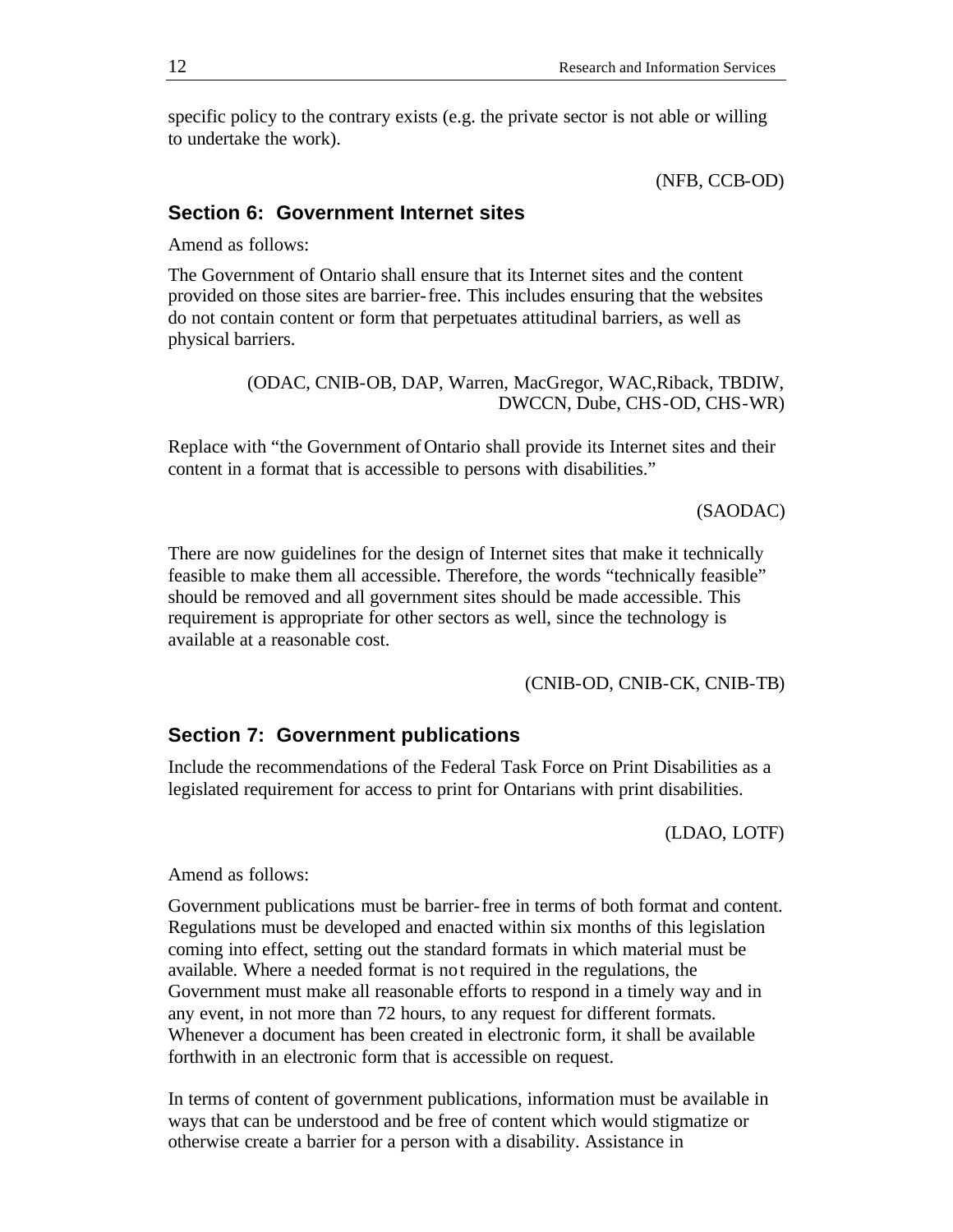specific policy to the contrary exists (e.g. the private sector is not able or willing to undertake the work).

(NFB, CCB-OD)

### Section 6: Government Internet sites

Amend as follows:

The Government of Ontario shall ensure that its Internet sites and the content provided on those sites are barrier-free. This includes ensuring that the websites do not contain content or form that perpetuates attitudinal barriers, as well as physical barriers.

(ODAC, CNIB-OB, DAP, Warren, MacGregor, WAC,Riback, TBDIW, DWCCN, Dube, CHS-OD, CHS-WR)

Replace with "the Government of Ontario shall provide its Internet sites and their content in a format that is accessible to persons with disabilities."

(SAODAC)

There are now guidelines for the design of Internet sites that make it technically feasible to make them all accessible. Therefore, the words "technically feasible" should be removed and all government sites should be made accessible. This requirement is appropriate for other sectors as well, since the technology is available at a reasonable cost.

(CNIB-OD, CNIB-CK, CNIB-TB)

### Section 7: Government publications

Include the recommendations of the Federal Task Force on Print Disabilities as a legislated requirement for access to print for Ontarians with print disabilities.

(LDAO, LOTF)

Amend as follows:

Government publications must be barrier-free in terms of both format and content. Regulations must be developed and enacted within six months of this legislation coming into effect, setting out the standard formats in which material must be available. Where a needed format is not required in the regulations, the Government must make all reasonable efforts to respond in a timely way and in any event, in not more than 72 hours, to any request for different formats. Whenever a document has been created in electronic form, it shall be available forthwith in an electronic form that is accessible on request.

In terms of content of government publications, information must be available in ways that can be understood and be free of content which would stigmatize or otherwise create a barrier for a person with a disability. Assistance in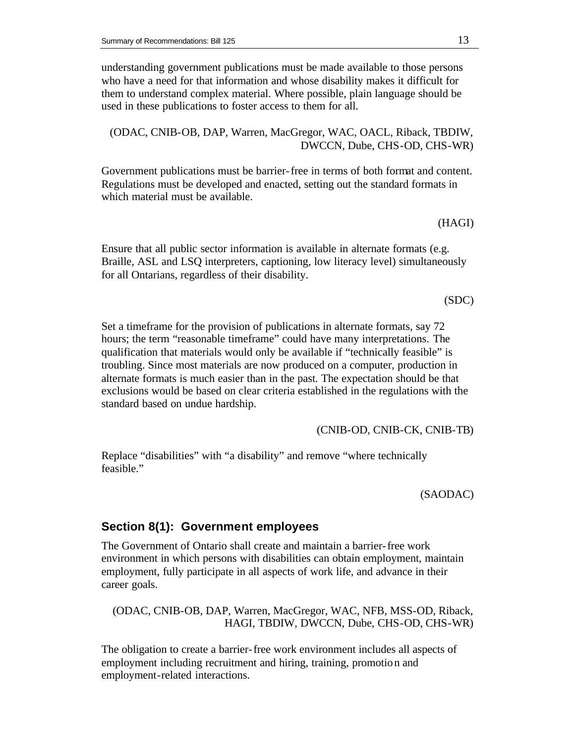understanding government publications must be made available to those persons who have a need for that information and whose disability makes it difficult for them to understand complex material. Where possible, plain language should be used in these publications to foster access to them for all.

(ODAC, CNIB-OB, DAP, Warren, MacGregor, WAC, OACL, Riback, TBDIW, DWCCN, Dube, CHS-OD, CHS-WR)

Government publications must be barrier-free in terms of both format and content. Regulations must be developed and enacted, setting out the standard formats in which material must be available.

(HAGI)

Ensure that all public sector information is available in alternate formats (e.g. Braille, ASL and LSQ interpreters, captioning, low literacy level) simultaneously for all Ontarians, regardless of their disability.

(SDC)

Set a timeframe for the provision of publications in alternate formats, say 72 hours; the term "reasonable timeframe" could have many interpretations. The qualification that materials would only be available if "technically feasible" is troubling. Since most materials are now produced on a computer, production in alternate formats is much easier than in the past. The expectation should be that exclusions would be based on clear criteria established in the regulations with the standard based on undue hardship.

(CNIB-OD, CNIB-CK, CNIB-TB)

Replace "disabilities" with "a disability" and remove "where technically feasible."

(SAODAC)

## Section 8(1): Government employees

The Government of Ontario shall create and maintain a barrier-free work environment in which persons with disabilities can obtain employment, maintain employment, fully participate in all aspects of work life, and advance in their career goals.

(ODAC, CNIB-OB, DAP, Warren, MacGregor, WAC, NFB, MSS-OD, Riback, HAGI, TBDIW, DWCCN, Dube, CHS-OD, CHS-WR)

The obligation to create a barrier-free work environment includes all aspects of employment including recruitment and hiring, training, promotion and employment-related interactions.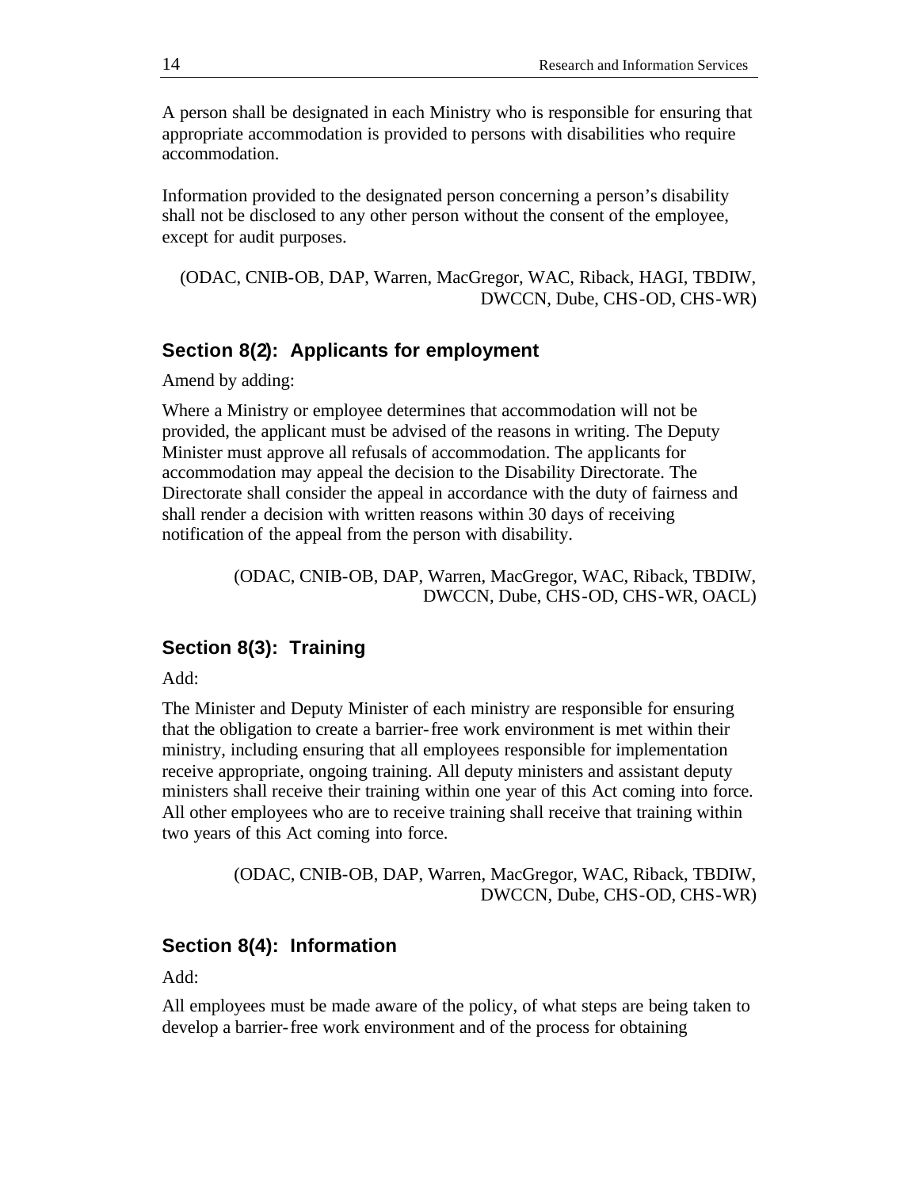A person shall be designated in each Ministry who is responsible for ensuring that appropriate accommodation is provided to persons with disabilities who require accommodation.

Information provided to the designated person concerning a person's disability shall not be disclosed to any other person without the consent of the employee, except for audit purposes.

(ODAC, CNIB-OB, DAP, Warren, MacGregor, WAC, Riback, HAGI, TBDIW, DWCCN, Dube, CHS-OD, CHS-WR)

### Section 8(2): Applicants for employment

Amend by adding:

Where a Ministry or employee determines that accommodation will not be provided, the applicant must be advised of the reasons in writing. The Deputy Minister must approve all refusals of accommodation. The applicants for accommodation may appeal the decision to the Disability Directorate. The Directorate shall consider the appeal in accordance with the duty of fairness and shall render a decision with written reasons within 30 days of receiving notification of the appeal from the person with disability.

(ODAC, CNIB-OB, DAP, Warren, MacGregor, WAC, Riback, TBDIW, DWCCN, Dube, CHS-OD, CHS-WR, OACL)

### Section 8(3): Training

Add:

The Minister and Deputy Minister of each ministry are responsible for ensuring that the obligation to create a barrier-free work environment is met within their ministry, including ensuring that all employees responsible for implementation receive appropriate, ongoing training. All deputy ministers and assistant deputy ministers shall receive their training within one year of this Act coming into force. All other employees who are to receive training shall receive that training within two years of this Act coming into force.

(ODAC, CNIB-OB, DAP, Warren, MacGregor, WAC, Riback, TBDIW, DWCCN, Dube, CHS-OD, CHS-WR)

### Section 8(4): Information

Add:

All employees must be made aware of the policy, of what steps are being taken to develop a barrier-free work environment and of the process for obtaining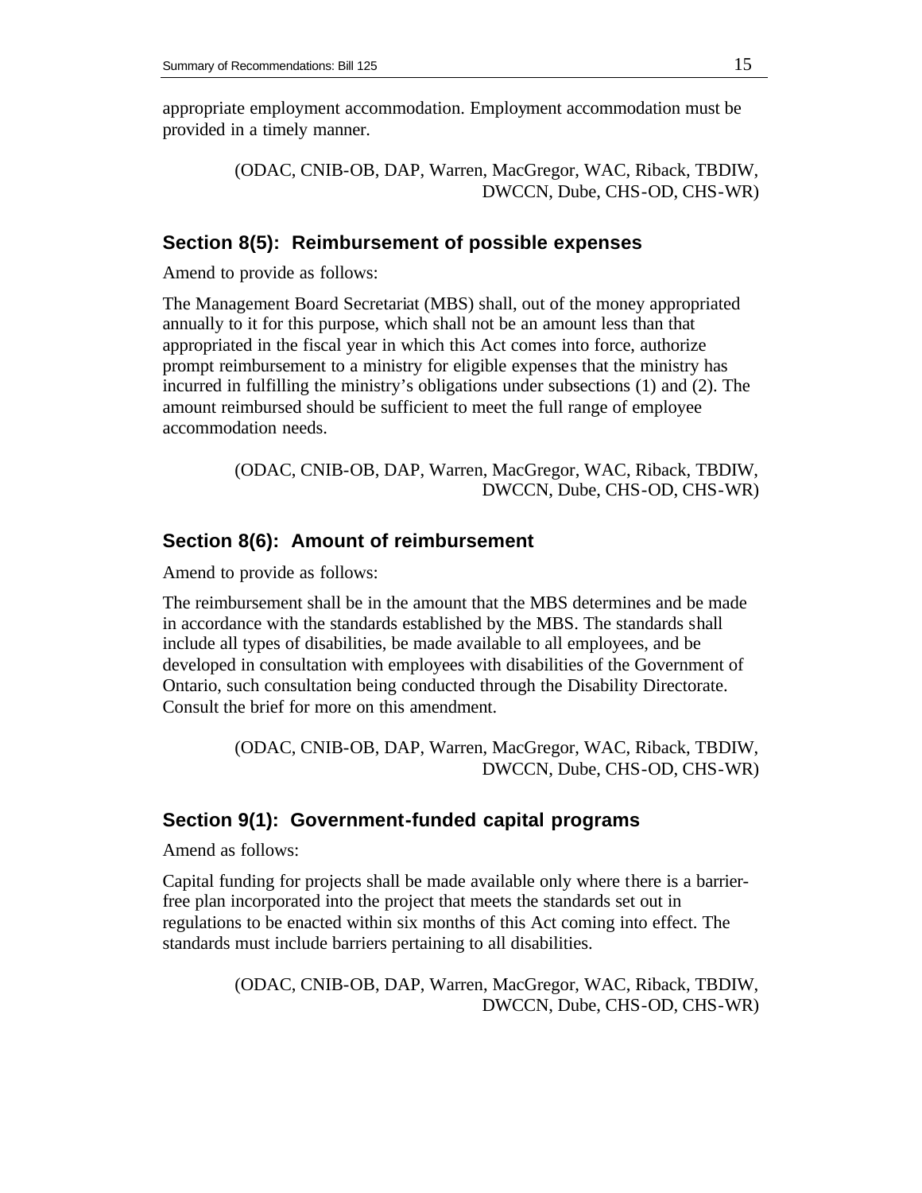appropriate employment accommodation. Employment accommodation must be provided in a timely manner.

(ODAC, CNIB-OB, DAP, Warren, MacGregor, WAC, Riback, TBDIW, DWCCN, Dube, CHS-OD, CHS-WR)

### Section 8(5): Reimbursement of possible expenses

Amend to provide as follows:

The Management Board Secretariat (MBS) shall, out of the money appropriated annually to it for this purpose, which shall not be an amount less than that appropriated in the fiscal year in which this Act comes into force, authorize prompt reimbursement to a ministry for eligible expenses that the ministry has incurred in fulfilling the ministry's obligations under subsections (1) and (2). The amount reimbursed should be sufficient to meet the full range of employee accommodation needs.

(ODAC, CNIB-OB, DAP, Warren, MacGregor, WAC, Riback, TBDIW, DWCCN, Dube, CHS-OD, CHS-WR)

### Section 8(6): Amount of reimbursement

Amend to provide as follows:

The reimbursement shall be in the amount that the MBS determines and be made in accordance with the standards established by the MBS. The standards shall include all types of disabilities, be made available to all employees, and be developed in consultation with employees with disabilities of the Government of Ontario, such consultation being conducted through the Disability Directorate. Consult the brief for more on this amendment.

(ODAC, CNIB-OB, DAP, Warren, MacGregor, WAC, Riback, TBDIW, DWCCN, Dube, CHS-OD, CHS-WR)

### Section 9(1): Government-funded capital programs

Amend as follows:

Capital funding for projects shall be made available only where there is a barrier-free plan incorporated into the project that meets the standards set out in regulations to be enacted within six months of this Act coming into effect. The standards must include barriers pertaining to all disabilities.

(ODAC, CNIB-OB, DAP, Warren, MacGregor, WAC, Riback, TBDIW, DWCCN, Dube, CHS-OD, CHS-WR)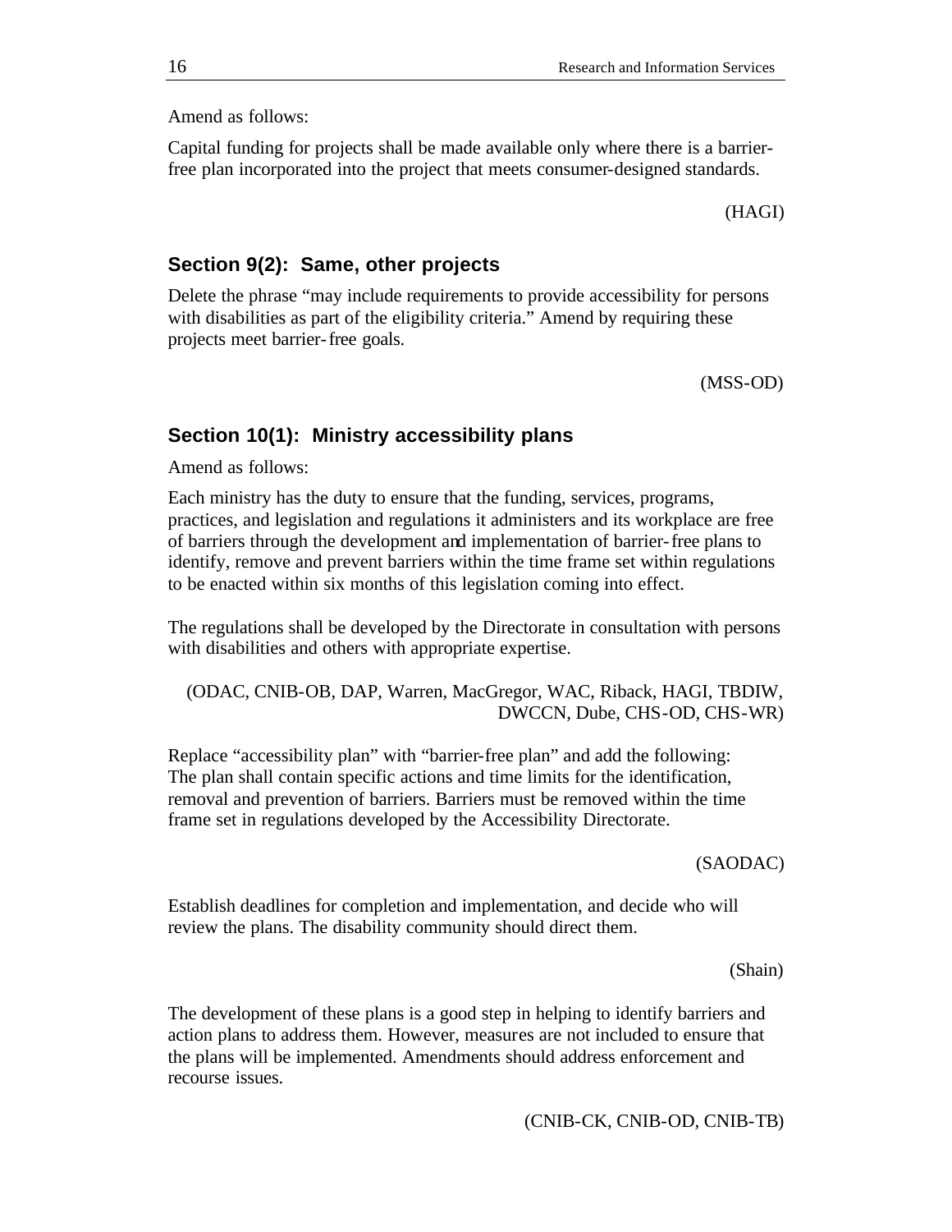Amend as follows:

Capital funding for projects shall be made available only where there is a barrier-free plan incorporated into the project that meets consumer-designed standards.

(HAGI)

### Section 9(2): Same, other projects

Delete the phrase "may include requirements to provide accessibility for persons with disabilities as part of the eligibility criteria." Amend by requiring these projects meet barrier-free goals.

(MSS-OD)

### Section 10(1): Ministry accessibility plans

Amend as follows:

Each ministry has the duty to ensure that the funding, services, programs, practices, and legislation and regulations it administers and its workplace are free of barriers through the development and implementation of barrier-free plans to identify, remove and prevent barriers within the time frame set within regulations to be enacted within six months of this legislation coming into effect.

The regulations shall be developed by the Directorate in consultation with persons with disabilities and others with appropriate expertise.

(ODAC, CNIB-OB, DAP, Warren, MacGregor, WAC, Riback, HAGI, TBDIW, DWCCN, Dube, CHS-OD, CHS-WR)

Replace "accessibility plan" with "barrier-free plan" and add the following: The plan shall contain specific actions and time limits for the identification, removal and prevention of barriers. Barriers must be removed within the time frame set in regulations developed by the Accessibility Directorate.

(SAODAC)

Establish deadlines for completion and implementation, and decide who will review the plans. The disability community should direct them.

(Shain)

The development of these plans is a good step in helping to identify barriers and action plans to address them. However, measures are not included to ensure that the plans will be implemented. Amendments should address enforcement and recourse issues.

(CNIB-CK, CNIB-OD, CNIB-TB)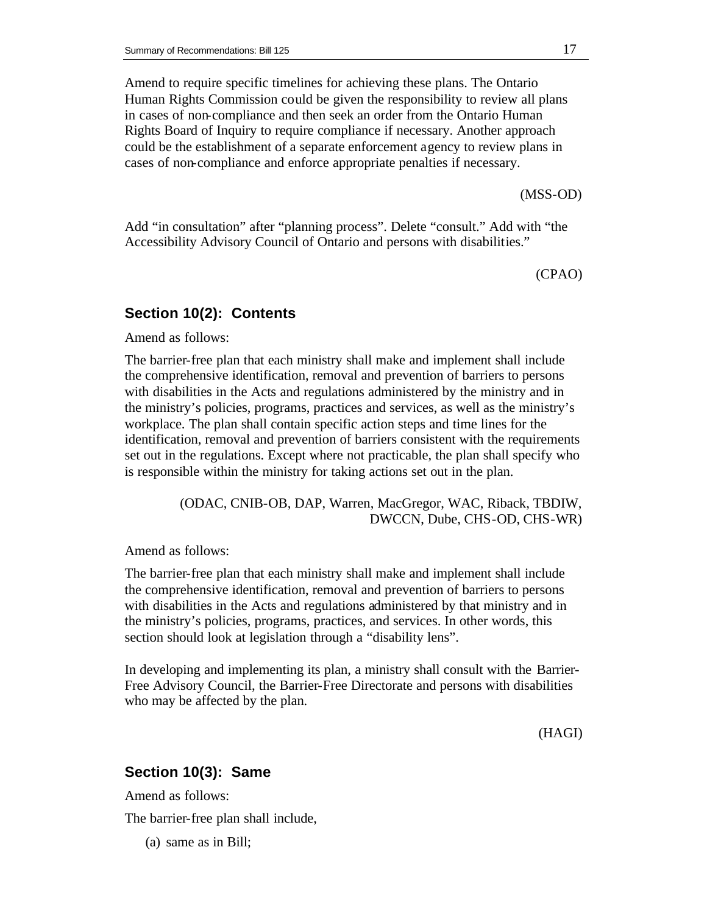Amend to require specific timelines for achieving these plans. The Ontario Human Rights Commission could be given the responsibility to review all plans in cases of non-compliance and then seek an order from the Ontario Human Rights Board of Inquiry to require compliance if necessary. Another approach could be the establishment of a separate enforcement agency to review plans in cases of non-compliance and enforce appropriate penalties if necessary.

(MSS-OD)

Add “in consultation” after “planning process”. Delete “consult.” Add with “the Accessibility Advisory Council of Ontario and persons with disabilities.”

(CPAO)

### Section 10(2): Contents

Amend as follows:

The barrier-free plan that each ministry shall make and implement shall include the comprehensive identification, removal and prevention of barriers to persons with disabilities in the Acts and regulations administered by the ministry and in the ministry’s policies, programs, practices and services, as well as the ministry’s workplace. The plan shall contain specific action steps and time lines for the identification, removal and prevention of barriers consistent with the requirements set out in the regulations. Except where not practicable, the plan shall specify who is responsible within the ministry for taking actions set out in the plan.

(ODAC, CNIB-OB, DAP, Warren, MacGregor, WAC, Riback, TBDIW, DWCCN, Dube, CHS-OD, CHS-WR)

Amend as follows:

The barrier-free plan that each ministry shall make and implement shall include the comprehensive identification, removal and prevention of barriers to persons with disabilities in the Acts and regulations administered by that ministry and in the ministry’s policies, programs, practices, and services. In other words, this section should look at legislation through a “disability lens”.

In developing and implementing its plan, a ministry shall consult with the Barrier-Free Advisory Council, the Barrier-Free Directorate and persons with disabilities who may be affected by the plan.

(HAGI)

### Section 10(3): Same

Amend as follows:

The barrier-free plan shall include,

(a) same as in Bill;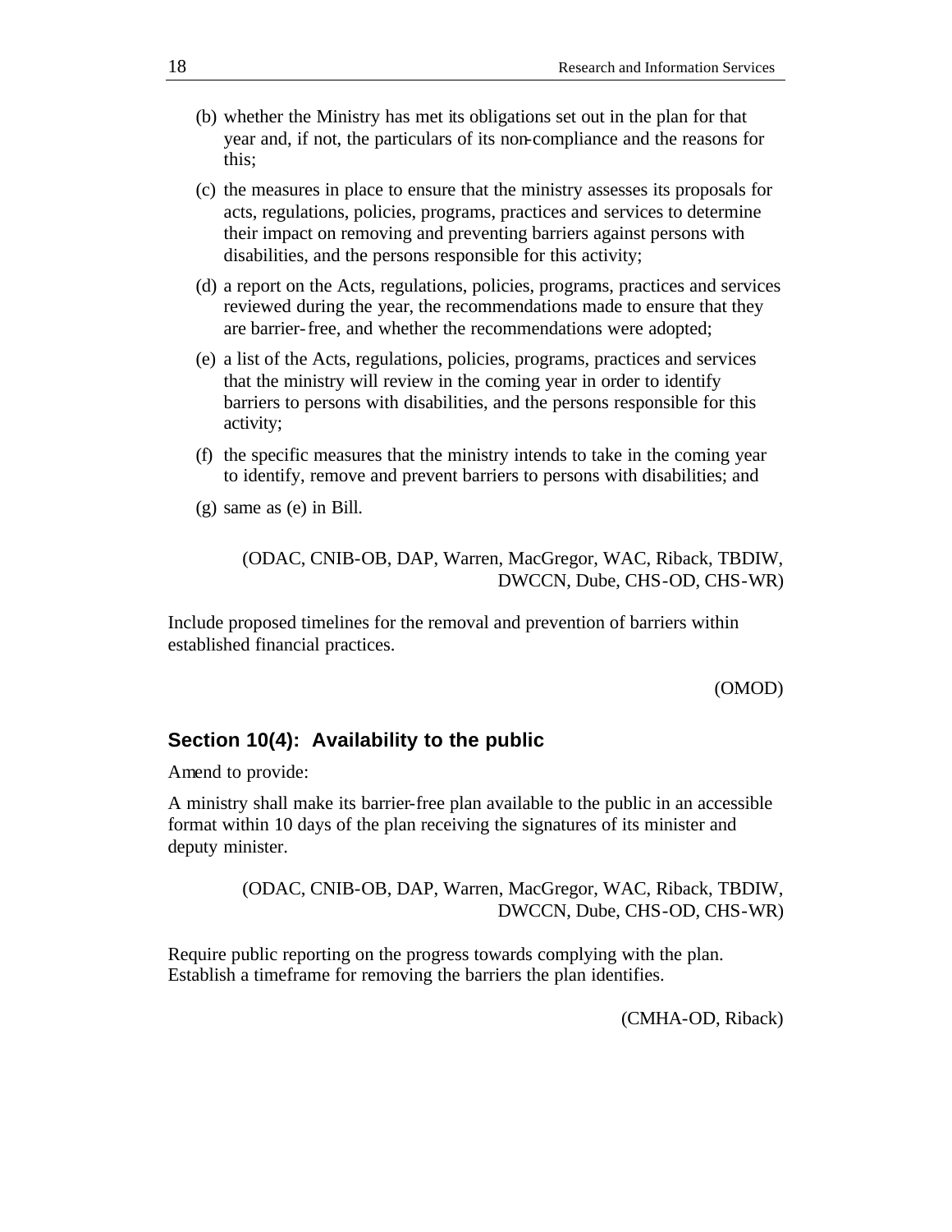(b) whether the Ministry has met its obligations set out in the plan for that year and, if not, the particulars of its non-compliance and the reasons for this;

(c) the measures in place to ensure that the ministry assesses its proposals for acts, regulations, policies, programs, practices and services to determine their impact on removing and preventing barriers against persons with disabilities, and the persons responsible for this activity;

(d) a report on the Acts, regulations, policies, programs, practices and services reviewed during the year, the recommendations made to ensure that they are barrier-free, and whether the recommendations were adopted;

(e) a list of the Acts, regulations, policies, programs, practices and services that the ministry will review in the coming year in order to identify barriers to persons with disabilities, and the persons responsible for this activity;

(f) the specific measures that the ministry intends to take in the coming year to identify, remove and prevent barriers to persons with disabilities; and

(g) same as (e) in Bill.

(ODAC, CNIB-OB, DAP, Warren, MacGregor, WAC, Riback, TBDIW, DWCCN, Dube, CHS-OD, CHS-WR)

Include proposed timelines for the removal and prevention of barriers within established financial practices.

(OMOD)

### Section 10(4): Availability to the public

Amend to provide:

A ministry shall make its barrier-free plan available to the public in an accessible format within 10 days of the plan receiving the signatures of its minister and deputy minister.

(ODAC, CNIB-OB, DAP, Warren, MacGregor, WAC, Riback, TBDIW, DWCCN, Dube, CHS-OD, CHS-WR)

Require public reporting on the progress towards complying with the plan. Establish a timeframe for removing the barriers the plan identifies.

(CMHA-OD, Riback)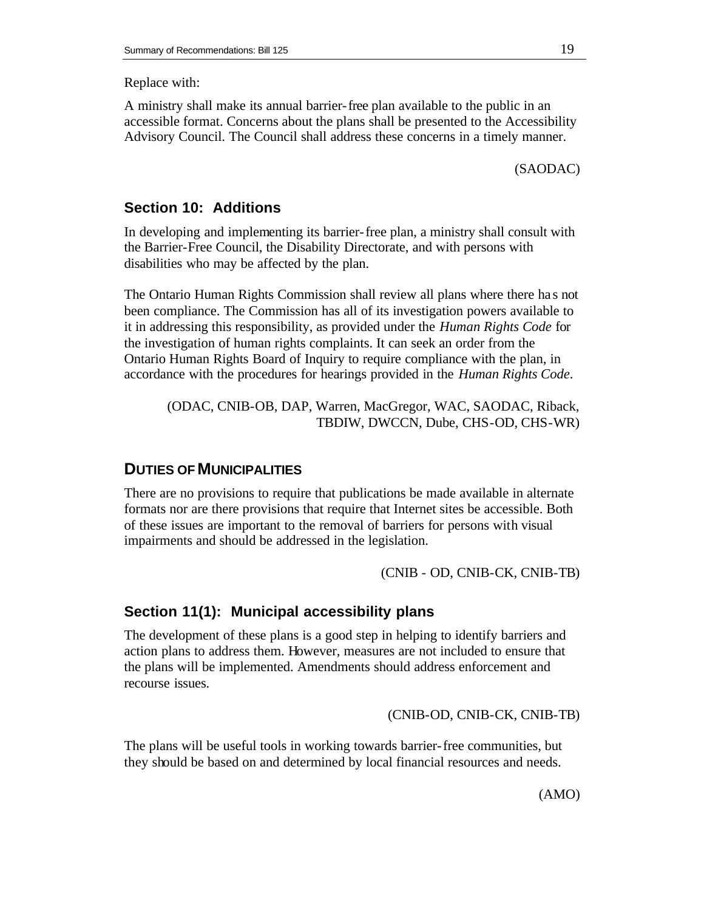Replace with:

A ministry shall make its annual barrier-free plan available to the public in an accessible format. Concerns about the plans shall be presented to the Accessibility Advisory Council. The Council shall address these concerns in a timely manner.

(SAODAC)

### Section 10: Additions

In developing and implementing its barrier-free plan, a ministry shall consult with the Barrier-Free Council, the Disability Directorate, and with persons with disabilities who may be affected by the plan.

The Ontario Human Rights Commission shall review all plans where there has not been compliance. The Commission has all of its investigation powers available to it in addressing this responsibility, as provided under the *Human Rights Code* for the investigation of human rights complaints. It can seek an order from the Ontario Human Rights Board of Inquiry to require compliance with the plan, in accordance with the procedures for hearings provided in the *Human Rights Code*.

(ODAC, CNIB-OB, DAP, Warren, MacGregor, WAC, SAODAC, Riback, TBDIW, DWCCN, Dube, CHS-OD, CHS-WR)

## DUTIES OF MUNICIPALITIES

There are no provisions to require that publications be made available in alternate formats nor are there provisions that require that Internet sites be accessible. Both of these issues are important to the removal of barriers for persons with visual impairments and should be addressed in the legislation.

(CNIB - OD, CNIB-CK, CNIB-TB)

### Section 11(1): Municipal accessibility plans

The development of these plans is a good step in helping to identify barriers and action plans to address them. However, measures are not included to ensure that the plans will be implemented. Amendments should address enforcement and recourse issues.

(CNIB-OD, CNIB-CK, CNIB-TB)

The plans will be useful tools in working towards barrier-free communities, but they should be based on and determined by local financial resources and needs.

(AMO)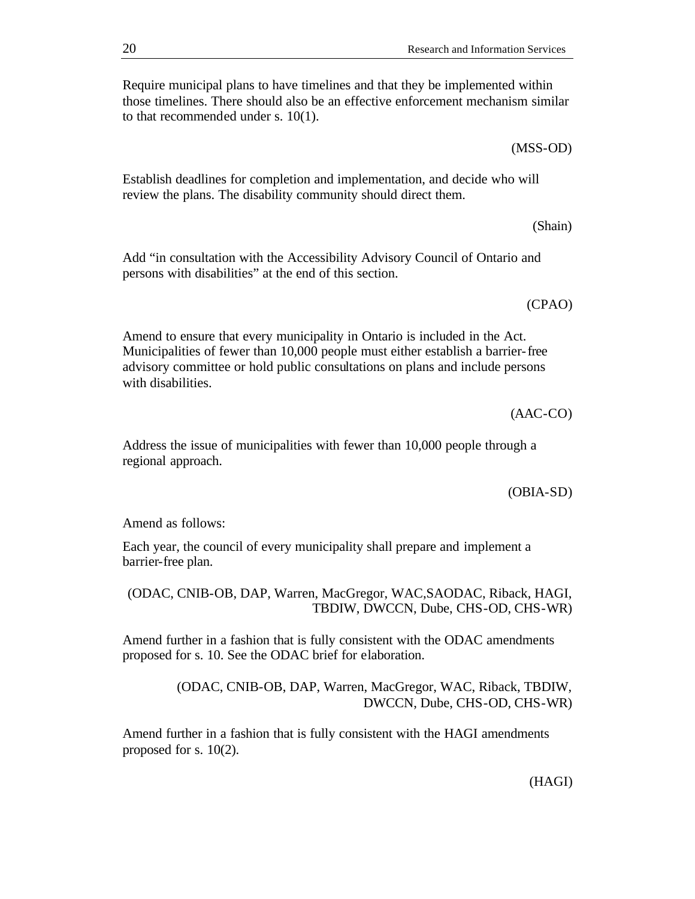Require municipal plans to have timelines and that they be implemented within those timelines. There should also be an effective enforcement mechanism similar to that recommended under s. 10(1).

(MSS-OD)

Establish deadlines for completion and implementation, and decide who will review the plans. The disability community should direct them.

(Shain)

Add "in consultation with the Accessibility Advisory Council of Ontario and persons with disabilities" at the end of this section.

(CPAO)

Amend to ensure that every municipality in Ontario is included in the Act. Municipalities of fewer than 10,000 people must either establish a barrier-free advisory committee or hold public consultations on plans and include persons with disabilities.

(AAC-CO)

Address the issue of municipalities with fewer than 10,000 people through a regional approach.

(OBIA-SD)

Amend as follows:

Each year, the council of every municipality shall prepare and implement a barrier-free plan.

(ODAC, CNIB-OB, DAP, Warren, MacGregor, WAC,SAODAC, Riback, HAGI, TBDIW, DWCCN, Dube, CHS-OD, CHS-WR)

Amend further in a fashion that is fully consistent with the ODAC amendments proposed for s. 10. See the ODAC brief for elaboration.

(ODAC, CNIB-OB, DAP, Warren, MacGregor, WAC, Riback, TBDIW, DWCCN, Dube, CHS-OD, CHS-WR)

Amend further in a fashion that is fully consistent with the HAGI amendments proposed for s. 10(2).

(HAGI)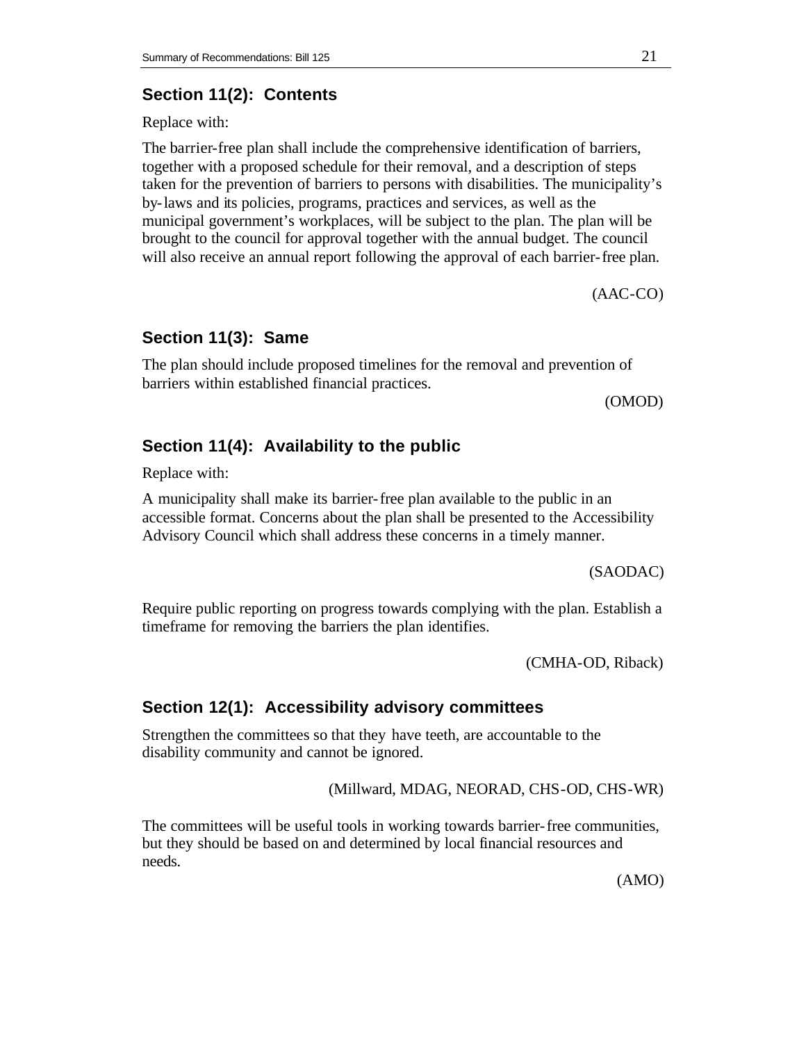### Section 11(2): Contents

Replace with:

The barrier-free plan shall include the comprehensive identification of barriers, together with a proposed schedule for their removal, and a description of steps taken for the prevention of barriers to persons with disabilities. The municipality's by-laws and its policies, programs, practices and services, as well as the municipal government's workplaces, will be subject to the plan. The plan will be brought to the council for approval together with the annual budget. The council will also receive an annual report following the approval of each barrier-free plan.

(AAC-CO)

### Section 11(3): Same

The plan should include proposed timelines for the removal and prevention of barriers within established financial practices.

(OMOD)

### Section 11(4): Availability to the public

Replace with:

A municipality shall make its barrier-free plan available to the public in an accessible format. Concerns about the plan shall be presented to the Accessibility Advisory Council which shall address these concerns in a timely manner.

(SAODAC)

Require public reporting on progress towards complying with the plan. Establish a timeframe for removing the barriers the plan identifies.

(CMHA-OD, Riback)

### Section 12(1): Accessibility advisory committees

Strengthen the committees so that they have teeth, are accountable to the disability community and cannot be ignored.

(Millward, MDAG, NEORAD, CHS-OD, CHS-WR)

The committees will be useful tools in working towards barrier-free communities, but they should be based on and determined by local financial resources and needs.

(AMO)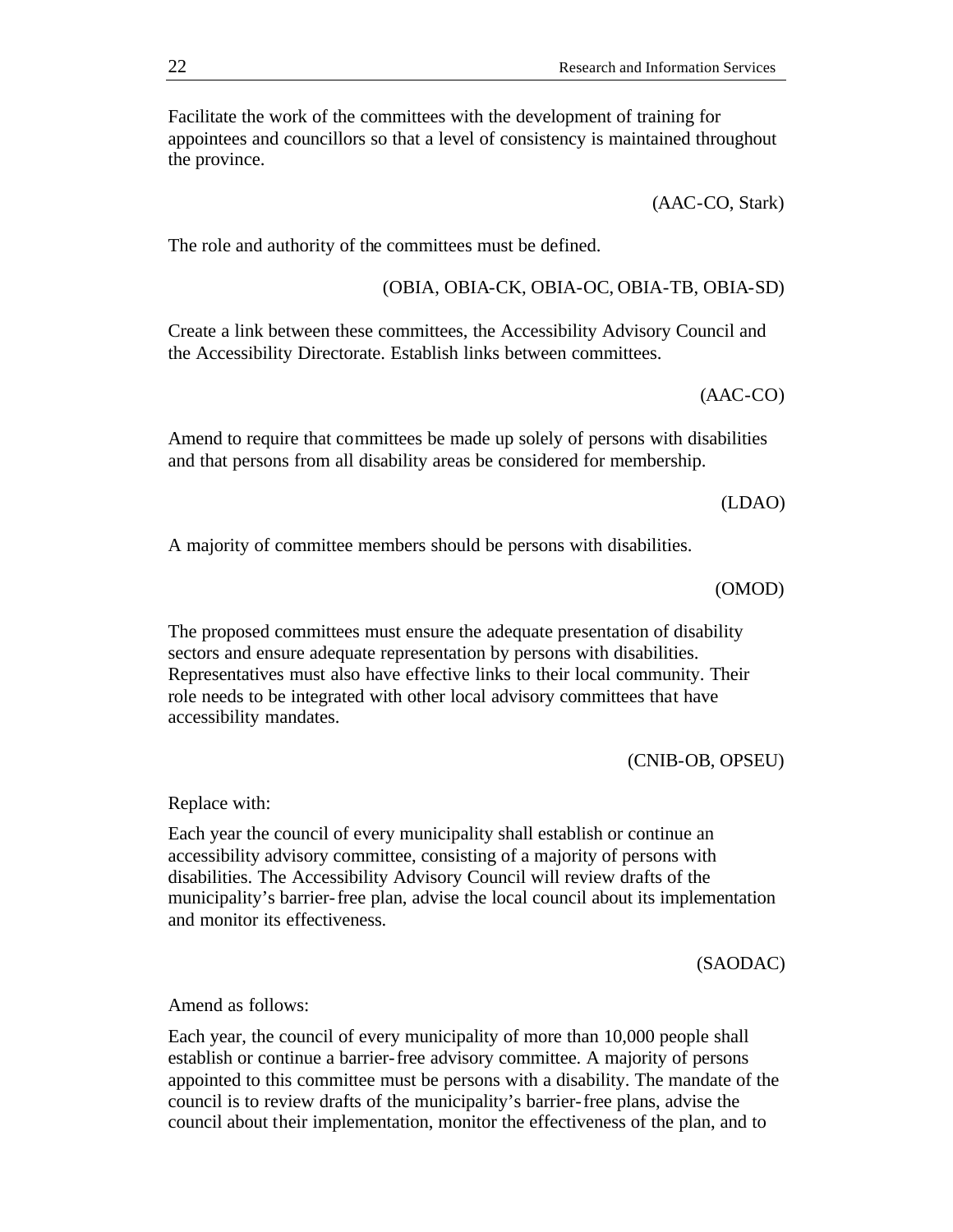Facilitate the work of the committees with the development of training for appointees and councillors so that a level of consistency is maintained throughout the province.

(AAC-CO, Stark)

The role and authority of the committees must be defined.

(OBIA, OBIA-CK, OBIA-OC, OBIA-TB, OBIA-SD)

Create a link between these committees, the Accessibility Advisory Council and the Accessibility Directorate. Establish links between committees.

(AAC-CO)

Amend to require that committees be made up solely of persons with disabilities and that persons from all disability areas be considered for membership.

(LDAO)

A majority of committee members should be persons with disabilities.

(OMOD)

The proposed committees must ensure the adequate presentation of disability sectors and ensure adequate representation by persons with disabilities. Representatives must also have effective links to their local community. Their role needs to be integrated with other local advisory committees that have accessibility mandates.

(CNIB-OB, OPSEU)

Replace with:

Each year the council of every municipality shall establish or continue an accessibility advisory committee, consisting of a majority of persons with disabilities. The Accessibility Advisory Council will review drafts of the municipality's barrier-free plan, advise the local council about its implementation and monitor its effectiveness.

(SAODAC)

Amend as follows:

Each year, the council of every municipality of more than 10,000 people shall establish or continue a barrier-free advisory committee. A majority of persons appointed to this committee must be persons with a disability. The mandate of the council is to review drafts of the municipality's barrier-free plans, advise the council about their implementation, monitor the effectiveness of the plan, and to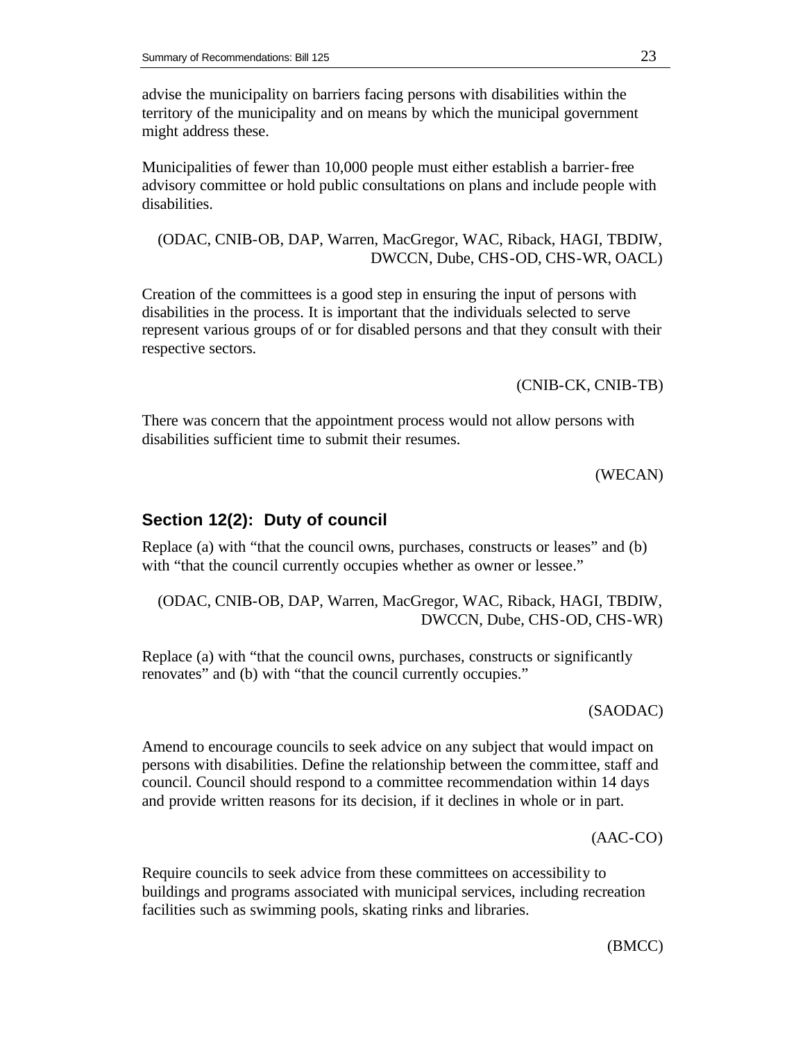advise the municipality on barriers facing persons with disabilities within the territory of the municipality and on means by which the municipal government might address these.

Municipalities of fewer than 10,000 people must either establish a barrier-free advisory committee or hold public consultations on plans and include people with disabilities.

(ODAC, CNIB-OB, DAP, Warren, MacGregor, WAC, Riback, HAGI, TBDIW, DWCCN, Dube, CHS-OD, CHS-WR, OACL)

Creation of the committees is a good step in ensuring the input of persons with disabilities in the process. It is important that the individuals selected to serve represent various groups of or for disabled persons and that they consult with their respective sectors.

(CNIB-CK, CNIB-TB)

There was concern that the appointment process would not allow persons with disabilities sufficient time to submit their resumes.

(WECAN)

## Section 12(2): Duty of council

Replace (a) with "that the council owns, purchases, constructs or leases" and (b) with "that the council currently occupies whether as owner or lessee."

(ODAC, CNIB-OB, DAP, Warren, MacGregor, WAC, Riback, HAGI, TBDIW, DWCCN, Dube, CHS-OD, CHS-WR)

Replace (a) with "that the council owns, purchases, constructs or significantly renovates" and (b) with "that the council currently occupies."

(SAODAC)

Amend to encourage councils to seek advice on any subject that would impact on persons with disabilities. Define the relationship between the committee, staff and council. Council should respond to a committee recommendation within 14 days and provide written reasons for its decision, if it declines in whole or in part.

(AAC-CO)

Require councils to seek advice from these committees on accessibility to buildings and programs associated with municipal services, including recreation facilities such as swimming pools, skating rinks and libraries.

(BMCC)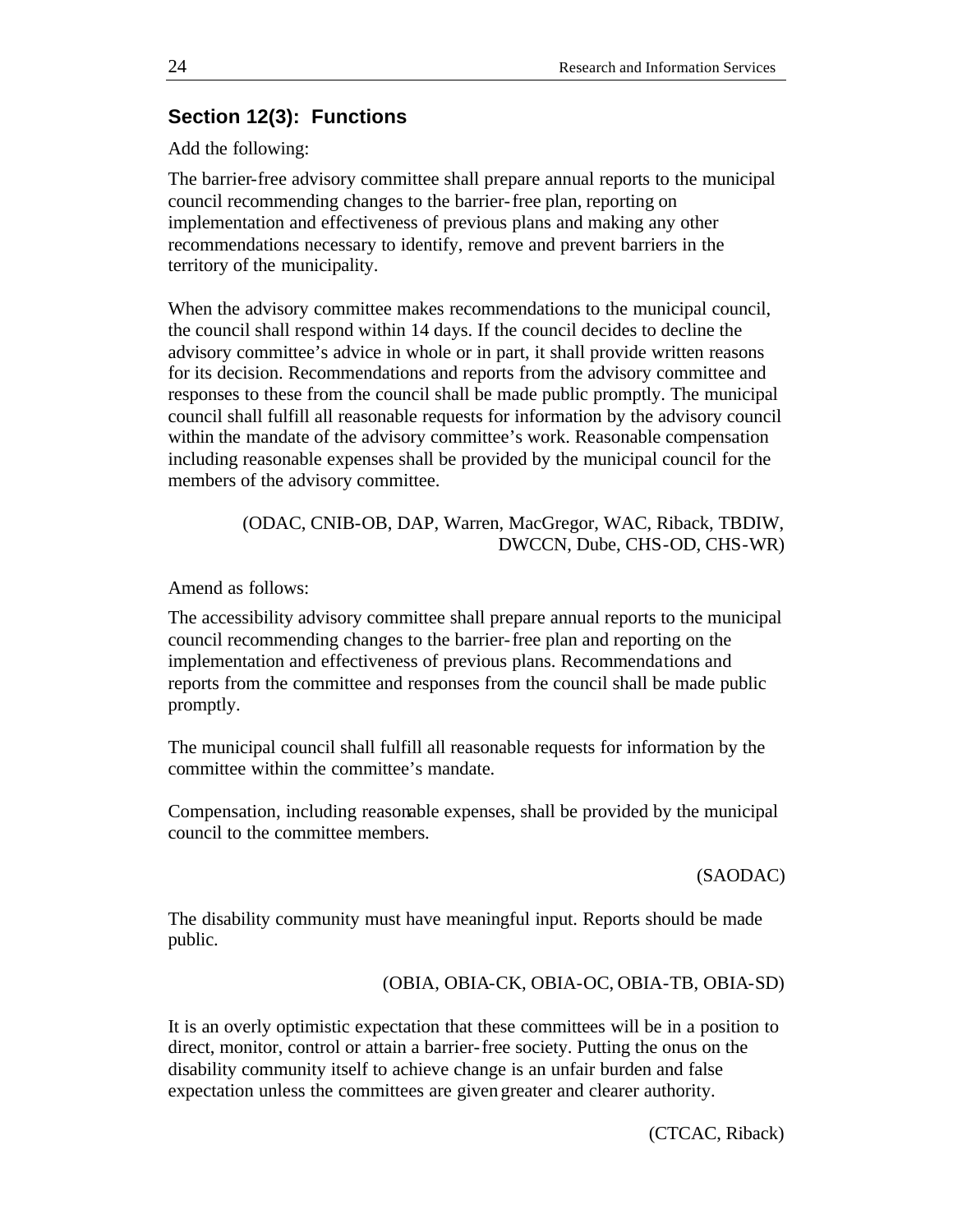## Section 12(3): Functions

Add the following:

The barrier-free advisory committee shall prepare annual reports to the municipal council recommending changes to the barrier-free plan, reporting on implementation and effectiveness of previous plans and making any other recommendations necessary to identify, remove and prevent barriers in the territory of the municipality.

When the advisory committee makes recommendations to the municipal council, the council shall respond within 14 days. If the council decides to decline the advisory committee's advice in whole or in part, it shall provide written reasons for its decision. Recommendations and reports from the advisory committee and responses to these from the council shall be made public promptly. The municipal council shall fulfill all reasonable requests for information by the advisory council within the mandate of the advisory committee's work. Reasonable compensation including reasonable expenses shall be provided by the municipal council for the members of the advisory committee.

(ODAC, CNIB-OB, DAP, Warren, MacGregor, WAC, Riback, TBDIW, DWCCN, Dube, CHS-OD, CHS-WR)

Amend as follows:

The accessibility advisory committee shall prepare annual reports to the municipal council recommending changes to the barrier-free plan and reporting on the implementation and effectiveness of previous plans. Recommendations and reports from the committee and responses from the council shall be made public promptly.

The municipal council shall fulfill all reasonable requests for information by the committee within the committee's mandate.

Compensation, including reasonable expenses, shall be provided by the municipal council to the committee members.

(SAODAC)

The disability community must have meaningful input. Reports should be made public.

(OBIA, OBIA-CK, OBIA-OC, OBIA-TB, OBIA-SD)

It is an overly optimistic expectation that these committees will be in a position to direct, monitor, control or attain a barrier-free society. Putting the onus on the disability community itself to achieve change is an unfair burden and false expectation unless the committees are given greater and clearer authority.

(CTCAC, Riback)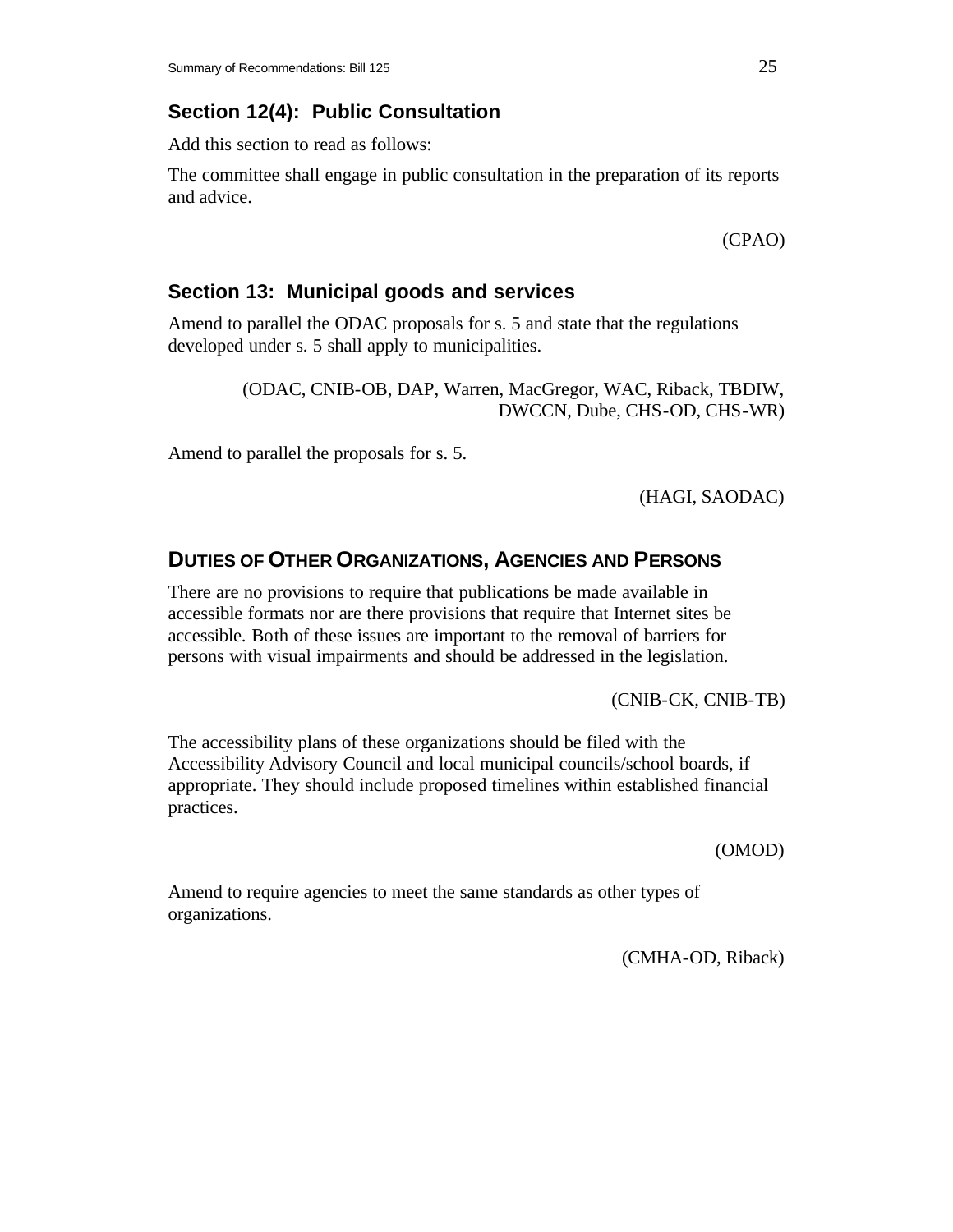### Section 12(4): Public Consultation

Add this section to read as follows:

The committee shall engage in public consultation in the preparation of its reports and advice.

(CPAO)

### Section 13: Municipal goods and services

Amend to parallel the ODAC proposals for s. 5 and state that the regulations developed under s. 5 shall apply to municipalities.

(ODAC, CNIB-OB, DAP, Warren, MacGregor, WAC, Riback, TBDIW, DWCCN, Dube, CHS-OD, CHS-WR)

Amend to parallel the proposals for s. 5.

(HAGI, SAODAC)

## DUTIES OF OTHER ORGANIZATIONS, AGENCIES AND PERSONS

There are no provisions to require that publications be made available in accessible formats nor are there provisions that require that Internet sites be accessible. Both of these issues are important to the removal of barriers for persons with visual impairments and should be addressed in the legislation.

(CNIB-CK, CNIB-TB)

The accessibility plans of these organizations should be filed with the Accessibility Advisory Council and local municipal councils/school boards, if appropriate. They should include proposed timelines within established financial practices.

(OMOD)

Amend to require agencies to meet the same standards as other types of organizations.

(CMHA-OD, Riback)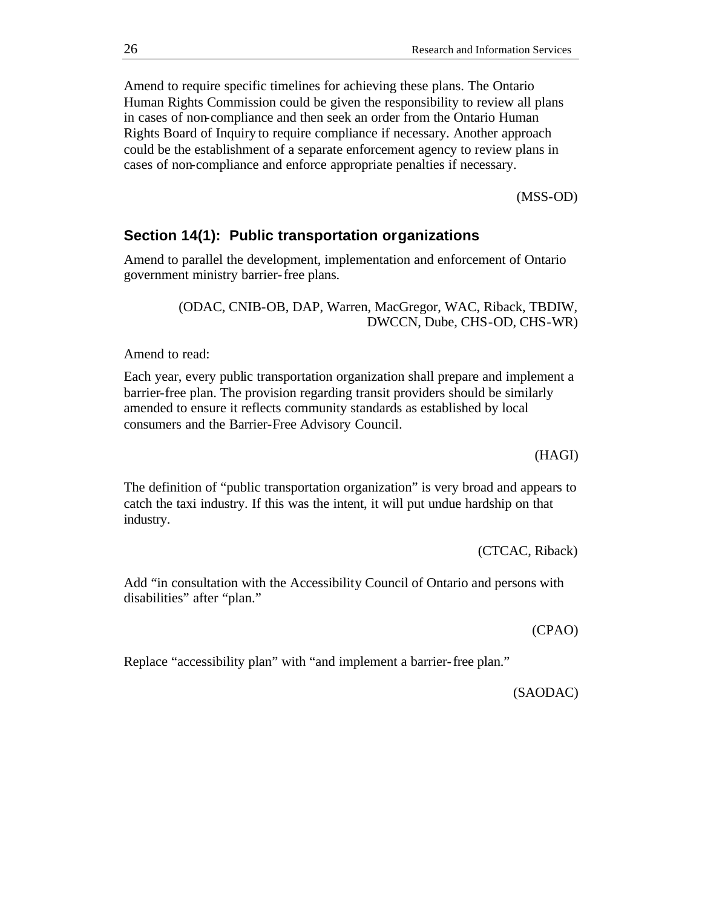Amend to require specific timelines for achieving these plans. The Ontario Human Rights Commission could be given the responsibility to review all plans in cases of non-compliance and then seek an order from the Ontario Human Rights Board of Inquiry to require compliance if necessary. Another approach could be the establishment of a separate enforcement agency to review plans in cases of non-compliance and enforce appropriate penalties if necessary.

(MSS-OD)

### Section 14(1): Public transportation organizations

Amend to parallel the development, implementation and enforcement of Ontario government ministry barrier-free plans.

(ODAC, CNIB-OB, DAP, Warren, MacGregor, WAC, Riback, TBDIW, DWCCN, Dube, CHS-OD, CHS-WR)

Amend to read:

Each year, every public transportation organization shall prepare and implement a barrier-free plan. The provision regarding transit providers should be similarly amended to ensure it reflects community standards as established by local consumers and the Barrier-Free Advisory Council.

(HAGI)

The definition of "public transportation organization" is very broad and appears to catch the taxi industry. If this was the intent, it will put undue hardship on that industry.

(CTCAC, Riback)

Add "in consultation with the Accessibility Council of Ontario and persons with disabilities" after "plan."

(CPAO)

Replace "accessibility plan" with "and implement a barrier-free plan."

(SAODAC)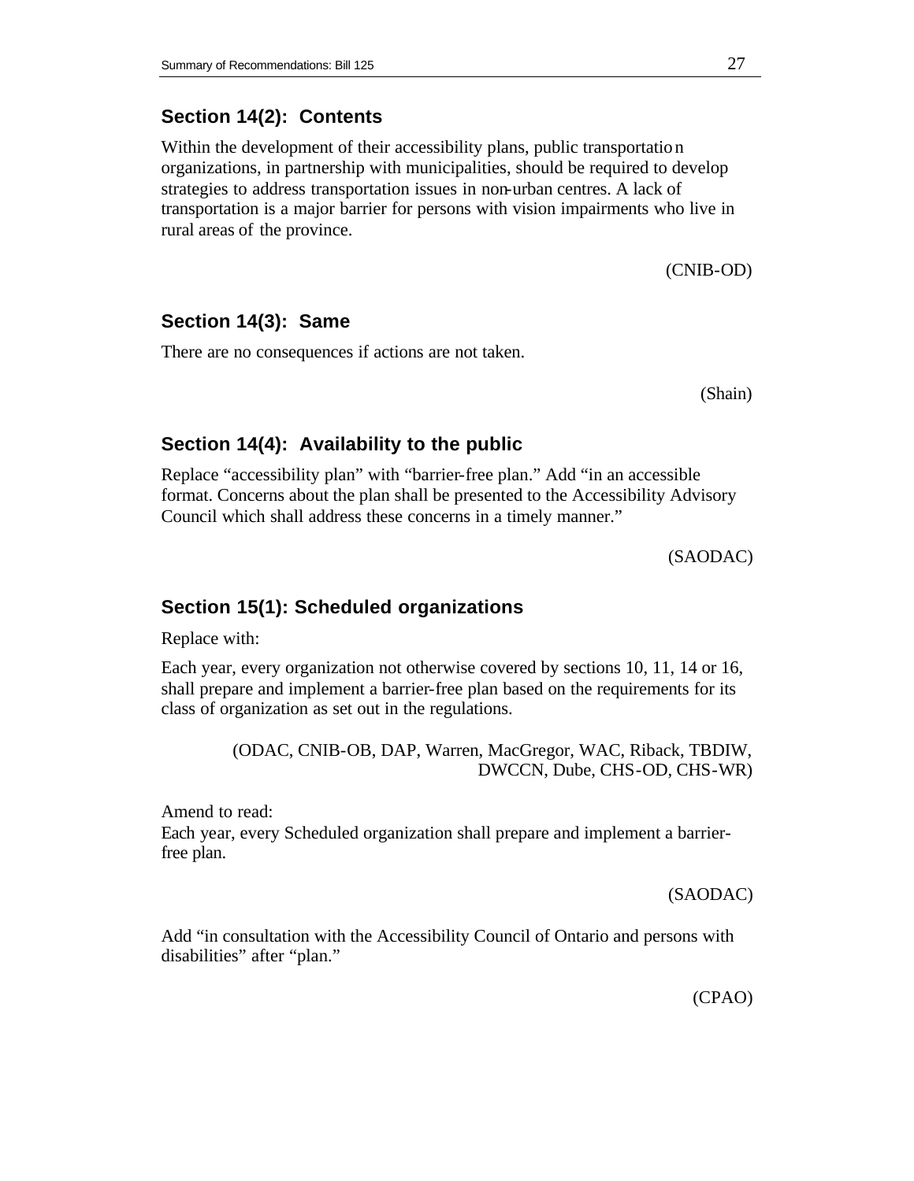## Section 14(2): Contents

Within the development of their accessibility plans, public transportation organizations, in partnership with municipalities, should be required to develop strategies to address transportation issues in non-urban centres. A lack of transportation is a major barrier for persons with vision impairments who live in rural areas of the province.

(CNIB-OD)

## Section 14(3): Same

There are no consequences if actions are not taken.

(Shain)

## Section 14(4): Availability to the public

Replace "accessibility plan" with "barrier-free plan." Add "in an accessible format. Concerns about the plan shall be presented to the Accessibility Advisory Council which shall address these concerns in a timely manner."

(SAODAC)

## Section 15(1): Scheduled organizations

Replace with:

Each year, every organization not otherwise covered by sections 10, 11, 14 or 16, shall prepare and implement a barrier-free plan based on the requirements for its class of organization as set out in the regulations.

(ODAC, CNIB-OB, DAP, Warren, MacGregor, WAC, Riback, TBDIW, DWCCN, Dube, CHS-OD, CHS-WR)

Amend to read:
Each year, every Scheduled organization shall prepare and implement a barrier-free plan.

(SAODAC)

Add "in consultation with the Accessibility Council of Ontario and persons with disabilities" after "plan."

(CPAO)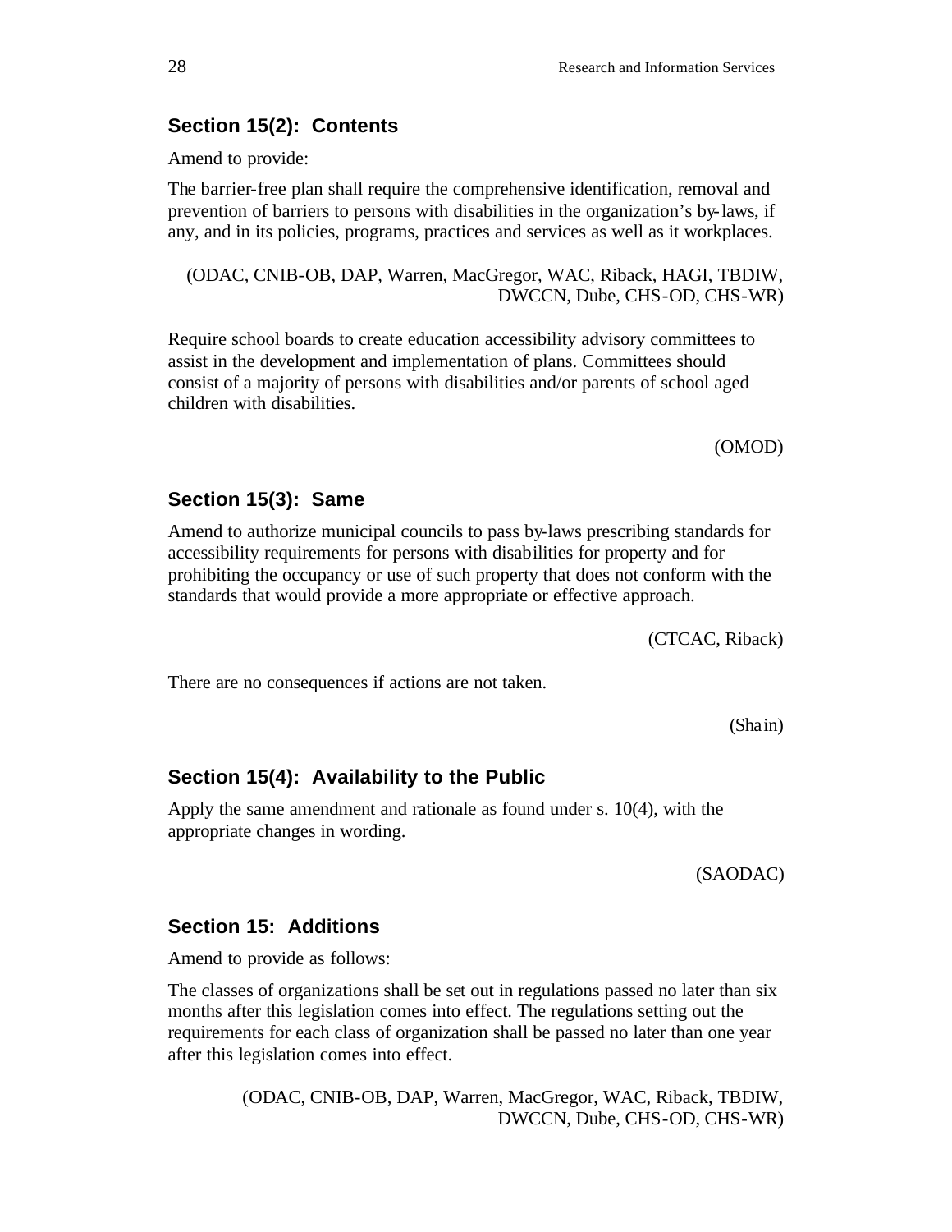## Section 15(2): Contents

Amend to provide:

The barrier-free plan shall require the comprehensive identification, removal and prevention of barriers to persons with disabilities in the organization's by-laws, if any, and in its policies, programs, practices and services as well as it workplaces.

(ODAC, CNIB-OB, DAP, Warren, MacGregor, WAC, Riback, HAGI, TBDIW, DWCCN, Dube, CHS-OD, CHS-WR)

Require school boards to create education accessibility advisory committees to assist in the development and implementation of plans. Committees should consist of a majority of persons with disabilities and/or parents of school aged children with disabilities.

(OMOD)

## Section 15(3): Same

Amend to authorize municipal councils to pass by-laws prescribing standards for accessibility requirements for persons with disabilities for property and for prohibiting the occupancy or use of such property that does not conform with the standards that would provide a more appropriate or effective approach.

(CTCAC, Riback)

There are no consequences if actions are not taken.

(Shain)

## Section 15(4): Availability to the Public

Apply the same amendment and rationale as found under s. 10(4), with the appropriate changes in wording.

(SAODAC)

## Section 15: Additions

Amend to provide as follows:

The classes of organizations shall be set out in regulations passed no later than six months after this legislation comes into effect. The regulations setting out the requirements for each class of organization shall be passed no later than one year after this legislation comes into effect.

(ODAC, CNIB-OB, DAP, Warren, MacGregor, WAC, Riback, TBDIW, DWCCN, Dube, CHS-OD, CHS-WR)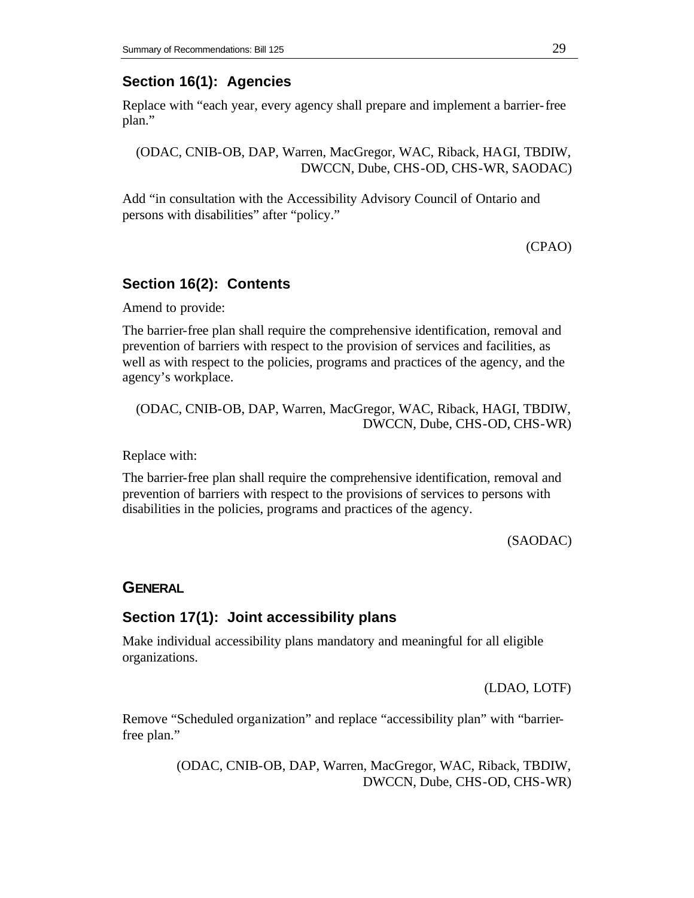### Section 16(1): Agencies

Replace with "each year, every agency shall prepare and implement a barrier-free plan."

(ODAC, CNIB-OB, DAP, Warren, MacGregor, WAC, Riback, HAGI, TBDIW, DWCCN, Dube, CHS-OD, CHS-WR, SAODAC)

Add "in consultation with the Accessibility Advisory Council of Ontario and persons with disabilities" after "policy."

(CPAO)

### Section 16(2): Contents

Amend to provide:

The barrier-free plan shall require the comprehensive identification, removal and prevention of barriers with respect to the provision of services and facilities, as well as with respect to the policies, programs and practices of the agency, and the agency's workplace.

(ODAC, CNIB-OB, DAP, Warren, MacGregor, WAC, Riback, HAGI, TBDIW, DWCCN, Dube, CHS-OD, CHS-WR)

Replace with:

The barrier-free plan shall require the comprehensive identification, removal and prevention of barriers with respect to the provisions of services to persons with disabilities in the policies, programs and practices of the agency.

(SAODAC)

## GENERAL

### Section 17(1): Joint accessibility plans

Make individual accessibility plans mandatory and meaningful for all eligible organizations.

(LDAO, LOTF)

Remove "Scheduled organization" and replace "accessibility plan" with "barrier-free plan."

(ODAC, CNIB-OB, DAP, Warren, MacGregor, WAC, Riback, TBDIW, DWCCN, Dube, CHS-OD, CHS-WR)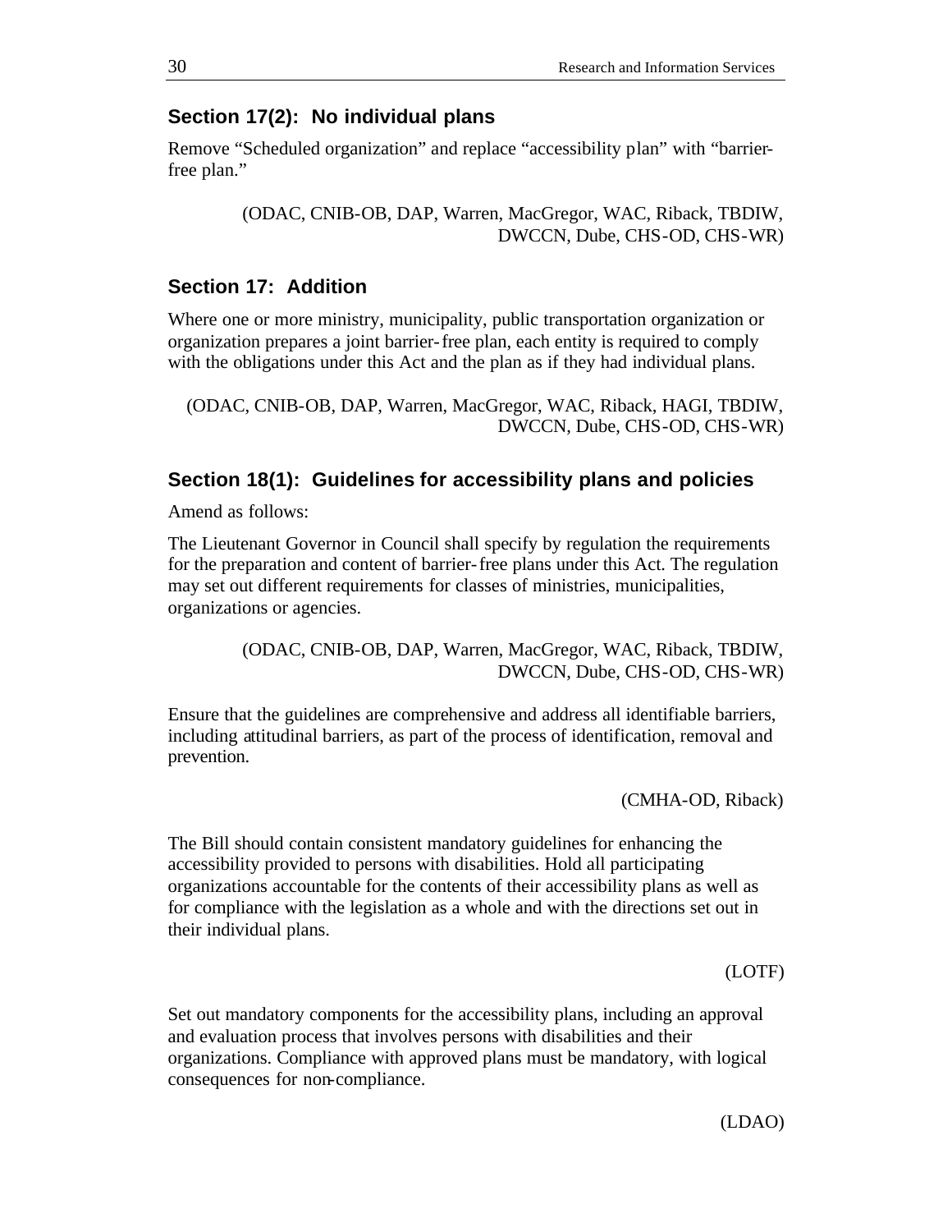### Section 17(2): No individual plans

Remove "Scheduled organization" and replace "accessibility plan" with "barrier-free plan."

(ODAC, CNIB-OB, DAP, Warren, MacGregor, WAC, Riback, TBDIW, DWCCN, Dube, CHS-OD, CHS-WR)

### Section 17: Addition

Where one or more ministry, municipality, public transportation organization or organization prepares a joint barrier-free plan, each entity is required to comply with the obligations under this Act and the plan as if they had individual plans.

(ODAC, CNIB-OB, DAP, Warren, MacGregor, WAC, Riback, HAGI, TBDIW, DWCCN, Dube, CHS-OD, CHS-WR)

### Section 18(1): Guidelines for accessibility plans and policies

Amend as follows:

The Lieutenant Governor in Council shall specify by regulation the requirements for the preparation and content of barrier-free plans under this Act. The regulation may set out different requirements for classes of ministries, municipalities, organizations or agencies.

(ODAC, CNIB-OB, DAP, Warren, MacGregor, WAC, Riback, TBDIW, DWCCN, Dube, CHS-OD, CHS-WR)

Ensure that the guidelines are comprehensive and address all identifiable barriers, including attitudinal barriers, as part of the process of identification, removal and prevention.

(CMHA-OD, Riback)

The Bill should contain consistent mandatory guidelines for enhancing the accessibility provided to persons with disabilities. Hold all participating organizations accountable for the contents of their accessibility plans as well as for compliance with the legislation as a whole and with the directions set out in their individual plans.

(LOTF)

Set out mandatory components for the accessibility plans, including an approval and evaluation process that involves persons with disabilities and their organizations. Compliance with approved plans must be mandatory, with logical consequences for non-compliance.

(LDAO)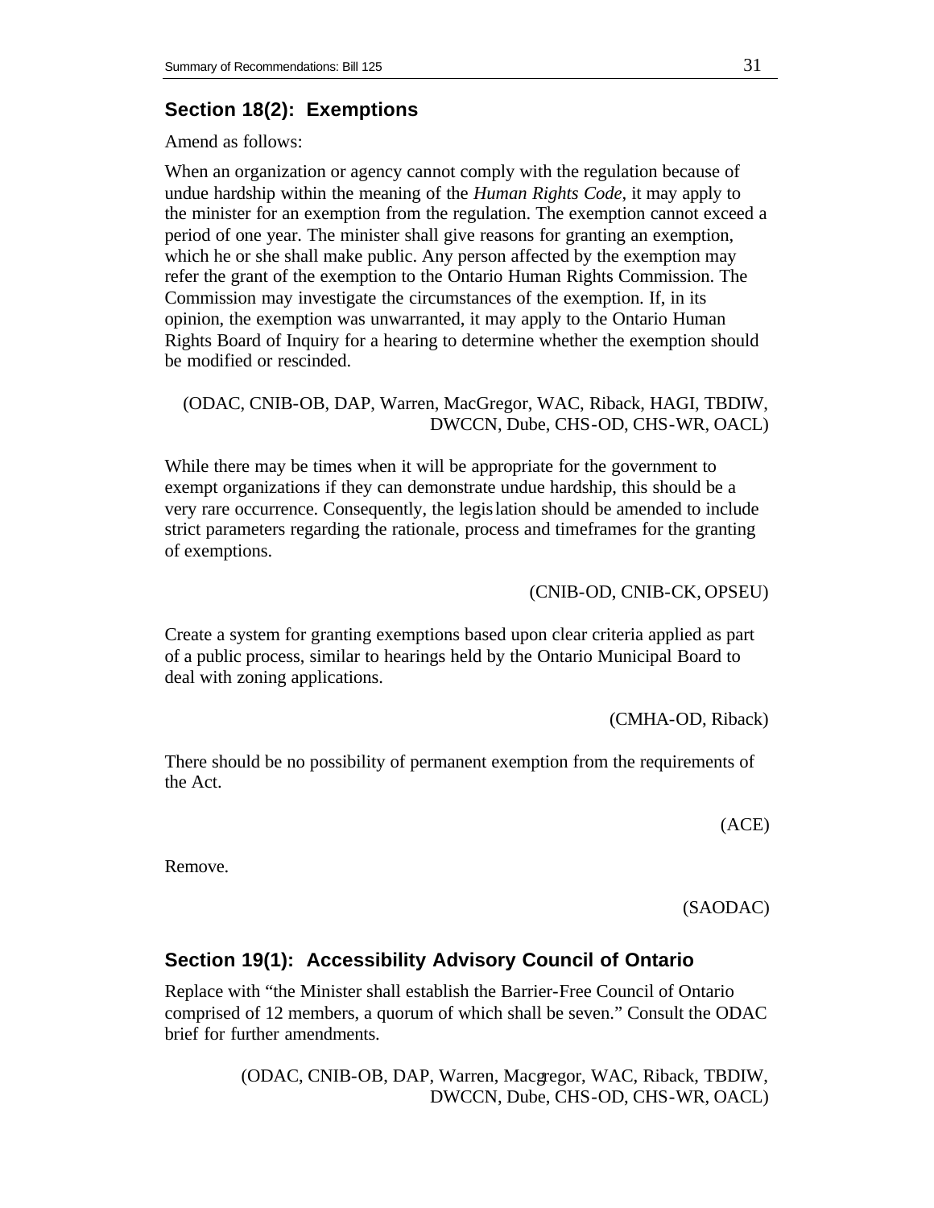## Section 18(2): Exemptions

Amend as follows:

When an organization or agency cannot comply with the regulation because of undue hardship within the meaning of the *Human Rights Code*, it may apply to the minister for an exemption from the regulation. The exemption cannot exceed a period of one year. The minister shall give reasons for granting an exemption, which he or she shall make public. Any person affected by the exemption may refer the grant of the exemption to the Ontario Human Rights Commission. The Commission may investigate the circumstances of the exemption. If, in its opinion, the exemption was unwarranted, it may apply to the Ontario Human Rights Board of Inquiry for a hearing to determine whether the exemption should be modified or rescinded.

(ODAC, CNIB-OB, DAP, Warren, MacGregor, WAC, Riback, HAGI, TBDIW, DWCCN, Dube, CHS-OD, CHS-WR, OACL)

While there may be times when it will be appropriate for the government to exempt organizations if they can demonstrate undue hardship, this should be a very rare occurrence. Consequently, the legislation should be amended to include strict parameters regarding the rationale, process and timeframes for the granting of exemptions.

(CNIB-OD, CNIB-CK, OPSEU)

Create a system for granting exemptions based upon clear criteria applied as part of a public process, similar to hearings held by the Ontario Municipal Board to deal with zoning applications.

(CMHA-OD, Riback)

There should be no possibility of permanent exemption from the requirements of the Act.

(ACE)

Remove.

(SAODAC)

## Section 19(1): Accessibility Advisory Council of Ontario

Replace with "the Minister shall establish the Barrier-Free Council of Ontario comprised of 12 members, a quorum of which shall be seven." Consult the ODAC brief for further amendments.

(ODAC, CNIB-OB, DAP, Warren, Macgregor, WAC, Riback, TBDIW, DWCCN, Dube, CHS-OD, CHS-WR, OACL)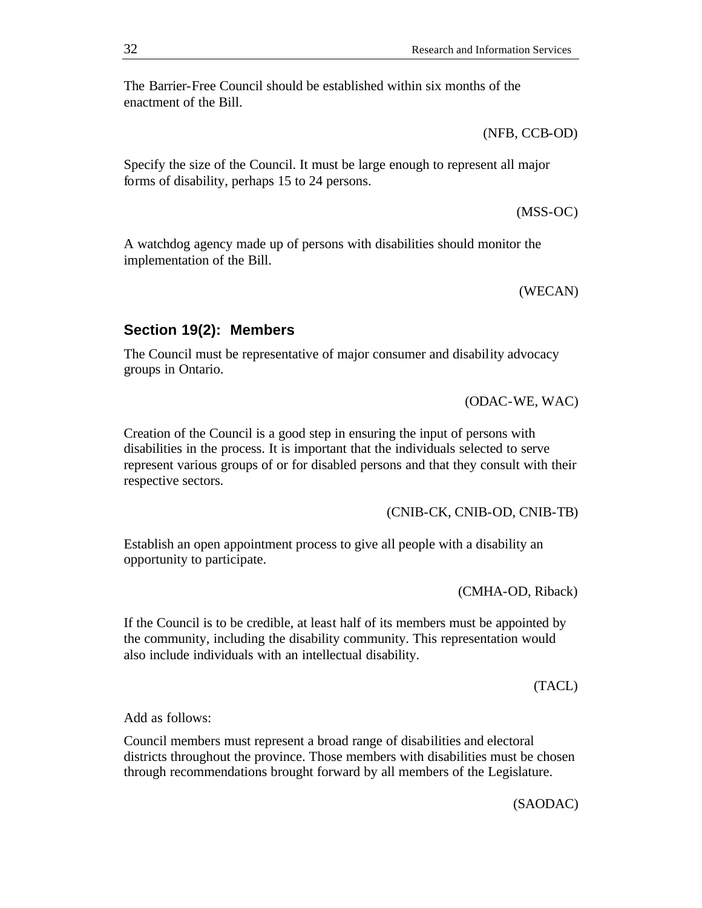The Barrier-Free Council should be established within six months of the enactment of the Bill.

(NFB, CCB-OD)

Specify the size of the Council. It must be large enough to represent all major forms of disability, perhaps 15 to 24 persons.

(MSS-OC)

A watchdog agency made up of persons with disabilities should monitor the implementation of the Bill.

(WECAN)

### Section 19(2): Members

The Council must be representative of major consumer and disability advocacy groups in Ontario.

(ODAC-WE, WAC)

Creation of the Council is a good step in ensuring the input of persons with disabilities in the process. It is important that the individuals selected to serve represent various groups of or for disabled persons and that they consult with their respective sectors.

(CNIB-CK, CNIB-OD, CNIB-TB)

Establish an open appointment process to give all people with a disability an opportunity to participate.

(CMHA-OD, Riback)

If the Council is to be credible, at least half of its members must be appointed by the community, including the disability community. This representation would also include individuals with an intellectual disability.

(TACL)

Add as follows:

Council members must represent a broad range of disabilities and electoral districts throughout the province. Those members with disabilities must be chosen through recommendations brought forward by all members of the Legislature.

(SAODAC)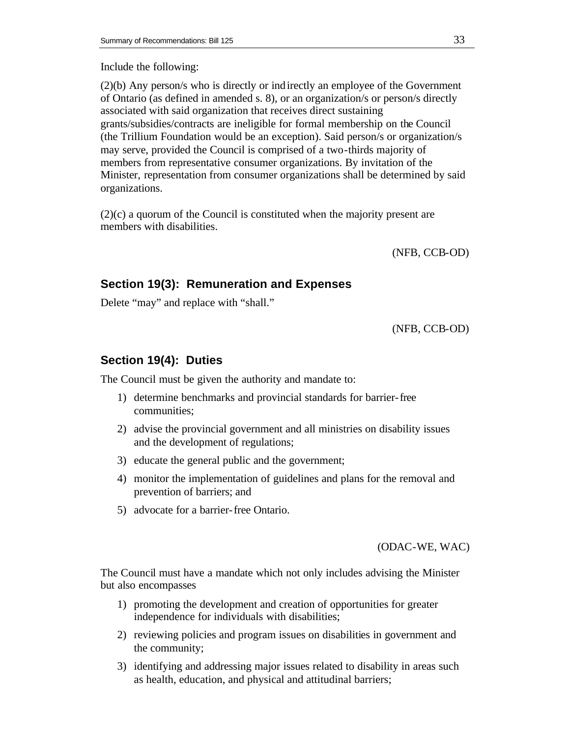Include the following:

(2)(b) Any person/s who is directly or indirectly an employee of the Government of Ontario (as defined in amended s. 8), or an organization/s or person/s directly associated with said organization that receives direct sustaining grants/subsidies/contracts are ineligible for formal membership on the Council (the Trillium Foundation would be an exception). Said person/s or organization/s may serve, provided the Council is comprised of a two-thirds majority of members from representative consumer organizations. By invitation of the Minister, representation from consumer organizations shall be determined by said organizations.

(2)(c) a quorum of the Council is constituted when the majority present are members with disabilities.

(NFB, CCB-OD)

### Section 19(3): Remuneration and Expenses

Delete "may" and replace with "shall."

(NFB, CCB-OD)

### Section 19(4): Duties

The Council must be given the authority and mandate to:

1) determine benchmarks and provincial standards for barrier-free communities;
2) advise the provincial government and all ministries on disability issues and the development of regulations;
3) educate the general public and the government;
4) monitor the implementation of guidelines and plans for the removal and prevention of barriers; and
5) advocate for a barrier-free Ontario.

(ODAC-WE, WAC)

The Council must have a mandate which not only includes advising the Minister but also encompasses

1) promoting the development and creation of opportunities for greater independence for individuals with disabilities;
2) reviewing policies and program issues on disabilities in government and the community;
3) identifying and addressing major issues related to disability in areas such as health, education, and physical and attitudinal barriers;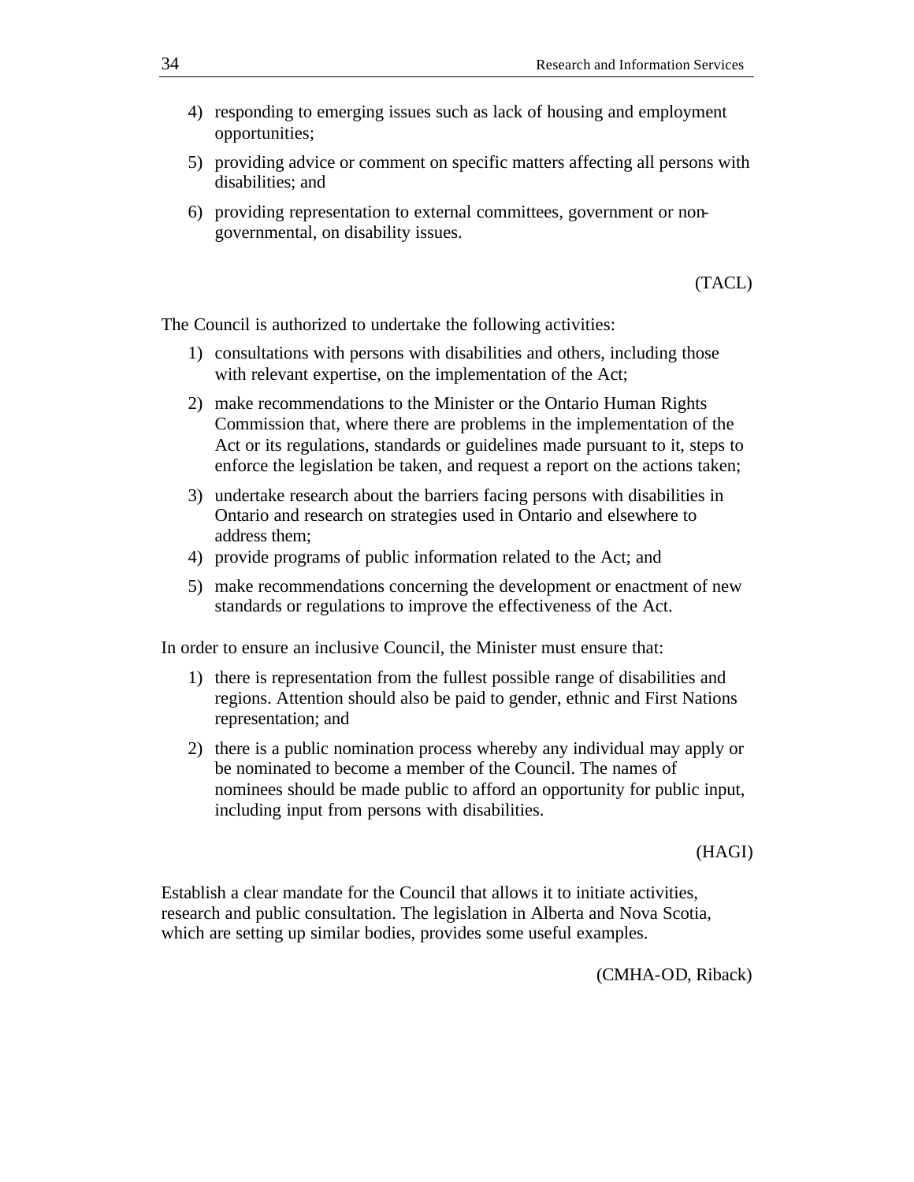4) responding to emerging issues such as lack of housing and employment opportunities;

5) providing advice or comment on specific matters affecting all persons with disabilities; and

6) providing representation to external committees, government or non-governmental, on disability issues.

(TACL)

The Council is authorized to undertake the following activities:

1) consultations with persons with disabilities and others, including those with relevant expertise, on the implementation of the Act;

2) make recommendations to the Minister or the Ontario Human Rights Commission that, where there are problems in the implementation of the Act or its regulations, standards or guidelines made pursuant to it, steps to enforce the legislation be taken, and request a report on the actions taken;

3) undertake research about the barriers facing persons with disabilities in Ontario and research on strategies used in Ontario and elsewhere to address them;

4) provide programs of public information related to the Act; and

5) make recommendations concerning the development or enactment of new standards or regulations to improve the effectiveness of the Act.

In order to ensure an inclusive Council, the Minister must ensure that:

1) there is representation from the fullest possible range of disabilities and regions. Attention should also be paid to gender, ethnic and First Nations representation; and

2) there is a public nomination process whereby any individual may apply or be nominated to become a member of the Council. The names of nominees should be made public to afford an opportunity for public input, including input from persons with disabilities.

(HAGI)

Establish a clear mandate for the Council that allows it to initiate activities, research and public consultation. The legislation in Alberta and Nova Scotia, which are setting up similar bodies, provides some useful examples.

(CMHA-OD, Riback)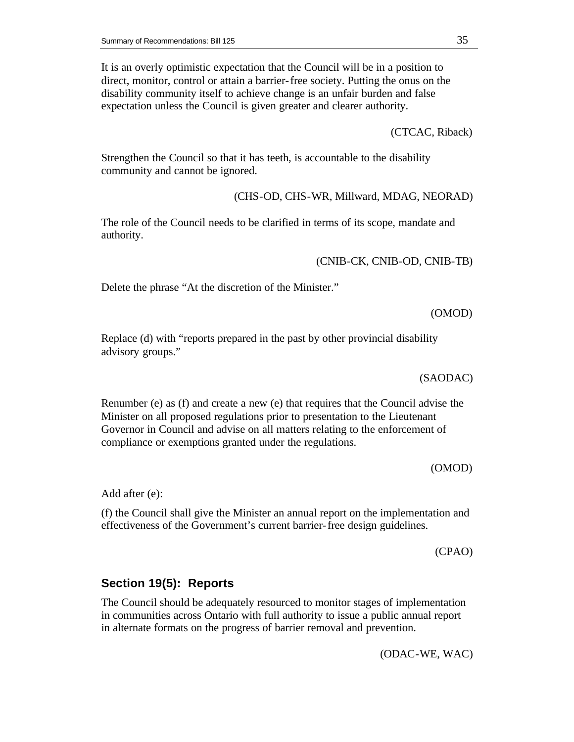It is an overly optimistic expectation that the Council will be in a position to direct, monitor, control or attain a barrier-free society. Putting the onus on the disability community itself to achieve change is an unfair burden and false expectation unless the Council is given greater and clearer authority.

(CTCAC, Riback)

Strengthen the Council so that it has teeth, is accountable to the disability community and cannot be ignored.

(CHS-OD, CHS-WR, Millward, MDAG, NEORAD)

The role of the Council needs to be clarified in terms of its scope, mandate and authority.

(CNIB-CK, CNIB-OD, CNIB-TB)

Delete the phrase "At the discretion of the Minister."

(OMOD)

Replace (d) with "reports prepared in the past by other provincial disability advisory groups."

(SAODAC)

Renumber (e) as (f) and create a new (e) that requires that the Council advise the Minister on all proposed regulations prior to presentation to the Lieutenant Governor in Council and advise on all matters relating to the enforcement of compliance or exemptions granted under the regulations.

(OMOD)

Add after (e):

(f) the Council shall give the Minister an annual report on the implementation and effectiveness of the Government's current barrier-free design guidelines.

(CPAO)

### Section 19(5): Reports

The Council should be adequately resourced to monitor stages of implementation in communities across Ontario with full authority to issue a public annual report in alternate formats on the progress of barrier removal and prevention.

(ODAC-WE, WAC)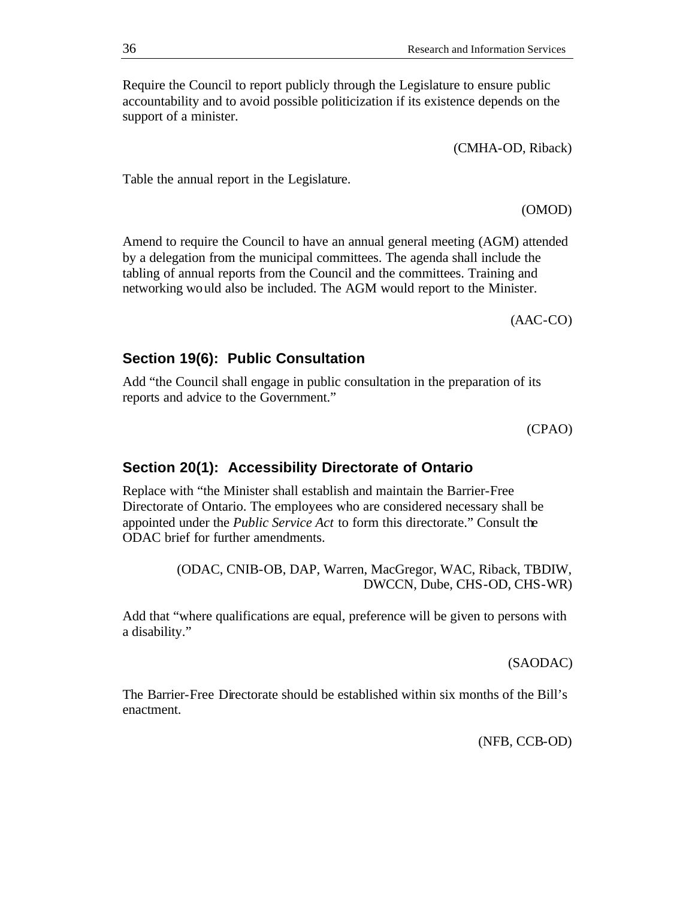Require the Council to report publicly through the Legislature to ensure public accountability and to avoid possible politicization if its existence depends on the support of a minister.

(CMHA-OD, Riback)

Table the annual report in the Legislature.

(OMOD)

Amend to require the Council to have an annual general meeting (AGM) attended by a delegation from the municipal committees. The agenda shall include the tabling of annual reports from the Council and the committees. Training and networking would also be included. The AGM would report to the Minister.

(AAC-CO)

### Section 19(6): Public Consultation

Add "the Council shall engage in public consultation in the preparation of its reports and advice to the Government."

(CPAO)

### Section 20(1): Accessibility Directorate of Ontario

Replace with "the Minister shall establish and maintain the Barrier-Free Directorate of Ontario. The employees who are considered necessary shall be appointed under the *Public Service Act* to form this directorate." Consult the ODAC brief for further amendments.

(ODAC, CNIB-OB, DAP, Warren, MacGregor, WAC, Riback, TBDIW, DWCCN, Dube, CHS-OD, CHS-WR)

Add that "where qualifications are equal, preference will be given to persons with a disability."

(SAODAC)

The Barrier-Free Directorate should be established within six months of the Bill's enactment.

(NFB, CCB-OD)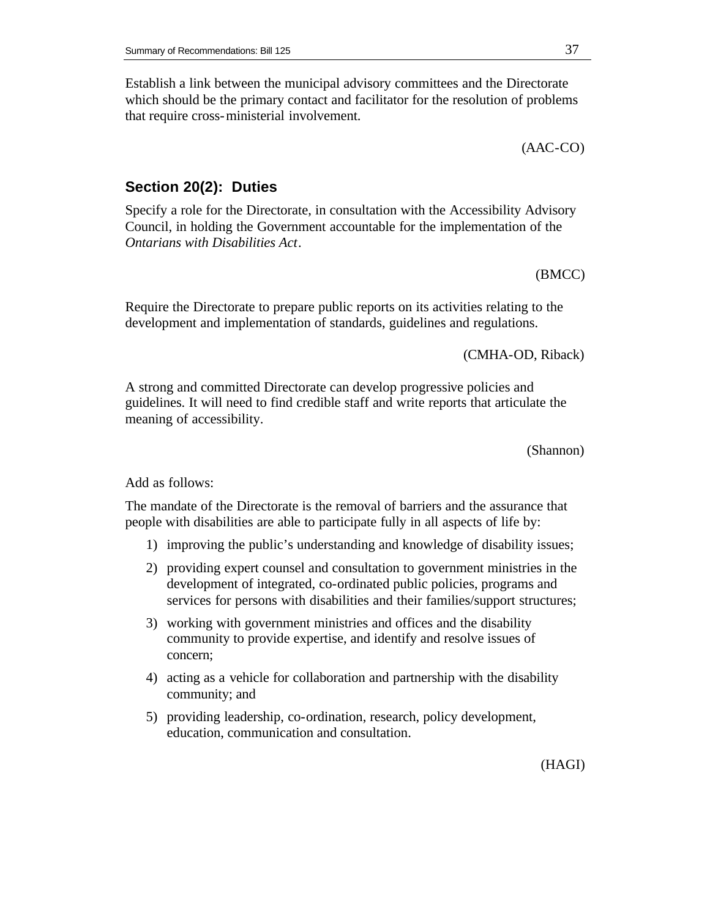Establish a link between the municipal advisory committees and the Directorate which should be the primary contact and facilitator for the resolution of problems that require cross-ministerial involvement.

(AAC-CO)

### Section 20(2): Duties

Specify a role for the Directorate, in consultation with the Accessibility Advisory Council, in holding the Government accountable for the implementation of the *Ontarians with Disabilities Act*.

(BMCC)

Require the Directorate to prepare public reports on its activities relating to the development and implementation of standards, guidelines and regulations.

(CMHA-OD, Riback)

A strong and committed Directorate can develop progressive policies and guidelines. It will need to find credible staff and write reports that articulate the meaning of accessibility.

(Shannon)

Add as follows:

The mandate of the Directorate is the removal of barriers and the assurance that people with disabilities are able to participate fully in all aspects of life by:

1) improving the public's understanding and knowledge of disability issues;
2) providing expert counsel and consultation to government ministries in the development of integrated, co-ordinated public policies, programs and services for persons with disabilities and their families/support structures;
3) working with government ministries and offices and the disability community to provide expertise, and identify and resolve issues of concern;
4) acting as a vehicle for collaboration and partnership with the disability community; and
5) providing leadership, co-ordination, research, policy development, education, communication and consultation.

(HAGI)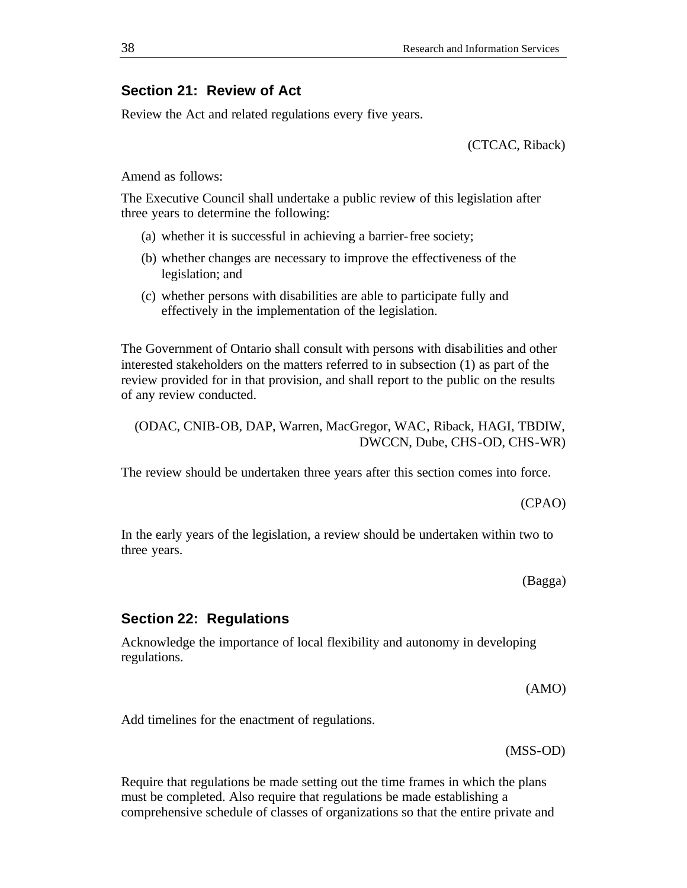## Section 21: Review of Act

Review the Act and related regulations every five years.

(CTCAC, Riback)

Amend as follows:

The Executive Council shall undertake a public review of this legislation after three years to determine the following:

(a) whether it is successful in achieving a barrier-free society;

(b) whether changes are necessary to improve the effectiveness of the legislation; and

(c) whether persons with disabilities are able to participate fully and effectively in the implementation of the legislation.

The Government of Ontario shall consult with persons with disabilities and other interested stakeholders on the matters referred to in subsection (1) as part of the review provided for in that provision, and shall report to the public on the results of any review conducted.

(ODAC, CNIB-OB, DAP, Warren, MacGregor, WAC, Riback, HAGI, TBDIW, DWCCN, Dube, CHS-OD, CHS-WR)

The review should be undertaken three years after this section comes into force.

(CPAO)

In the early years of the legislation, a review should be undertaken within two to three years.

(Bagga)

## Section 22: Regulations

Acknowledge the importance of local flexibility and autonomy in developing regulations.

(AMO)

Add timelines for the enactment of regulations.

(MSS-OD)

Require that regulations be made setting out the time frames in which the plans must be completed. Also require that regulations be made establishing a comprehensive schedule of classes of organizations so that the entire private and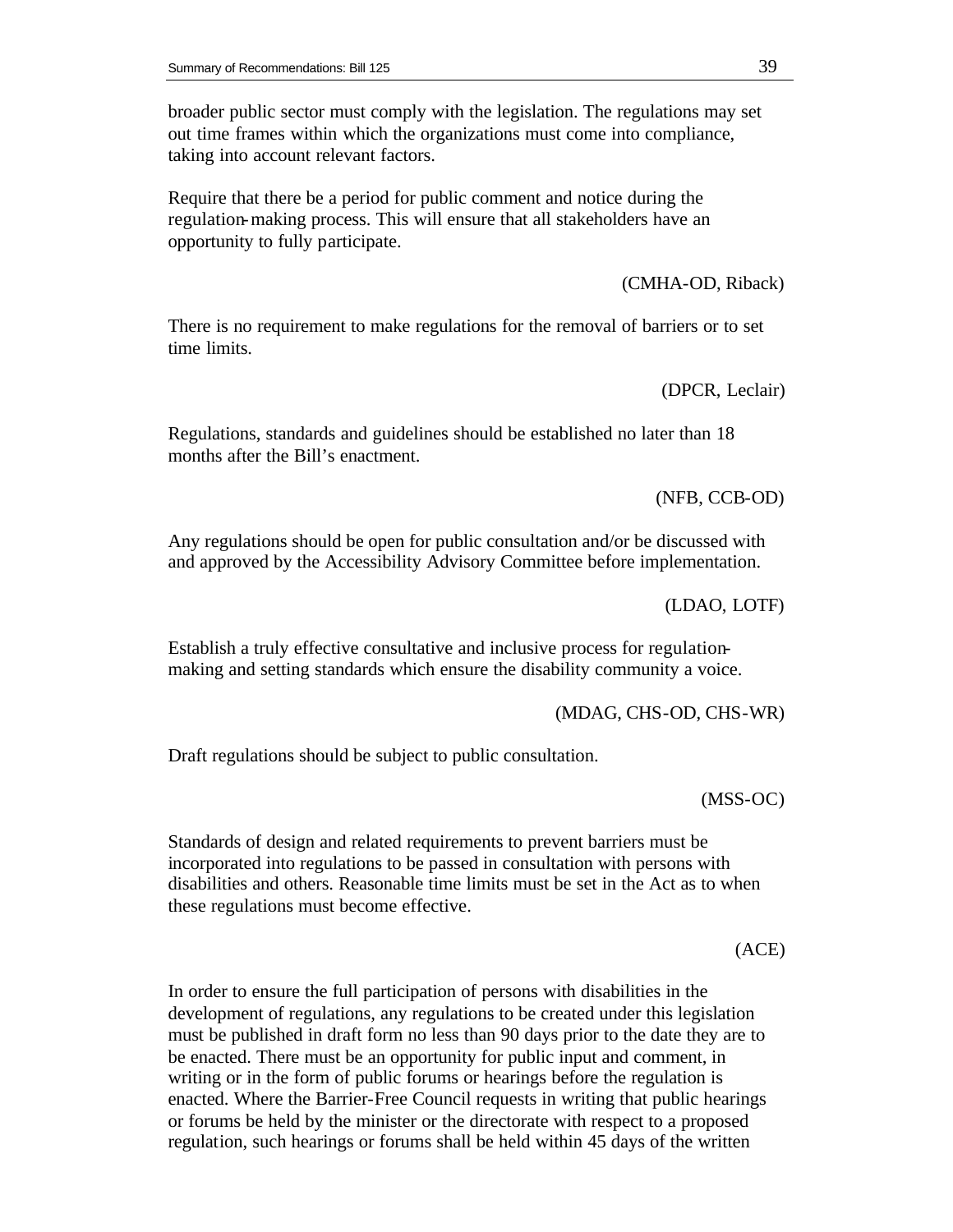broader public sector must comply with the legislation. The regulations may set out time frames within which the organizations must come into compliance, taking into account relevant factors.

Require that there be a period for public comment and notice during the regulation-making process. This will ensure that all stakeholders have an opportunity to fully participate.

(CMHA-OD, Riback)

There is no requirement to make regulations for the removal of barriers or to set time limits.

(DPCR, Leclair)

Regulations, standards and guidelines should be established no later than 18 months after the Bill's enactment.

(NFB, CCB-OD)

Any regulations should be open for public consultation and/or be discussed with and approved by the Accessibility Advisory Committee before implementation.

(LDAO, LOTF)

Establish a truly effective consultative and inclusive process for regulation-making and setting standards which ensure the disability community a voice.

(MDAG, CHS-OD, CHS-WR)

Draft regulations should be subject to public consultation.

(MSS-OC)

Standards of design and related requirements to prevent barriers must be incorporated into regulations to be passed in consultation with persons with disabilities and others. Reasonable time limits must be set in the Act as to when these regulations must become effective.

(ACE)

In order to ensure the full participation of persons with disabilities in the development of regulations, any regulations to be created under this legislation must be published in draft form no less than 90 days prior to the date they are to be enacted. There must be an opportunity for public input and comment, in writing or in the form of public forums or hearings before the regulation is enacted. Where the Barrier-Free Council requests in writing that public hearings or forums be held by the minister or the directorate with respect to a proposed regulation, such hearings or forums shall be held within 45 days of the written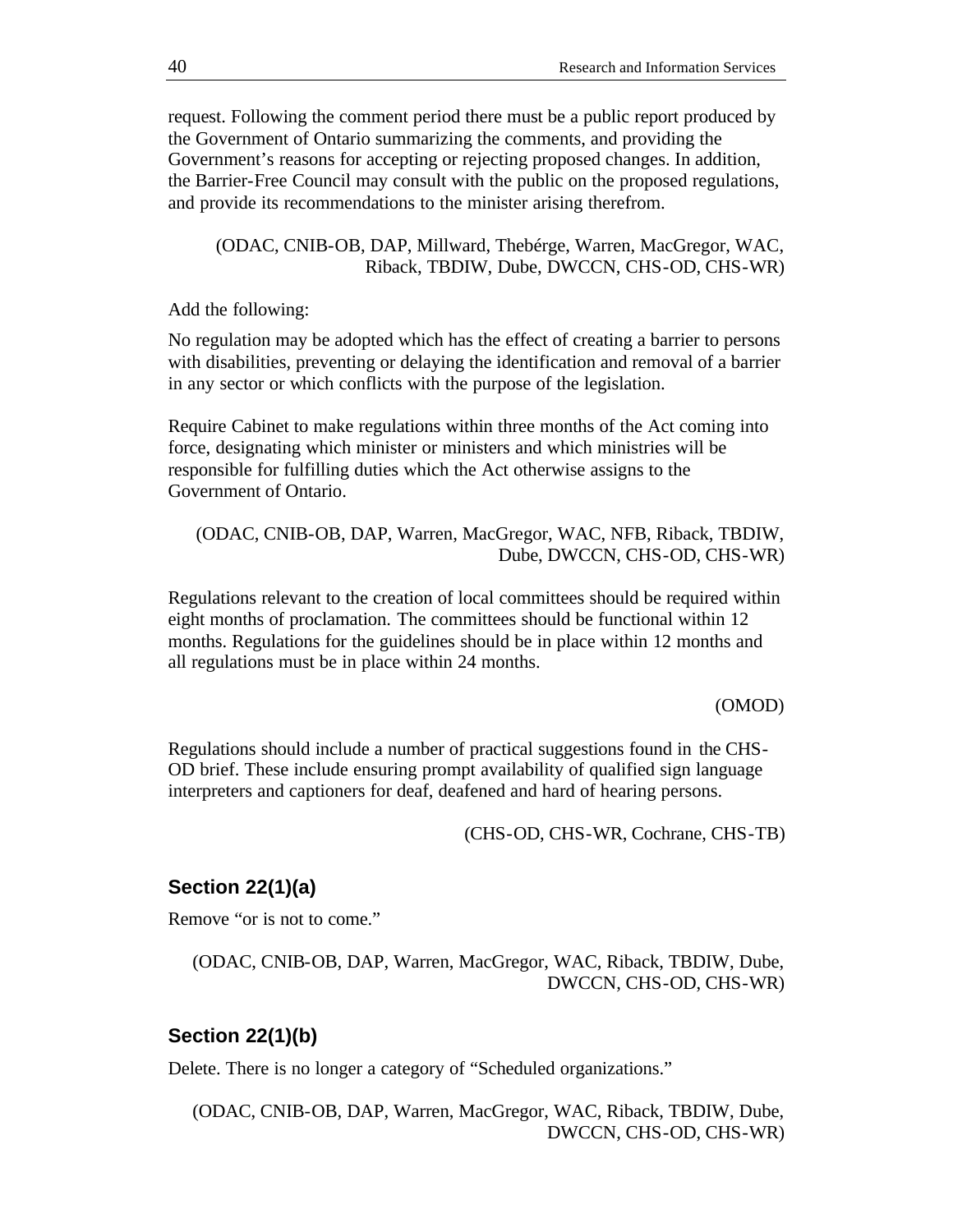request. Following the comment period there must be a public report produced by the Government of Ontario summarizing the comments, and providing the Government's reasons for accepting or rejecting proposed changes. In addition, the Barrier-Free Council may consult with the public on the proposed regulations, and provide its recommendations to the minister arising therefrom.

(ODAC, CNIB-OB, DAP, Millward, Thebérge, Warren, MacGregor, WAC, Riback, TBDIW, Dube, DWCCN, CHS-OD, CHS-WR)

Add the following:

No regulation may be adopted which has the effect of creating a barrier to persons with disabilities, preventing or delaying the identification and removal of a barrier in any sector or which conflicts with the purpose of the legislation.

Require Cabinet to make regulations within three months of the Act coming into force, designating which minister or ministers and which ministries will be responsible for fulfilling duties which the Act otherwise assigns to the Government of Ontario.

(ODAC, CNIB-OB, DAP, Warren, MacGregor, WAC, NFB, Riback, TBDIW, Dube, DWCCN, CHS-OD, CHS-WR)

Regulations relevant to the creation of local committees should be required within eight months of proclamation. The committees should be functional within 12 months. Regulations for the guidelines should be in place within 12 months and all regulations must be in place within 24 months.

(OMOD)

Regulations should include a number of practical suggestions found in the CHS-OD brief. These include ensuring prompt availability of qualified sign language interpreters and captioners for deaf, deafened and hard of hearing persons.

(CHS-OD, CHS-WR, Cochrane, CHS-TB)

### Section 22(1)(a)

Remove "or is not to come."

(ODAC, CNIB-OB, DAP, Warren, MacGregor, WAC, Riback, TBDIW, Dube, DWCCN, CHS-OD, CHS-WR)

### Section 22(1)(b)

Delete. There is no longer a category of "Scheduled organizations."

(ODAC, CNIB-OB, DAP, Warren, MacGregor, WAC, Riback, TBDIW, Dube, DWCCN, CHS-OD, CHS-WR)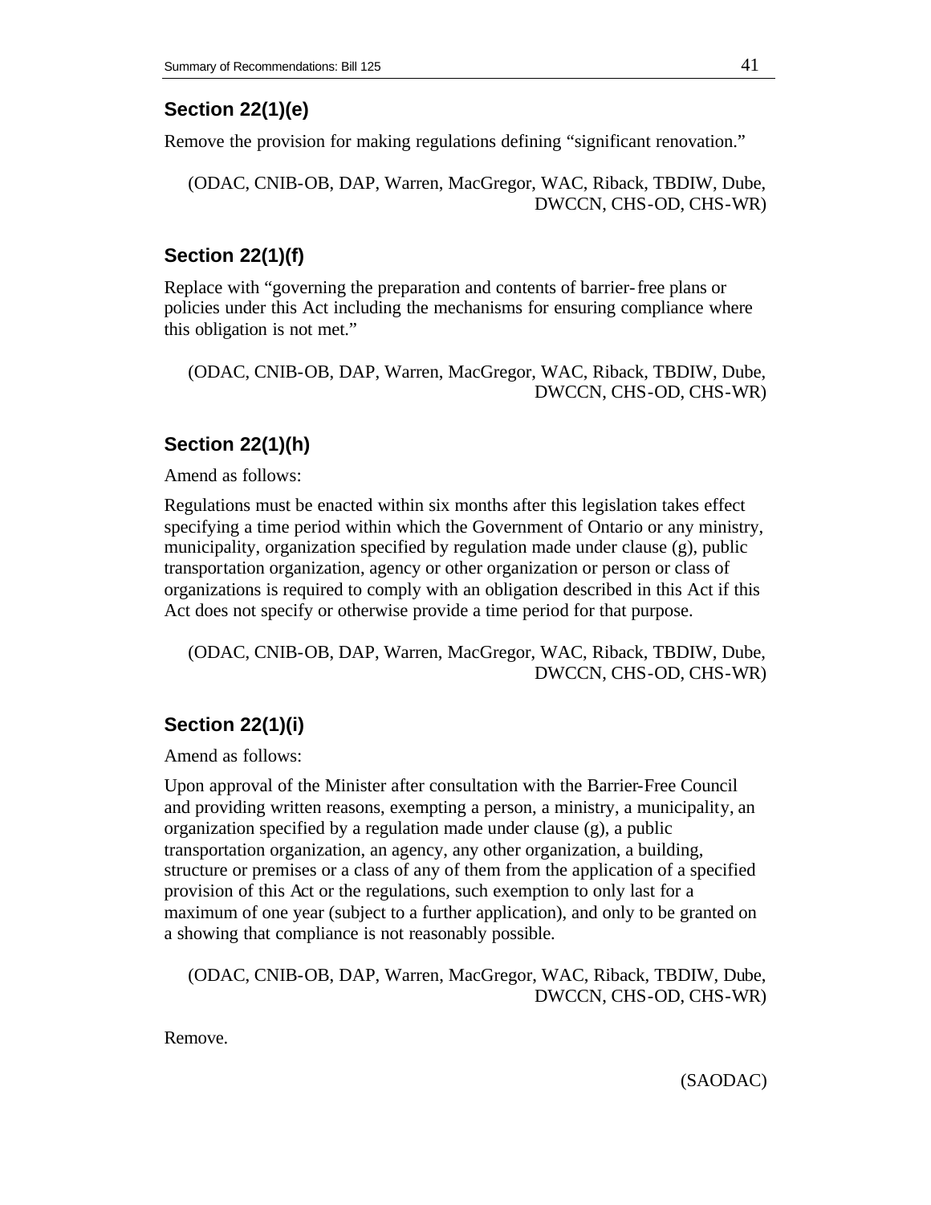### Section 22(1)(e)

Remove the provision for making regulations defining "significant renovation."

(ODAC, CNIB-OB, DAP, Warren, MacGregor, WAC, Riback, TBDIW, Dube, DWCCN, CHS-OD, CHS-WR)

### Section 22(1)(f)

Replace with "governing the preparation and contents of barrier-free plans or policies under this Act including the mechanisms for ensuring compliance where this obligation is not met."

(ODAC, CNIB-OB, DAP, Warren, MacGregor, WAC, Riback, TBDIW, Dube, DWCCN, CHS-OD, CHS-WR)

### Section 22(1)(h)

Amend as follows:

Regulations must be enacted within six months after this legislation takes effect specifying a time period within which the Government of Ontario or any ministry, municipality, organization specified by regulation made under clause (g), public transportation organization, agency or other organization or person or class of organizations is required to comply with an obligation described in this Act if this Act does not specify or otherwise provide a time period for that purpose.

(ODAC, CNIB-OB, DAP, Warren, MacGregor, WAC, Riback, TBDIW, Dube, DWCCN, CHS-OD, CHS-WR)

### Section 22(1)(i)

Amend as follows:

Upon approval of the Minister after consultation with the Barrier-Free Council and providing written reasons, exempting a person, a ministry, a municipality, an organization specified by a regulation made under clause (g), a public transportation organization, an agency, any other organization, a building, structure or premises or a class of any of them from the application of a specified provision of this Act or the regulations, such exemption to only last for a maximum of one year (subject to a further application), and only to be granted on a showing that compliance is not reasonably possible.

(ODAC, CNIB-OB, DAP, Warren, MacGregor, WAC, Riback, TBDIW, Dube, DWCCN, CHS-OD, CHS-WR)

Remove.

(SAODAC)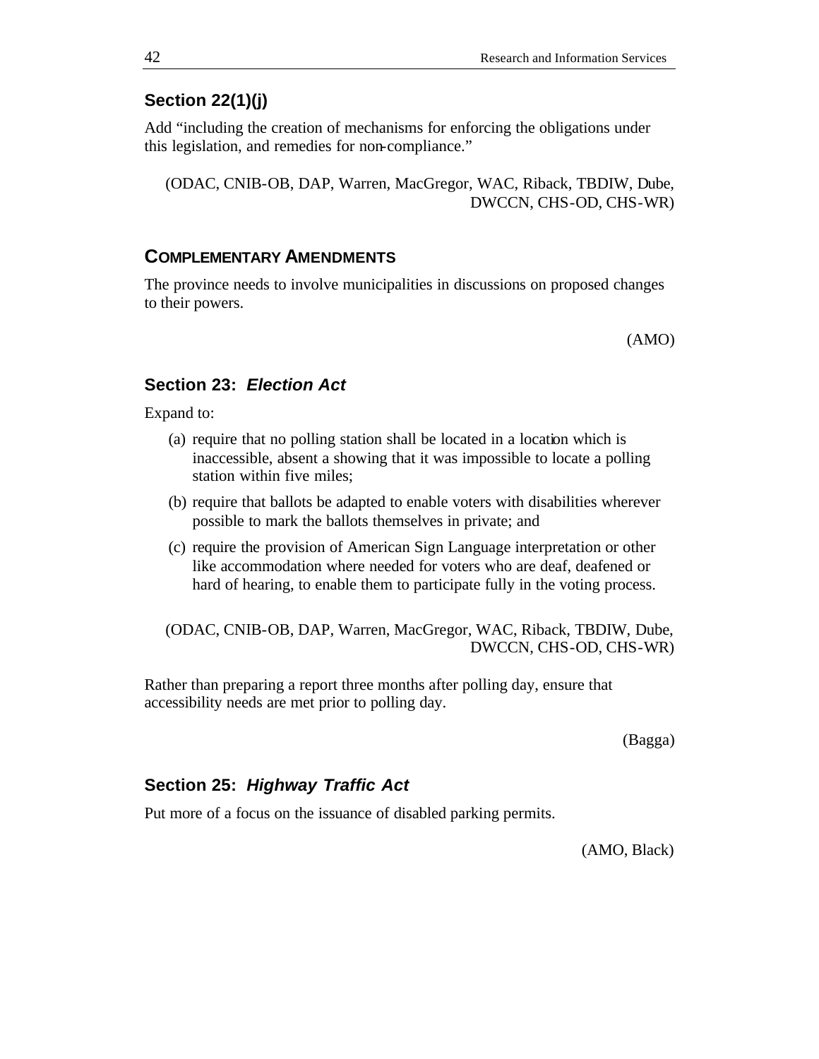### Section 22(1)(j)

Add "including the creation of mechanisms for enforcing the obligations under this legislation, and remedies for non-compliance."

(ODAC, CNIB-OB, DAP, Warren, MacGregor, WAC, Riback, TBDIW, Dube, DWCCN, CHS-OD, CHS-WR)

## COMPLEMENTARY AMENDMENTS

The province needs to involve municipalities in discussions on proposed changes to their powers.

(AMO)

### Section 23: *Election Act*

Expand to:

(a) require that no polling station shall be located in a location which is inaccessible, absent a showing that it was impossible to locate a polling station within five miles;

(b) require that ballots be adapted to enable voters with disabilities wherever possible to mark the ballots themselves in private; and

(c) require the provision of American Sign Language interpretation or other like accommodation where needed for voters who are deaf, deafened or hard of hearing, to enable them to participate fully in the voting process.

(ODAC, CNIB-OB, DAP, Warren, MacGregor, WAC, Riback, TBDIW, Dube, DWCCN, CHS-OD, CHS-WR)

Rather than preparing a report three months after polling day, ensure that accessibility needs are met prior to polling day.

(Bagga)

### Section 25: *Highway Traffic Act*

Put more of a focus on the issuance of disabled parking permits.

(AMO, Black)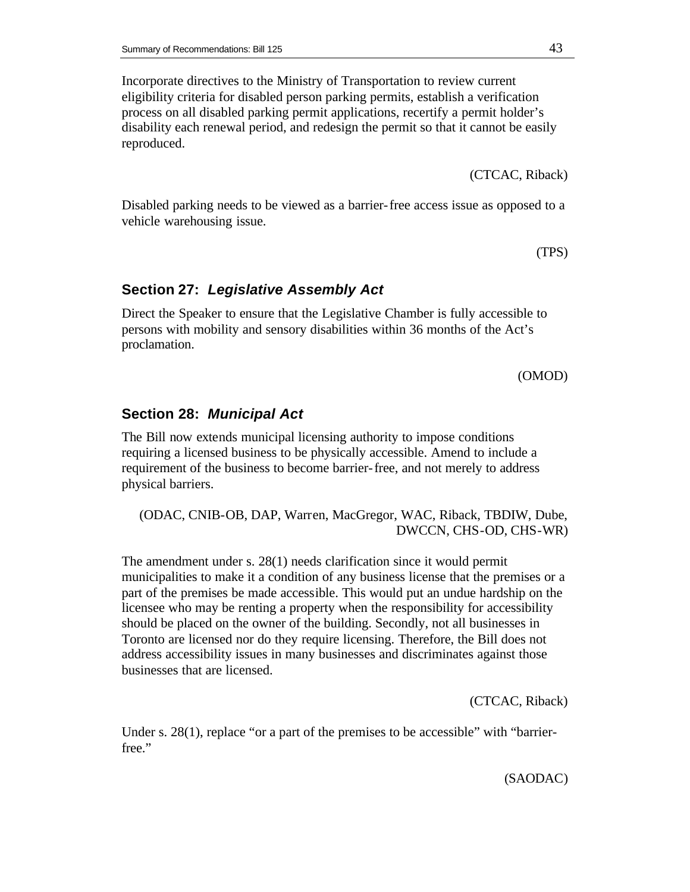Incorporate directives to the Ministry of Transportation to review current eligibility criteria for disabled person parking permits, establish a verification process on all disabled parking permit applications, recertify a permit holder's disability each renewal period, and redesign the permit so that it cannot be easily reproduced.

(CTCAC, Riback)

Disabled parking needs to be viewed as a barrier-free access issue as opposed to a vehicle warehousing issue.

(TPS)

## Section 27: ***Legislative Assembly Act***

Direct the Speaker to ensure that the Legislative Chamber is fully accessible to persons with mobility and sensory disabilities within 36 months of the Act's proclamation.

(OMOD)

## Section 28: ***Municipal Act***

The Bill now extends municipal licensing authority to impose conditions requiring a licensed business to be physically accessible. Amend to include a requirement of the business to become barrier-free, and not merely to address physical barriers.

(ODAC, CNIB-OB, DAP, Warren, MacGregor, WAC, Riback, TBDIW, Dube, DWCCN, CHS-OD, CHS-WR)

The amendment under s. 28(1) needs clarification since it would permit municipalities to make it a condition of any business license that the premises or a part of the premises be made accessible. This would put an undue hardship on the licensee who may be renting a property when the responsibility for accessibility should be placed on the owner of the building. Secondly, not all businesses in Toronto are licensed nor do they require licensing. Therefore, the Bill does not address accessibility issues in many businesses and discriminates against those businesses that are licensed.

(CTCAC, Riback)

Under s. 28(1), replace "or a part of the premises to be accessible" with "barrier-free."

(SAODAC)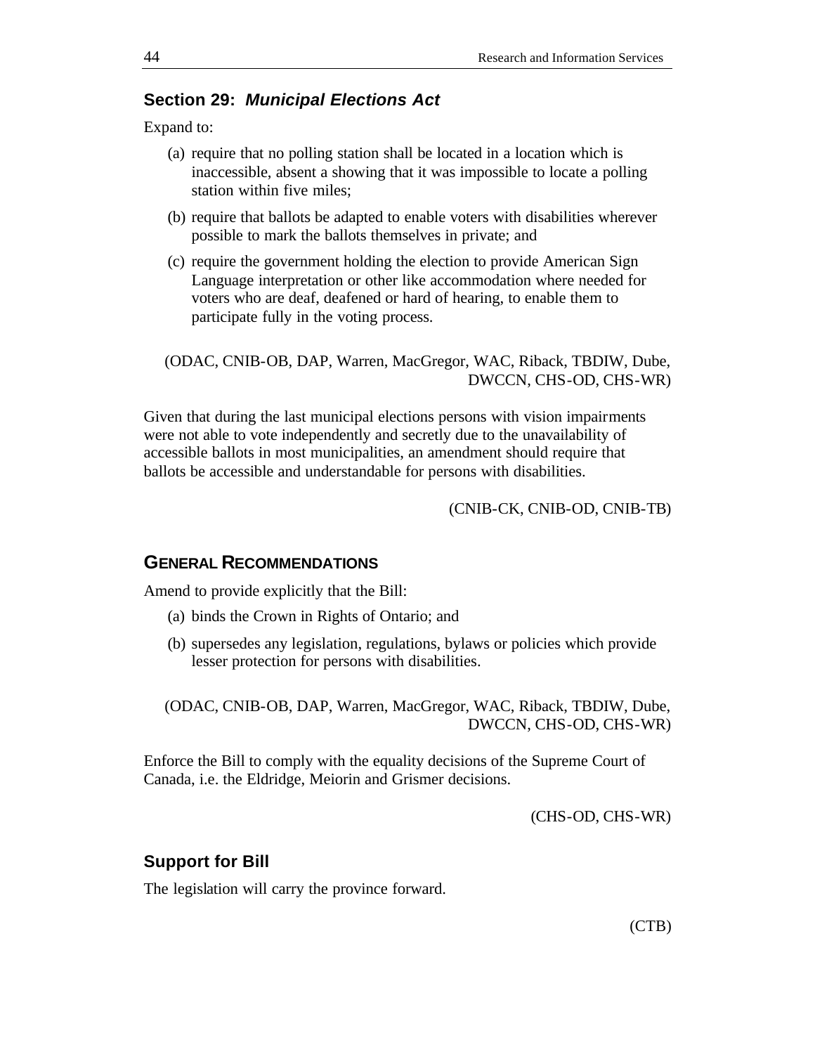## Section 29: *Municipal Elections Act*

Expand to:

(a) require that no polling station shall be located in a location which is inaccessible, absent a showing that it was impossible to locate a polling station within five miles;

(b) require that ballots be adapted to enable voters with disabilities wherever possible to mark the ballots themselves in private; and

(c) require the government holding the election to provide American Sign Language interpretation or other like accommodation where needed for voters who are deaf, deafened or hard of hearing, to enable them to participate fully in the voting process.

(ODAC, CNIB-OB, DAP, Warren, MacGregor, WAC, Riback, TBDIW, Dube, DWCCN, CHS-OD, CHS-WR)

Given that during the last municipal elections persons with vision impairments were not able to vote independently and secretly due to the unavailability of accessible ballots in most municipalities, an amendment should require that ballots be accessible and understandable for persons with disabilities.

(CNIB-CK, CNIB-OD, CNIB-TB)

## GENERAL RECOMMENDATIONS

Amend to provide explicitly that the Bill:

(a) binds the Crown in Rights of Ontario; and

(b) supersedes any legislation, regulations, bylaws or policies which provide lesser protection for persons with disabilities.

(ODAC, CNIB-OB, DAP, Warren, MacGregor, WAC, Riback, TBDIW, Dube, DWCCN, CHS-OD, CHS-WR)

Enforce the Bill to comply with the equality decisions of the Supreme Court of Canada, i.e. the Eldridge, Meiorin and Grismer decisions.

(CHS-OD, CHS-WR)

## Support for Bill

The legislation will carry the province forward.

(CTB)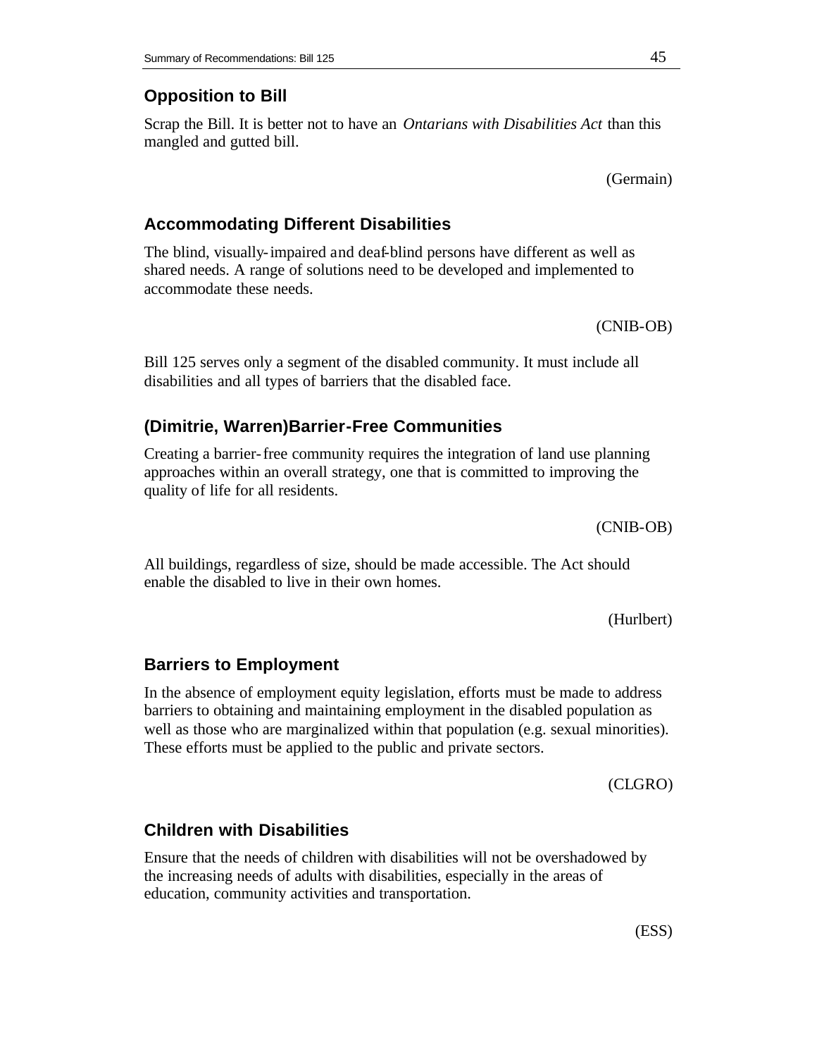## Opposition to Bill

Scrap the Bill. It is better not to have an *Ontarians with Disabilities Act* than this mangled and gutted bill.

(Germain)

## Accommodating Different Disabilities

The blind, visually-impaired and deaf-blind persons have different as well as shared needs. A range of solutions need to be developed and implemented to accommodate these needs.

(CNIB-OB)

Bill 125 serves only a segment of the disabled community. It must include all disabilities and all types of barriers that the disabled face.

## (Dimitrie, Warren)Barrier-Free Communities

Creating a barrier-free community requires the integration of land use planning approaches within an overall strategy, one that is committed to improving the quality of life for all residents.

(CNIB-OB)

All buildings, regardless of size, should be made accessible. The Act should enable the disabled to live in their own homes.

(Hurlbert)

## Barriers to Employment

In the absence of employment equity legislation, efforts must be made to address barriers to obtaining and maintaining employment in the disabled population as well as those who are marginalized within that population (e.g. sexual minorities). These efforts must be applied to the public and private sectors.

(CLGRO)

## Children with Disabilities

Ensure that the needs of children with disabilities will not be overshadowed by the increasing needs of adults with disabilities, especially in the areas of education, community activities and transportation.

(ESS)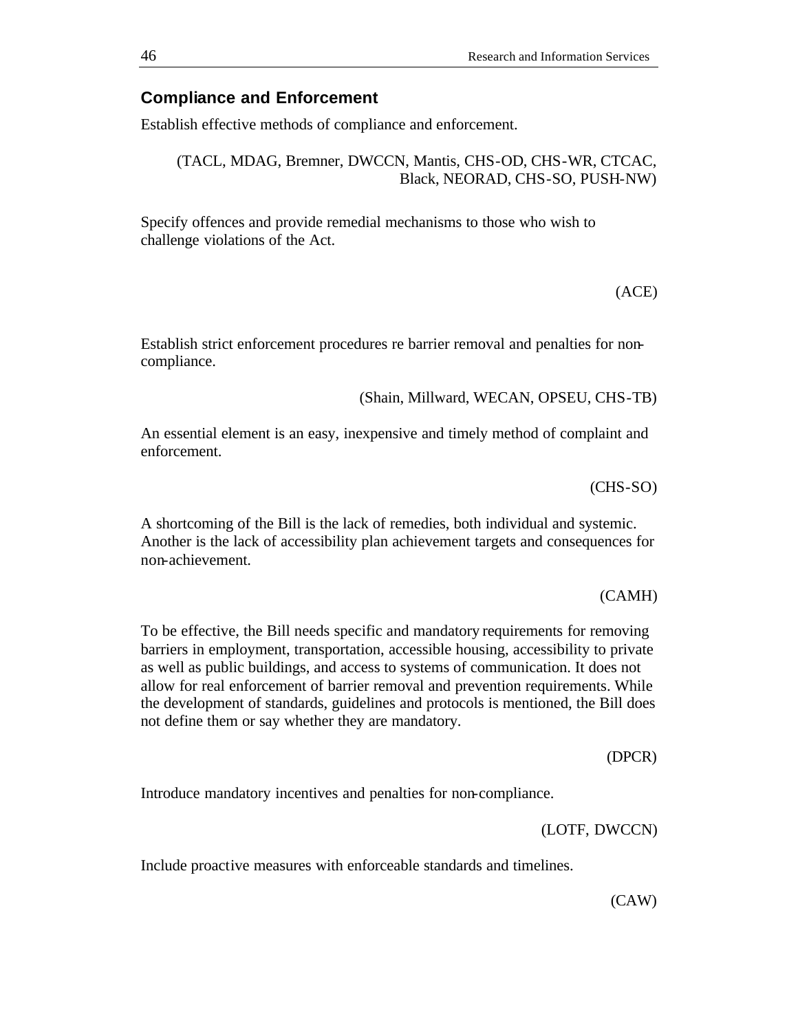## Compliance and Enforcement

Establish effective methods of compliance and enforcement.

(TACL, MDAG, Bremner, DWCCN, Mantis, CHS-OD, CHS-WR, CTCAC, Black, NEORAD, CHS-SO, PUSH-NW)

Specify offences and provide remedial mechanisms to those who wish to challenge violations of the Act.

(ACE)

Establish strict enforcement procedures re barrier removal and penalties for non-compliance.

(Shain, Millward, WECAN, OPSEU, CHS-TB)

An essential element is an easy, inexpensive and timely method of complaint and enforcement.

(CHS-SO)

A shortcoming of the Bill is the lack of remedies, both individual and systemic. Another is the lack of accessibility plan achievement targets and consequences for non-achievement.

(CAMH)

To be effective, the Bill needs specific and mandatory requirements for removing barriers in employment, transportation, accessible housing, accessibility to private as well as public buildings, and access to systems of communication. It does not allow for real enforcement of barrier removal and prevention requirements. While the development of standards, guidelines and protocols is mentioned, the Bill does not define them or say whether they are mandatory.

(DPCR)

Introduce mandatory incentives and penalties for non-compliance.

(LOTF, DWCCN)

Include proactive measures with enforceable standards and timelines.

(CAW)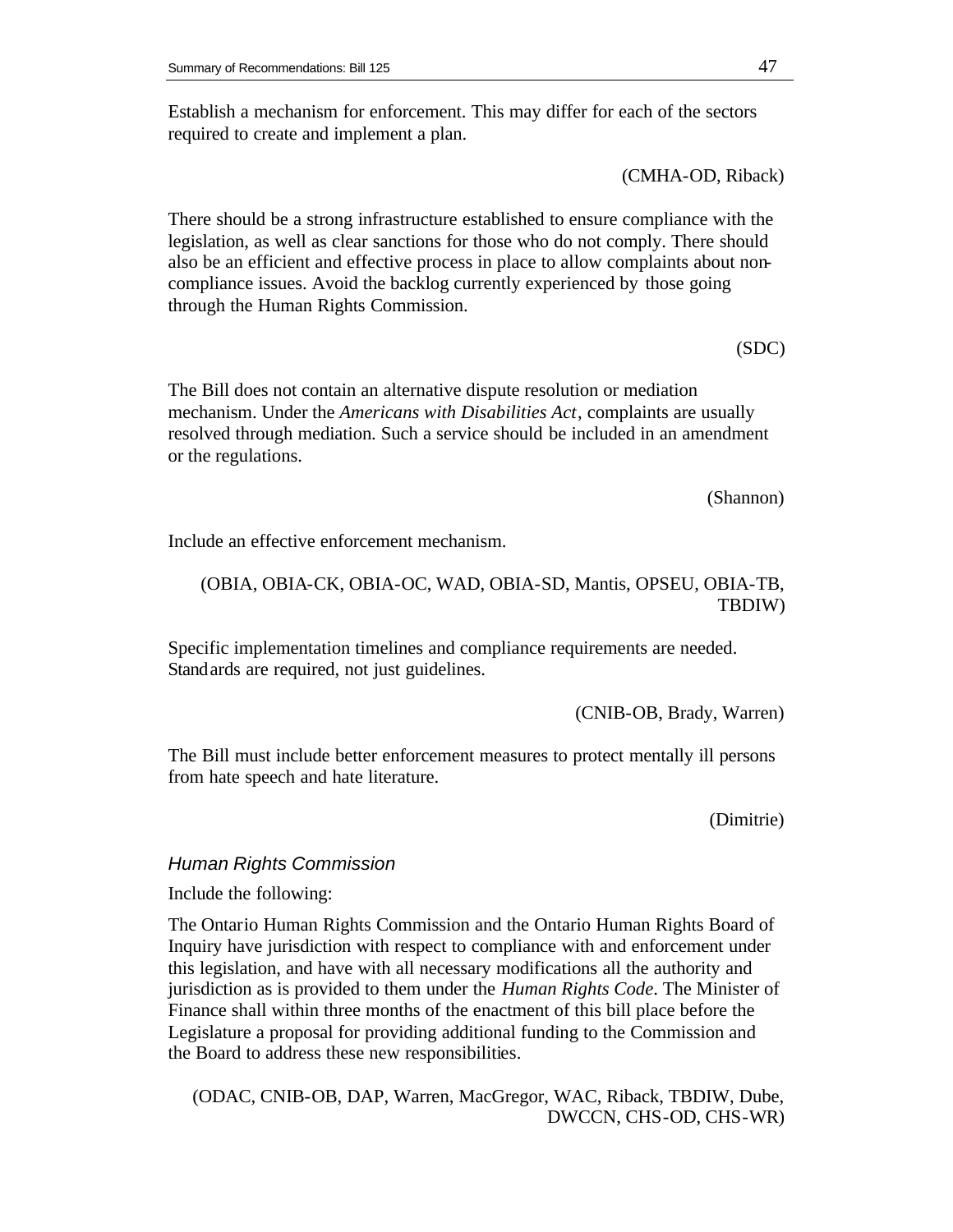Establish a mechanism for enforcement. This may differ for each of the sectors required to create and implement a plan.

(CMHA-OD, Riback)

There should be a strong infrastructure established to ensure compliance with the legislation, as well as clear sanctions for those who do not comply. There should also be an efficient and effective process in place to allow complaints about non-compliance issues. Avoid the backlog currently experienced by those going through the Human Rights Commission.

(SDC)

The Bill does not contain an alternative dispute resolution or mediation mechanism. Under the *Americans with Disabilities Act*, complaints are usually resolved through mediation. Such a service should be included in an amendment or the regulations.

(Shannon)

Include an effective enforcement mechanism.

(OBIA, OBIA-CK, OBIA-OC, WAD, OBIA-SD, Mantis, OPSEU, OBIA-TB, TBDIW)

Specific implementation timelines and compliance requirements are needed. Standards are required, not just guidelines.

(CNIB-OB, Brady, Warren)

The Bill must include better enforcement measures to protect mentally ill persons from hate speech and hate literature.

(Dimitrie)

### *Human Rights Commission*

Include the following:

The Ontario Human Rights Commission and the Ontario Human Rights Board of Inquiry have jurisdiction with respect to compliance with and enforcement under this legislation, and have with all necessary modifications all the authority and jurisdiction as is provided to them under the *Human Rights Code*. The Minister of Finance shall within three months of the enactment of this bill place before the Legislature a proposal for providing additional funding to the Commission and the Board to address these new responsibilities.

(ODAC, CNIB-OB, DAP, Warren, MacGregor, WAC, Riback, TBDIW, Dube, DWCCN, CHS-OD, CHS-WR)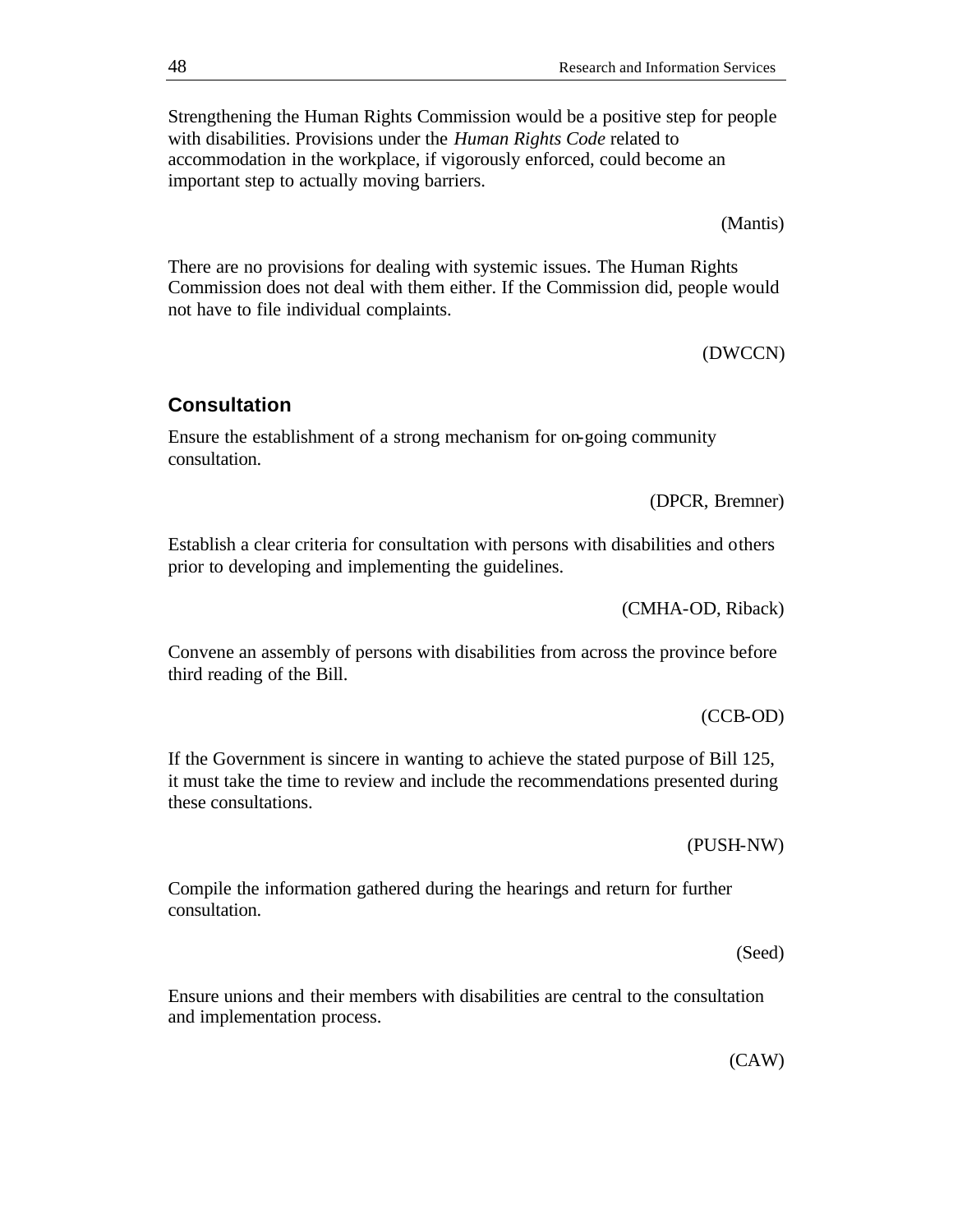Strengthening the Human Rights Commission would be a positive step for people with disabilities. Provisions under the *Human Rights Code* related to accommodation in the workplace, if vigorously enforced, could become an important step to actually moving barriers.

(Mantis)

There are no provisions for dealing with systemic issues. The Human Rights Commission does not deal with them either. If the Commission did, people would not have to file individual complaints.

(DWCCN)

## Consultation

Ensure the establishment of a strong mechanism for on-going community consultation.

(DPCR, Bremner)

Establish a clear criteria for consultation with persons with disabilities and others prior to developing and implementing the guidelines.

(CMHA-OD, Riback)

Convene an assembly of persons with disabilities from across the province before third reading of the Bill.

(CCB-OD)

If the Government is sincere in wanting to achieve the stated purpose of Bill 125, it must take the time to review and include the recommendations presented during these consultations.

(PUSH-NW)

Compile the information gathered during the hearings and return for further consultation.

(Seed)

Ensure unions and their members with disabilities are central to the consultation and implementation process.

(CAW)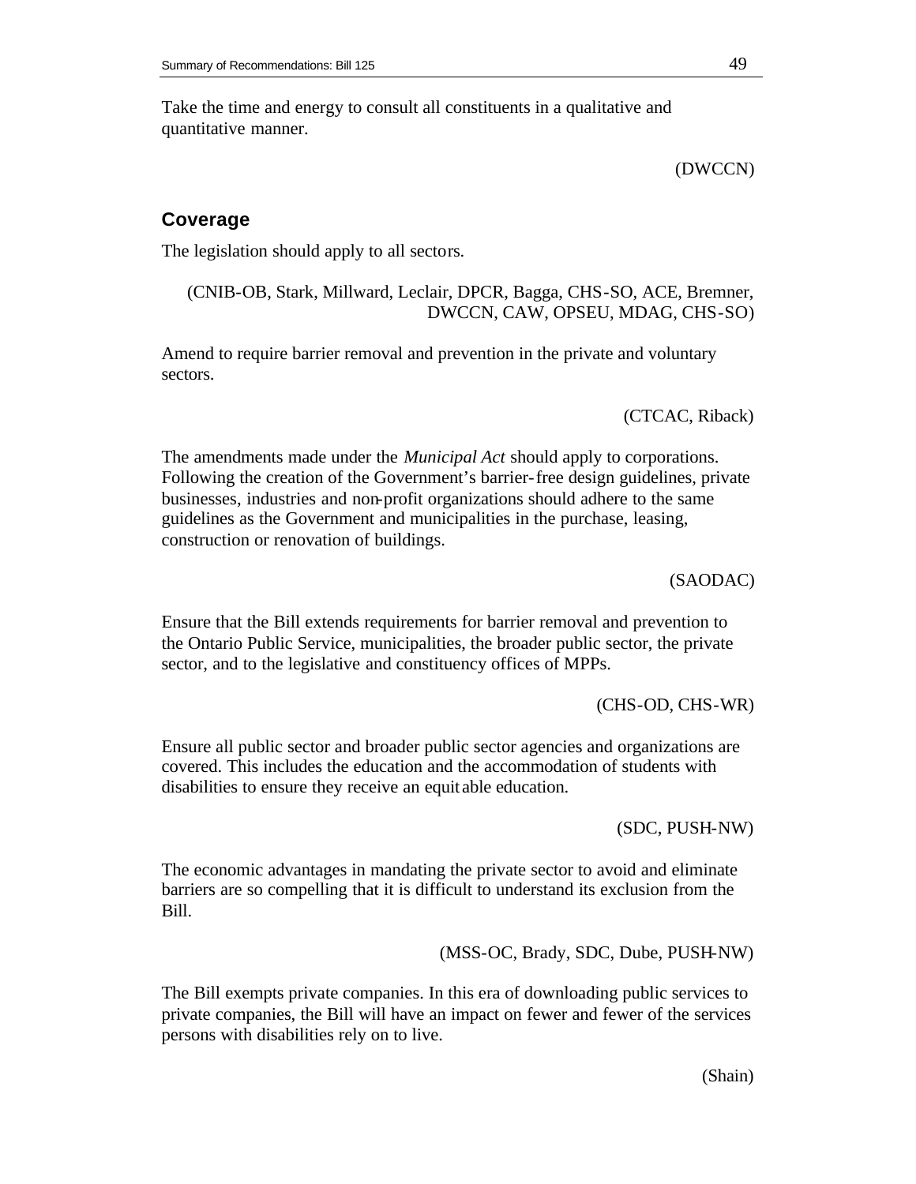Take the time and energy to consult all constituents in a qualitative and quantitative manner.

(DWCCN)

## Coverage

The legislation should apply to all sectors.

(CNIB-OB, Stark, Millward, Leclair, DPCR, Bagga, CHS-SO, ACE, Bremner, DWCCN, CAW, OPSEU, MDAG, CHS-SO)

Amend to require barrier removal and prevention in the private and voluntary sectors.

(CTCAC, Riback)

The amendments made under the *Municipal Act* should apply to corporations. Following the creation of the Government's barrier-free design guidelines, private businesses, industries and non-profit organizations should adhere to the same guidelines as the Government and municipalities in the purchase, leasing, construction or renovation of buildings.

(SAODAC)

Ensure that the Bill extends requirements for barrier removal and prevention to the Ontario Public Service, municipalities, the broader public sector, the private sector, and to the legislative and constituency offices of MPPs.

(CHS-OD, CHS-WR)

Ensure all public sector and broader public sector agencies and organizations are covered. This includes the education and the accommodation of students with disabilities to ensure they receive an equitable education.

(SDC, PUSH-NW)

The economic advantages in mandating the private sector to avoid and eliminate barriers are so compelling that it is difficult to understand its exclusion from the Bill.

(MSS-OC, Brady, SDC, Dube, PUSH-NW)

The Bill exempts private companies. In this era of downloading public services to private companies, the Bill will have an impact on fewer and fewer of the services persons with disabilities rely on to live.

(Shain)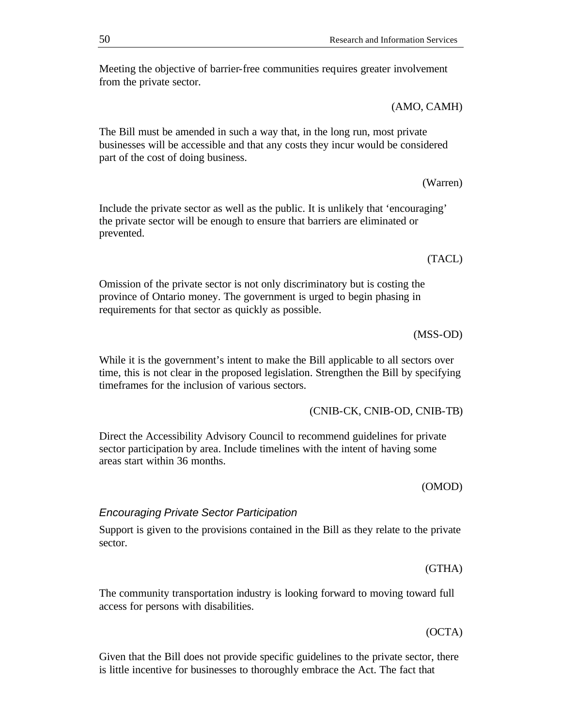Meeting the objective of barrier-free communities requires greater involvement from the private sector.

(AMO, CAMH)

The Bill must be amended in such a way that, in the long run, most private businesses will be accessible and that any costs they incur would be considered part of the cost of doing business.

(Warren)

Include the private sector as well as the public. It is unlikely that 'encouraging' the private sector will be enough to ensure that barriers are eliminated or prevented.

(TACL)

Omission of the private sector is not only discriminatory but is costing the province of Ontario money. The government is urged to begin phasing in requirements for that sector as quickly as possible.

(MSS-OD)

While it is the government's intent to make the Bill applicable to all sectors over time, this is not clear in the proposed legislation. Strengthen the Bill by specifying timeframes for the inclusion of various sectors.

(CNIB-CK, CNIB-OD, CNIB-TB)

Direct the Accessibility Advisory Council to recommend guidelines for private sector participation by area. Include timelines with the intent of having some areas start within 36 months.

(OMOD)

### *Encouraging Private Sector Participation*

Support is given to the provisions contained in the Bill as they relate to the private sector.

(GTHA)

The community transportation industry is looking forward to moving toward full access for persons with disabilities.

(OCTA)

Given that the Bill does not provide specific guidelines to the private sector, there is little incentive for businesses to thoroughly embrace the Act. The fact that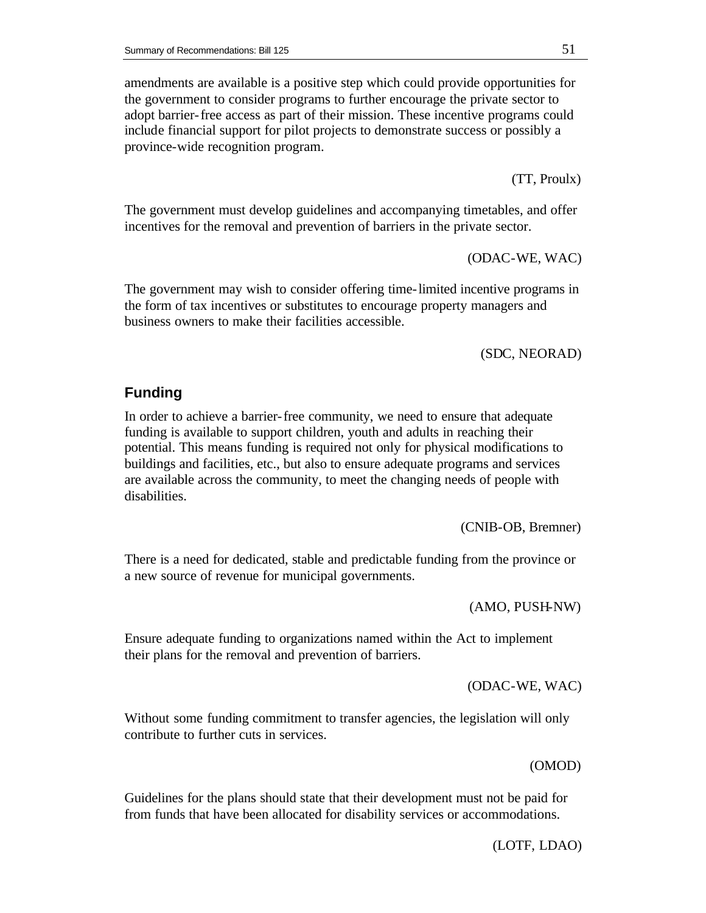amendments are available is a positive step which could provide opportunities for the government to consider programs to further encourage the private sector to adopt barrier-free access as part of their mission. These incentive programs could include financial support for pilot projects to demonstrate success or possibly a province-wide recognition program.

(TT, Proulx)

The government must develop guidelines and accompanying timetables, and offer incentives for the removal and prevention of barriers in the private sector.

(ODAC-WE, WAC)

The government may wish to consider offering time-limited incentive programs in the form of tax incentives or substitutes to encourage property managers and business owners to make their facilities accessible.

(SDC, NEORAD)

## Funding

In order to achieve a barrier-free community, we need to ensure that adequate funding is available to support children, youth and adults in reaching their potential. This means funding is required not only for physical modifications to buildings and facilities, etc., but also to ensure adequate programs and services are available across the community, to meet the changing needs of people with disabilities.

(CNIB-OB, Bremner)

There is a need for dedicated, stable and predictable funding from the province or a new source of revenue for municipal governments.

(AMO, PUSH-NW)

Ensure adequate funding to organizations named within the Act to implement their plans for the removal and prevention of barriers.

(ODAC-WE, WAC)

Without some funding commitment to transfer agencies, the legislation will only contribute to further cuts in services.

(OMOD)

Guidelines for the plans should state that their development must not be paid for from funds that have been allocated for disability services or accommodations.

(LOTF, LDAO)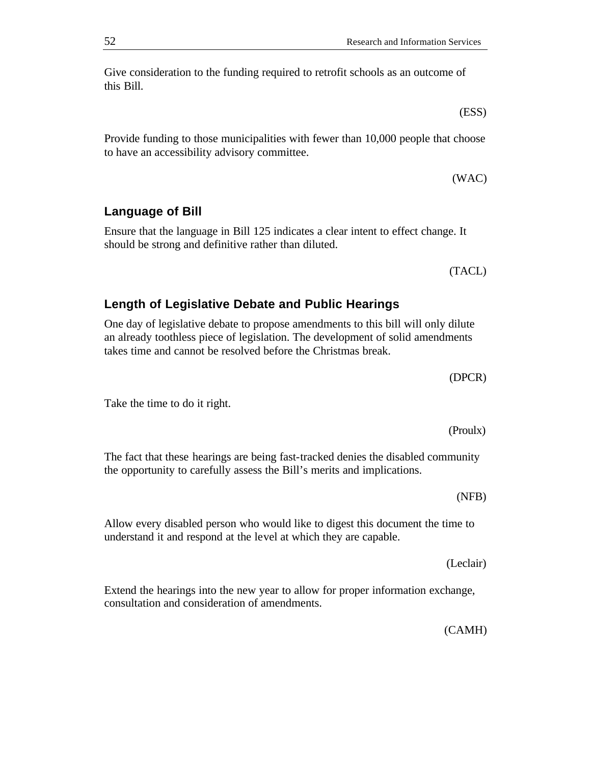Give consideration to the funding required to retrofit schools as an outcome of this Bill.

(ESS)

Provide funding to those municipalities with fewer than 10,000 people that choose to have an accessibility advisory committee.

(WAC)

### Language of Bill

Ensure that the language in Bill 125 indicates a clear intent to effect change. It should be strong and definitive rather than diluted.

(TACL)

### Length of Legislative Debate and Public Hearings

One day of legislative debate to propose amendments to this bill will only dilute an already toothless piece of legislation. The development of solid amendments takes time and cannot be resolved before the Christmas break.

(DPCR)

Take the time to do it right.

(Proulx)

The fact that these hearings are being fast-tracked denies the disabled community the opportunity to carefully assess the Bill's merits and implications.

(NFB)

Allow every disabled person who would like to digest this document the time to understand it and respond at the level at which they are capable.

(Leclair)

Extend the hearings into the new year to allow for proper information exchange, consultation and consideration of amendments.

(CAMH)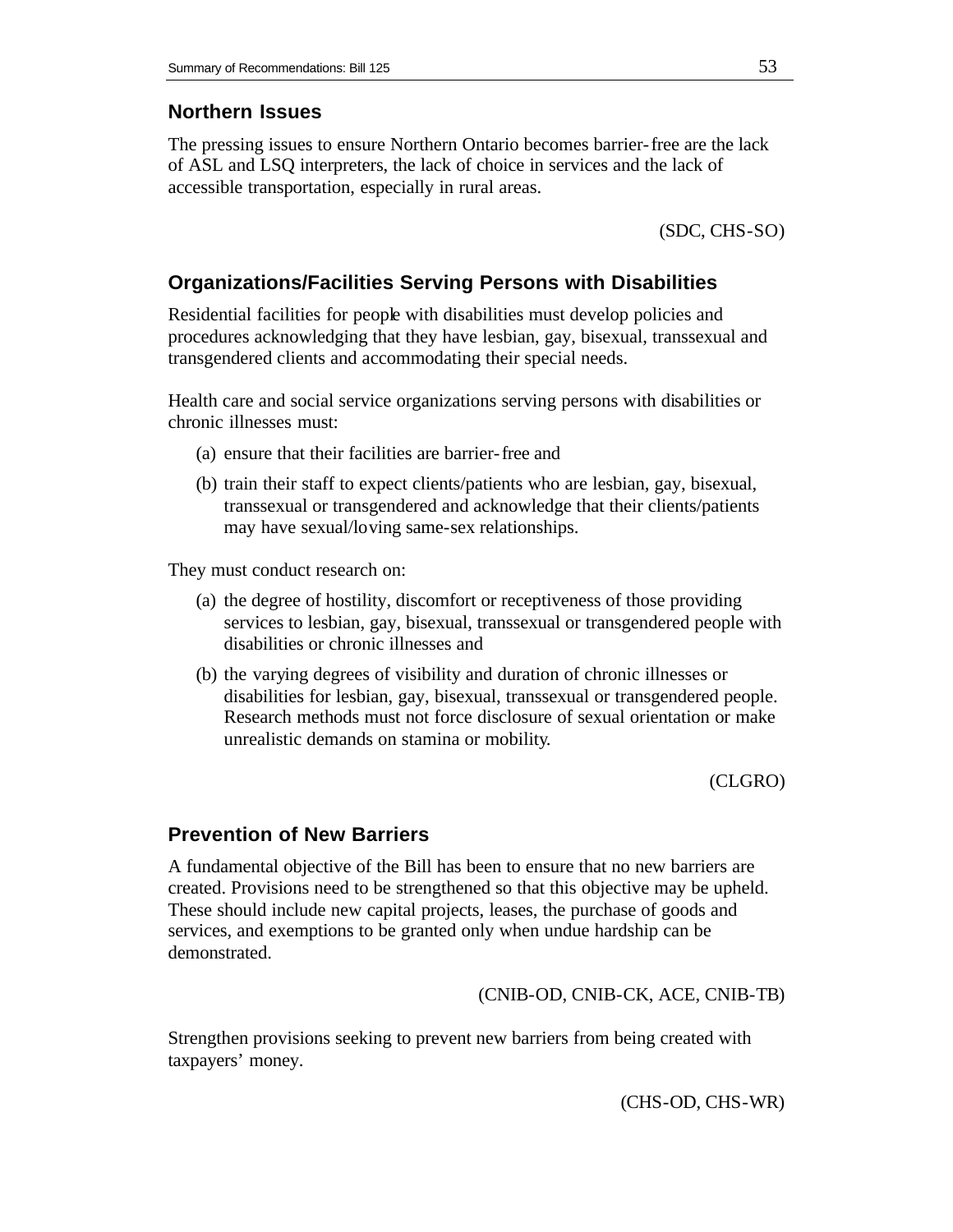## Northern Issues

The pressing issues to ensure Northern Ontario becomes barrier-free are the lack of ASL and LSQ interpreters, the lack of choice in services and the lack of accessible transportation, especially in rural areas.

(SDC, CHS-SO)

## Organizations/Facilities Serving Persons with Disabilities

Residential facilities for people with disabilities must develop policies and procedures acknowledging that they have lesbian, gay, bisexual, transsexual and transgendered clients and accommodating their special needs.

Health care and social service organizations serving persons with disabilities or chronic illnesses must:

(a) ensure that their facilities are barrier-free and

(b) train their staff to expect clients/patients who are lesbian, gay, bisexual, transsexual or transgendered and acknowledge that their clients/patients may have sexual/loving same-sex relationships.

They must conduct research on:

(a) the degree of hostility, discomfort or receptiveness of those providing services to lesbian, gay, bisexual, transsexual or transgendered people with disabilities or chronic illnesses and

(b) the varying degrees of visibility and duration of chronic illnesses or disabilities for lesbian, gay, bisexual, transsexual or transgendered people. Research methods must not force disclosure of sexual orientation or make unrealistic demands on stamina or mobility.

(CLGRO)

## Prevention of New Barriers

A fundamental objective of the Bill has been to ensure that no new barriers are created. Provisions need to be strengthened so that this objective may be upheld. These should include new capital projects, leases, the purchase of goods and services, and exemptions to be granted only when undue hardship can be demonstrated.

(CNIB-OD, CNIB-CK, ACE, CNIB-TB)

Strengthen provisions seeking to prevent new barriers from being created with taxpayers' money.

(CHS-OD, CHS-WR)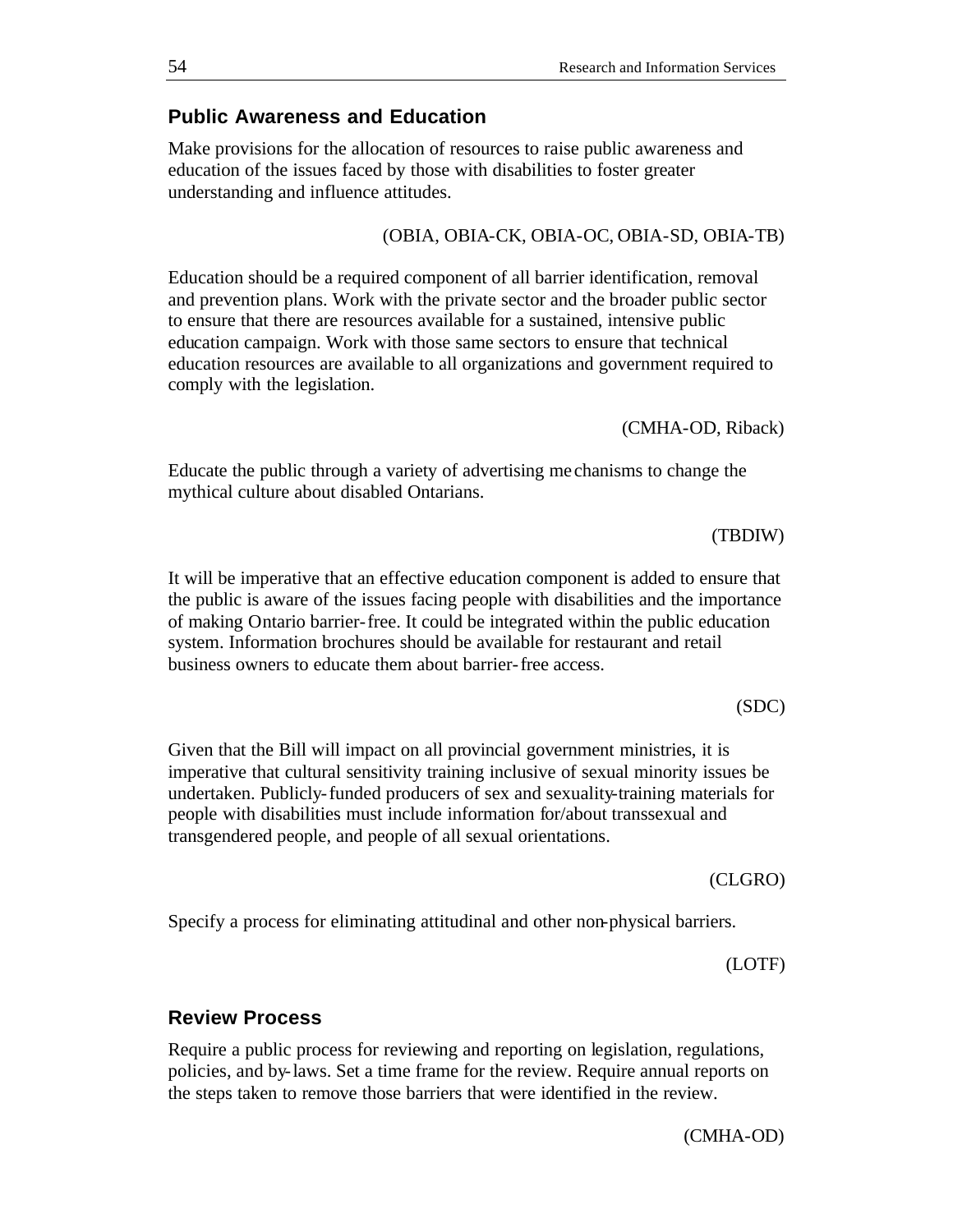## Public Awareness and Education

Make provisions for the allocation of resources to raise public awareness and education of the issues faced by those with disabilities to foster greater understanding and influence attitudes.

(OBIA, OBIA-CK, OBIA-OC, OBIA-SD, OBIA-TB)

Education should be a required component of all barrier identification, removal and prevention plans. Work with the private sector and the broader public sector to ensure that there are resources available for a sustained, intensive public education campaign. Work with those same sectors to ensure that technical education resources are available to all organizations and government required to comply with the legislation.

(CMHA-OD, Riback)

Educate the public through a variety of advertising mechanisms to change the mythical culture about disabled Ontarians.

(TBDIW)

It will be imperative that an effective education component is added to ensure that the public is aware of the issues facing people with disabilities and the importance of making Ontario barrier-free. It could be integrated within the public education system. Information brochures should be available for restaurant and retail business owners to educate them about barrier-free access.

(SDC)

Given that the Bill will impact on all provincial government ministries, it is imperative that cultural sensitivity training inclusive of sexual minority issues be undertaken. Publicly-funded producers of sex and sexuality-training materials for people with disabilities must include information for/about transsexual and transgendered people, and people of all sexual orientations.

(CLGRO)

Specify a process for eliminating attitudinal and other non-physical barriers.

(LOTF)

## Review Process

Require a public process for reviewing and reporting on legislation, regulations, policies, and by-laws. Set a time frame for the review. Require annual reports on the steps taken to remove those barriers that were identified in the review.

(CMHA-OD)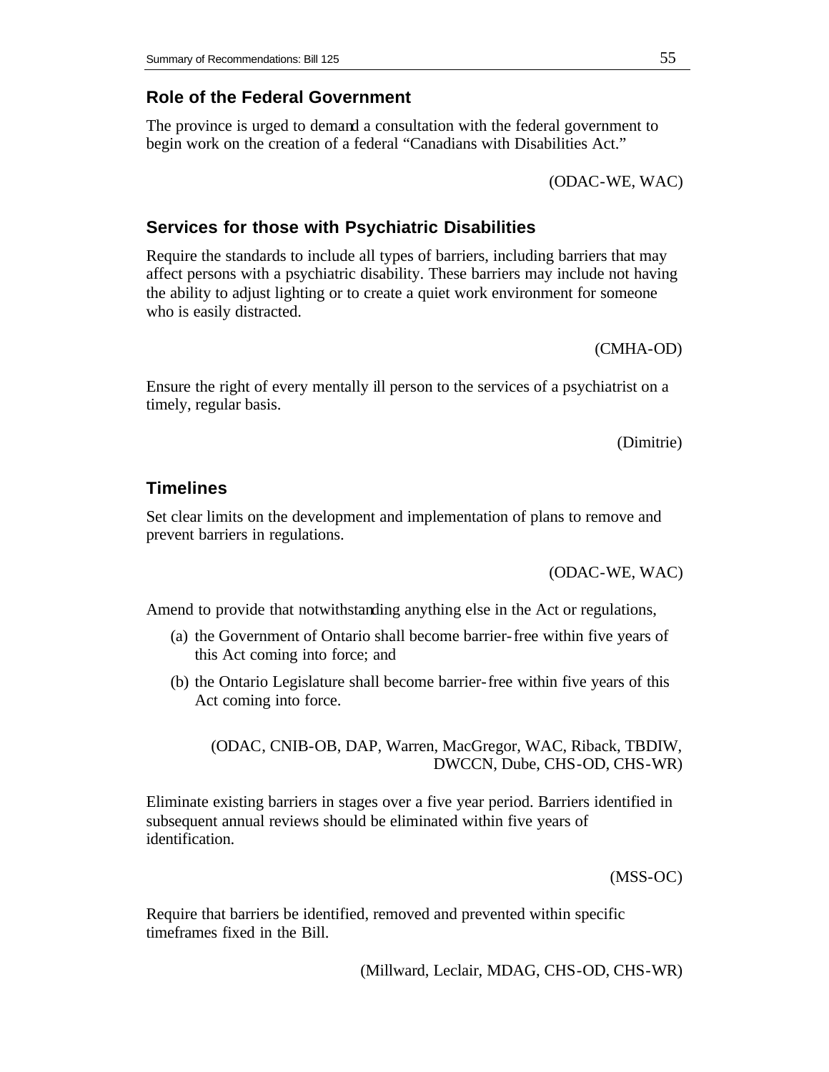### Role of the Federal Government

The province is urged to demand a consultation with the federal government to begin work on the creation of a federal "Canadians with Disabilities Act."

(ODAC-WE, WAC)

### Services for those with Psychiatric Disabilities

Require the standards to include all types of barriers, including barriers that may affect persons with a psychiatric disability. These barriers may include not having the ability to adjust lighting or to create a quiet work environment for someone who is easily distracted.

(CMHA-OD)

Ensure the right of every mentally ill person to the services of a psychiatrist on a timely, regular basis.

(Dimitrie)

### Timelines

Set clear limits on the development and implementation of plans to remove and prevent barriers in regulations.

(ODAC-WE, WAC)

Amend to provide that notwithstanding anything else in the Act or regulations,

(a) the Government of Ontario shall become barrier-free within five years of this Act coming into force; and

(b) the Ontario Legislature shall become barrier-free within five years of this Act coming into force.

(ODAC, CNIB-OB, DAP, Warren, MacGregor, WAC, Riback, TBDIW, DWCCN, Dube, CHS-OD, CHS-WR)

Eliminate existing barriers in stages over a five year period. Barriers identified in subsequent annual reviews should be eliminated within five years of identification.

(MSS-OC)

Require that barriers be identified, removed and prevented within specific timeframes fixed in the Bill.

(Millward, Leclair, MDAG, CHS-OD, CHS-WR)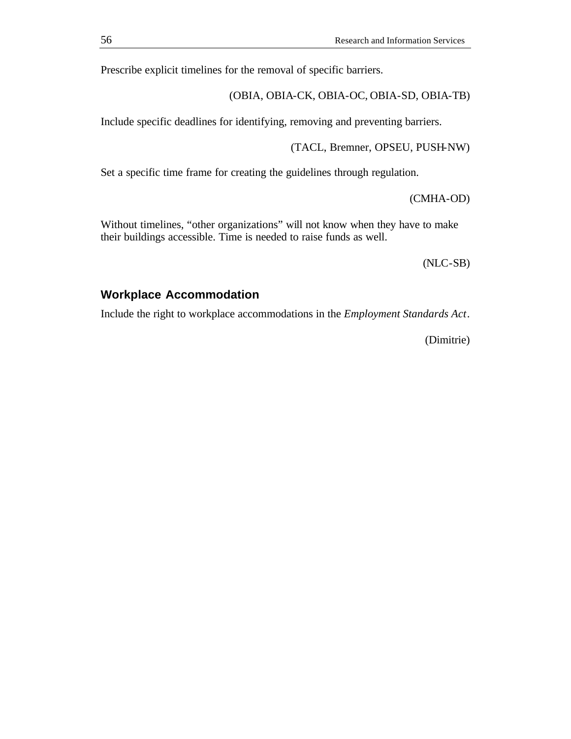Prescribe explicit timelines for the removal of specific barriers.

(OBIA, OBIA-CK, OBIA-OC, OBIA-SD, OBIA-TB)

Include specific deadlines for identifying, removing and preventing barriers.

(TACL, Bremner, OPSEU, PUSH-NW)

Set a specific time frame for creating the guidelines through regulation.

(CMHA-OD)

Without timelines, "other organizations" will not know when they have to make their buildings accessible. Time is needed to raise funds as well.

(NLC-SB)

### Workplace Accommodation

Include the right to workplace accommodations in the *Employment Standards Act*.

(Dimitrie)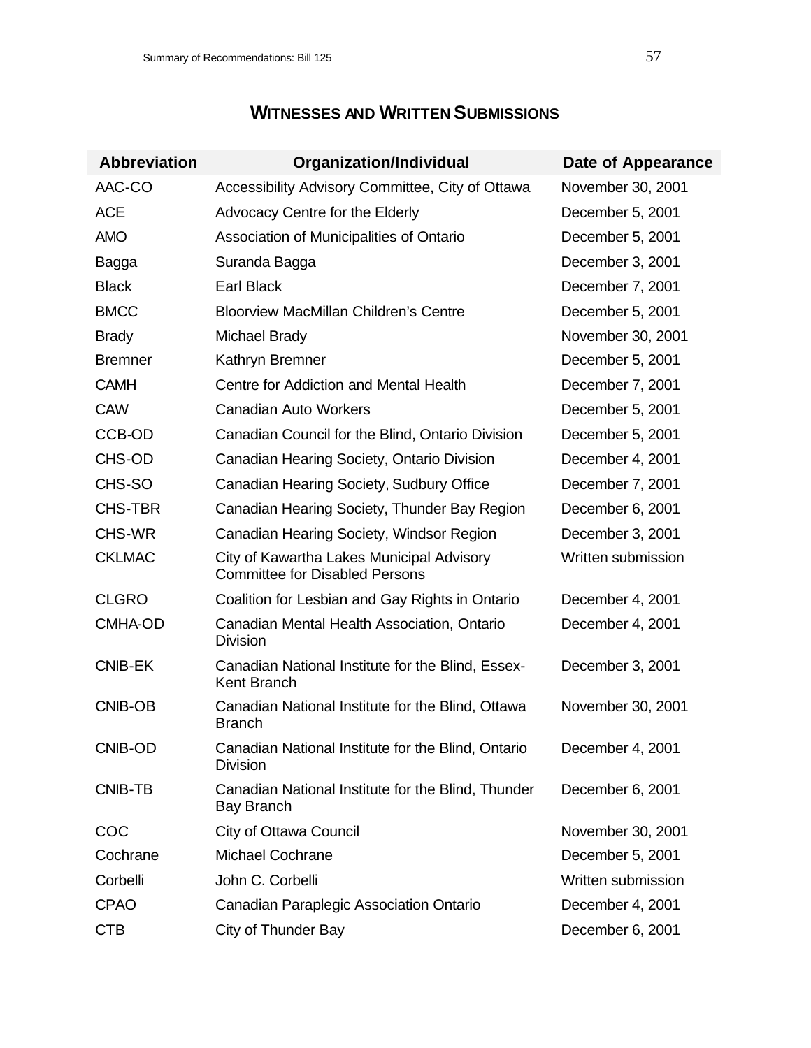## Witnesses and Written Submissions

| Abbreviation | Organization/Individual | Date of Appearance |
|---|---|---|
| AAC-CO | Accessibility Advisory Committee, City of Ottawa | November 30, 2001 |
| ACE | Advocacy Centre for the Elderly | December 5, 2001 |
| AMO | Association of Municipalities of Ontario | December 5, 2001 |
| Bagga | Suranda Bagga | December 3, 2001 |
| Black | Earl Black | December 7, 2001 |
| BMCC | Bloorview MacMillan Children's Centre | December 5, 2001 |
| Brady | Michael Brady | November 30, 2001 |
| Bremner | Kathryn Bremner | December 5, 2001 |
| CAMH | Centre for Addiction and Mental Health | December 7, 2001 |
| CAW | Canadian Auto Workers | December 5, 2001 |
| CCB-OD | Canadian Council for the Blind, Ontario Division | December 5, 2001 |
| CHS-OD | Canadian Hearing Society, Ontario Division | December 4, 2001 |
| CHS-SO | Canadian Hearing Society, Sudbury Office | December 7, 2001 |
| CHS-TBR | Canadian Hearing Society, Thunder Bay Region | December 6, 2001 |
| CHS-WR | Canadian Hearing Society, Windsor Region | December 3, 2001 |
| CKLMAC | City of Kawartha Lakes Municipal Advisory Committee for Disabled Persons | Written submission |
| CLGRO | Coalition for Lesbian and Gay Rights in Ontario | December 4, 2001 |
| CMHA-OD | Canadian Mental Health Association, Ontario Division | December 4, 2001 |
| CNIB-EK | Canadian National Institute for the Blind, Essex-Kent Branch | December 3, 2001 |
| CNIB-OB | Canadian National Institute for the Blind, Ottawa Branch | November 30, 2001 |
| CNIB-OD | Canadian National Institute for the Blind, Ontario Division | December 4, 2001 |
| CNIB-TB | Canadian National Institute for the Blind, Thunder Bay Branch | December 6, 2001 |
| COC | City of Ottawa Council | November 30, 2001 |
| Cochrane | Michael Cochrane | December 5, 2001 |
| Corbelli | John C. Corbelli | Written submission |
| CPAO | Canadian Paraplegic Association Ontario | December 4, 2001 |
| CTB | City of Thunder Bay | December 6, 2001 |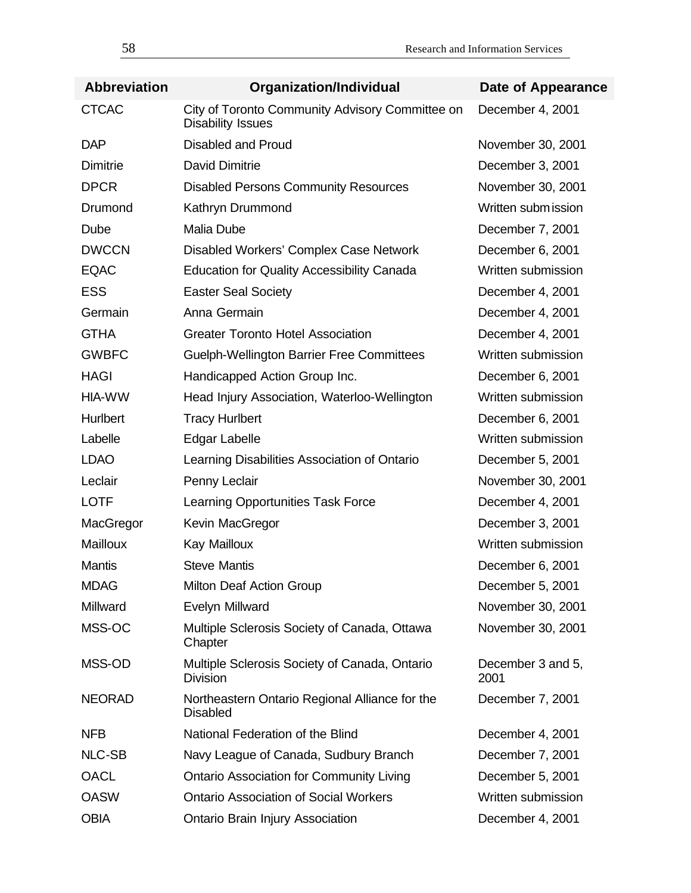| Abbreviation | Organization/Individual | Date of Appearance |
|---|---|---|
| CTCAC | City of Toronto Community Advisory Committee on Disability Issues | December 4, 2001 |
| DAP | Disabled and Proud | November 30, 2001 |
| Dimitrie | David Dimitrie | December 3, 2001 |
| DPCR | Disabled Persons Community Resources | November 30, 2001 |
| Drumond | Kathryn Drummond | Written submission |
| Dube | Malia Dube | December 7, 2001 |
| DWCCN | Disabled Workers' Complex Case Network | December 6, 2001 |
| EQAC | Education for Quality Accessibility Canada | Written submission |
| ESS | Easter Seal Society | December 4, 2001 |
| Germain | Anna Germain | December 4, 2001 |
| GTHA | Greater Toronto Hotel Association | December 4, 2001 |
| GWBFC | Guelph-Wellington Barrier Free Committees | Written submission |
| HAGI | Handicapped Action Group Inc. | December 6, 2001 |
| HIA-WW | Head Injury Association, Waterloo-Wellington | Written submission |
| Hurlbert | Tracy Hurlbert | December 6, 2001 |
| Labelle | Edgar Labelle | Written submission |
| LDAO | Learning Disabilities Association of Ontario | December 5, 2001 |
| Leclair | Penny Leclair | November 30, 2001 |
| LOTF | Learning Opportunities Task Force | December 4, 2001 |
| MacGregor | Kevin MacGregor | December 3, 2001 |
| Mailloux | Kay Mailloux | Written submission |
| Mantis | Steve Mantis | December 6, 2001 |
| MDAG | Milton Deaf Action Group | December 5, 2001 |
| Millward | Evelyn Millward | November 30, 2001 |
| MSS-OC | Multiple Sclerosis Society of Canada, Ottawa Chapter | November 30, 2001 |
| MSS-OD | Multiple Sclerosis Society of Canada, Ontario Division | December 3 and 5, 2001 |
| NEORAD | Northeastern Ontario Regional Alliance for the Disabled | December 7, 2001 |
| NFB | National Federation of the Blind | December 4, 2001 |
| NLC-SB | Navy League of Canada, Sudbury Branch | December 7, 2001 |
| OACL | Ontario Association for Community Living | December 5, 2001 |
| OASW | Ontario Association of Social Workers | Written submission |
| OBIA | Ontario Brain Injury Association | December 4, 2001 |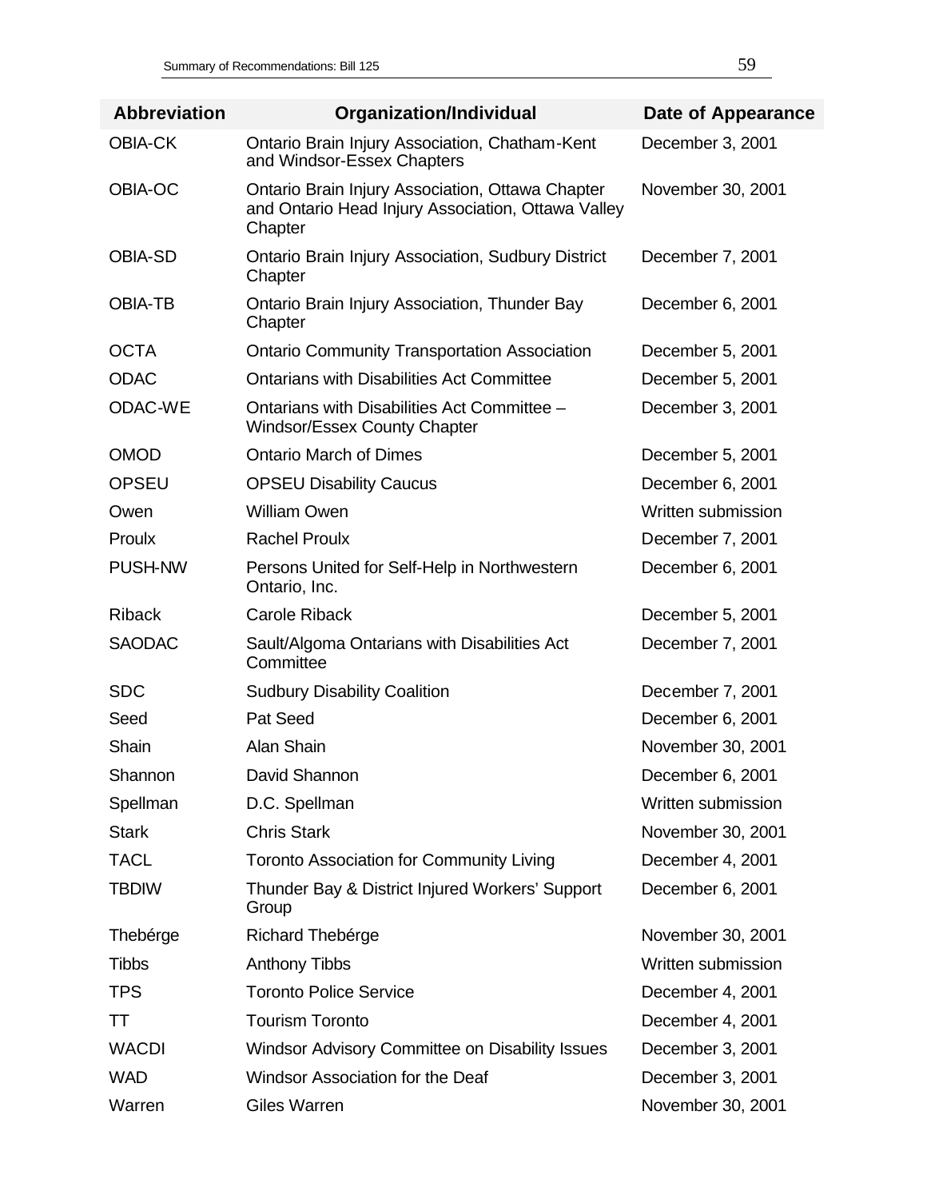| Abbreviation | Organization/Individual | Date of Appearance |
|---|---|---|
| OBIA-CK | Ontario Brain Injury Association, Chatham-Kent and Windsor-Essex Chapters | December 3, 2001 |
| OBIA-OC | Ontario Brain Injury Association, Ottawa Chapter and Ontario Head Injury Association, Ottawa Valley Chapter | November 30, 2001 |
| OBIA-SD | Ontario Brain Injury Association, Sudbury District Chapter | December 7, 2001 |
| OBIA-TB | Ontario Brain Injury Association, Thunder Bay Chapter | December 6, 2001 |
| OCTA | Ontario Community Transportation Association | December 5, 2001 |
| ODAC | Ontarians with Disabilities Act Committee | December 5, 2001 |
| ODAC-WE | Ontarians with Disabilities Act Committee – Windsor/Essex County Chapter | December 3, 2001 |
| OMOD | Ontario March of Dimes | December 5, 2001 |
| OPSEU | OPSEU Disability Caucus | December 6, 2001 |
| Owen | William Owen | Written submission |
| Proulx | Rachel Proulx | December 7, 2001 |
| PUSH-NW | Persons United for Self-Help in Northwestern Ontario, Inc. | December 6, 2001 |
| Riback | Carole Riback | December 5, 2001 |
| SAODAC | Sault/Algoma Ontarians with Disabilities Act Committee | December 7, 2001 |
| SDC | Sudbury Disability Coalition | December 7, 2001 |
| Seed | Pat Seed | December 6, 2001 |
| Shain | Alan Shain | November 30, 2001 |
| Shannon | David Shannon | December 6, 2001 |
| Spellman | D.C. Spellman | Written submission |
| Stark | Chris Stark | November 30, 2001 |
| TACL | Toronto Association for Community Living | December 4, 2001 |
| TBDIW | Thunder Bay & District Injured Workers' Support Group | December 6, 2001 |
| Thebérge | Richard Thebérge | November 30, 2001 |
| Tibbs | Anthony Tibbs | Written submission |
| TPS | Toronto Police Service | December 4, 2001 |
| TT | Tourism Toronto | December 4, 2001 |
| WACDI | Windsor Advisory Committee on Disability Issues | December 3, 2001 |
| WAD | Windsor Association for the Deaf | December 3, 2001 |
| Warren | Giles Warren | November 30, 2001 |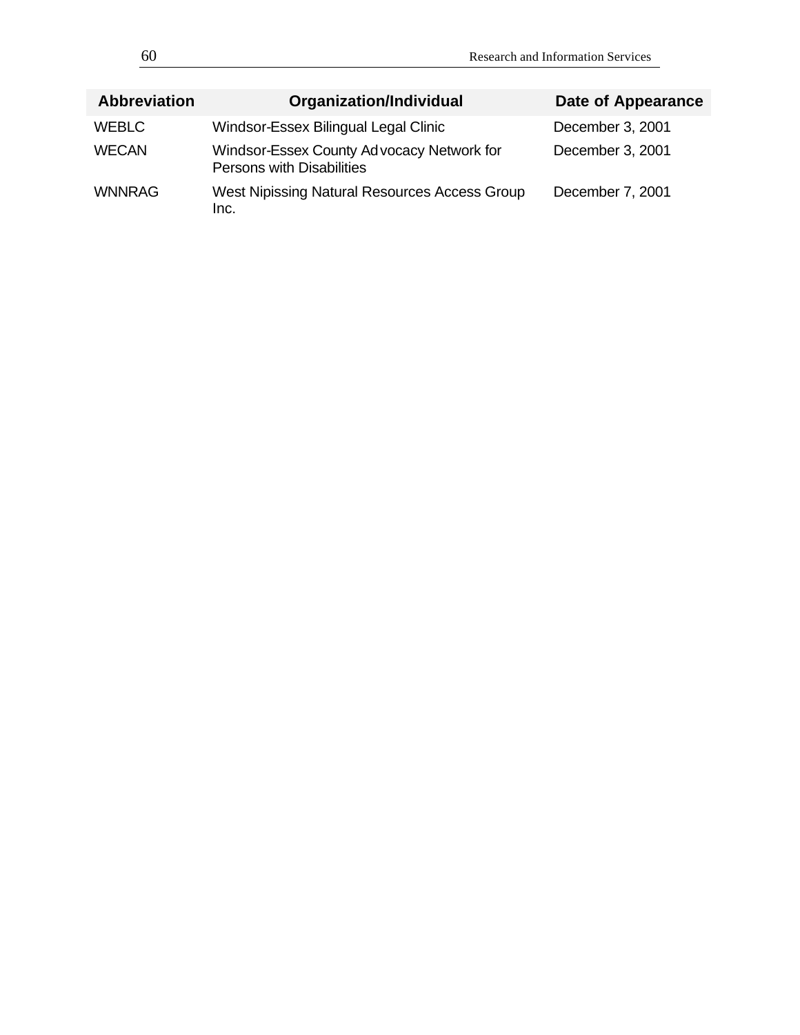| Abbreviation | Organization/Individual | Date of Appearance |
| --- | --- | --- |
| WEBLC | Windsor-Essex Bilingual Legal Clinic | December 3, 2001 |
| WECAN | Windsor-Essex County Advocacy Network for Persons with Disabilities | December 3, 2001 |
| WNNRAG | West Nipissing Natural Resources Access Group Inc. | December 7, 2001 |